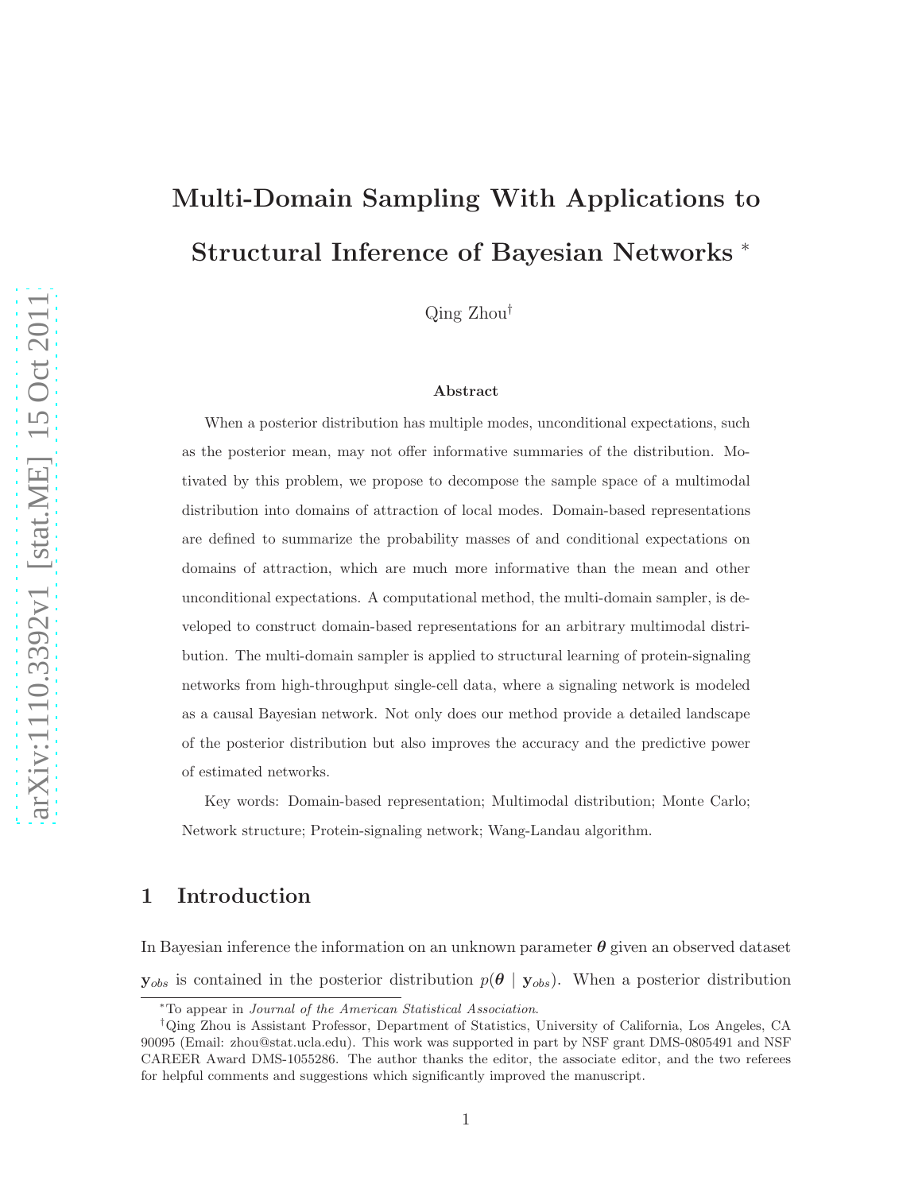# Multi-Domain Sampling With Applications to Structural Inference of Bayesian Networks [*]

Qing Zhou[†]

### Abstract

When a posterior distribution has multiple modes, unconditional expectations, such as the posterior mean, may not offer informative summaries of the distribution. Motivated by this problem, we propose to decompose the sample space of a multimodal distribution into domains of attraction of local modes. Domain-based representations are defined to summarize the probability masses of and conditional expectations on domains of attraction, which are much more informative than the mean and other unconditional expectations. A computational method, the multi-domain sampler, is developed to construct domain-based representations for an arbitrary multimodal distribution. The multi-domain sampler is applied to structural learning of protein-signaling networks from high-throughput single-cell data, where a signaling network is modeled as a causal Bayesian network. Not only does our method provide a detailed landscape of the posterior distribution but also improves the accuracy and the predictive power of estimated networks.

Key words: Domain-based representation; Multimodal distribution; Monte Carlo; Network structure; Protein-signaling network; Wang-Landau algorithm.

## 1 Introduction

In Bayesian inference the information on an unknown parameter $\boldsymbol{\theta}$ given an observed dataset $\mathbf{y}_{obs}$ is contained in the posterior distribution $p(\boldsymbol{\theta} \mid \mathbf{y}_{obs})$. When a posterior distribution

---

[*] To appear in *Journal of the American Statistical Association*.

[†] Qing Zhou is Assistant Professor, Department of Statistics, University of California, Los Angeles, CA 90095 (Email: zhou@stat.ucla.edu). This work was supported in part by NSF grant DMS-0805491 and NSF CAREER Award DMS-1055286. The author thanks the editor, the associate editor, and the two referees for helpful comments and suggestions which significantly improved the manuscript.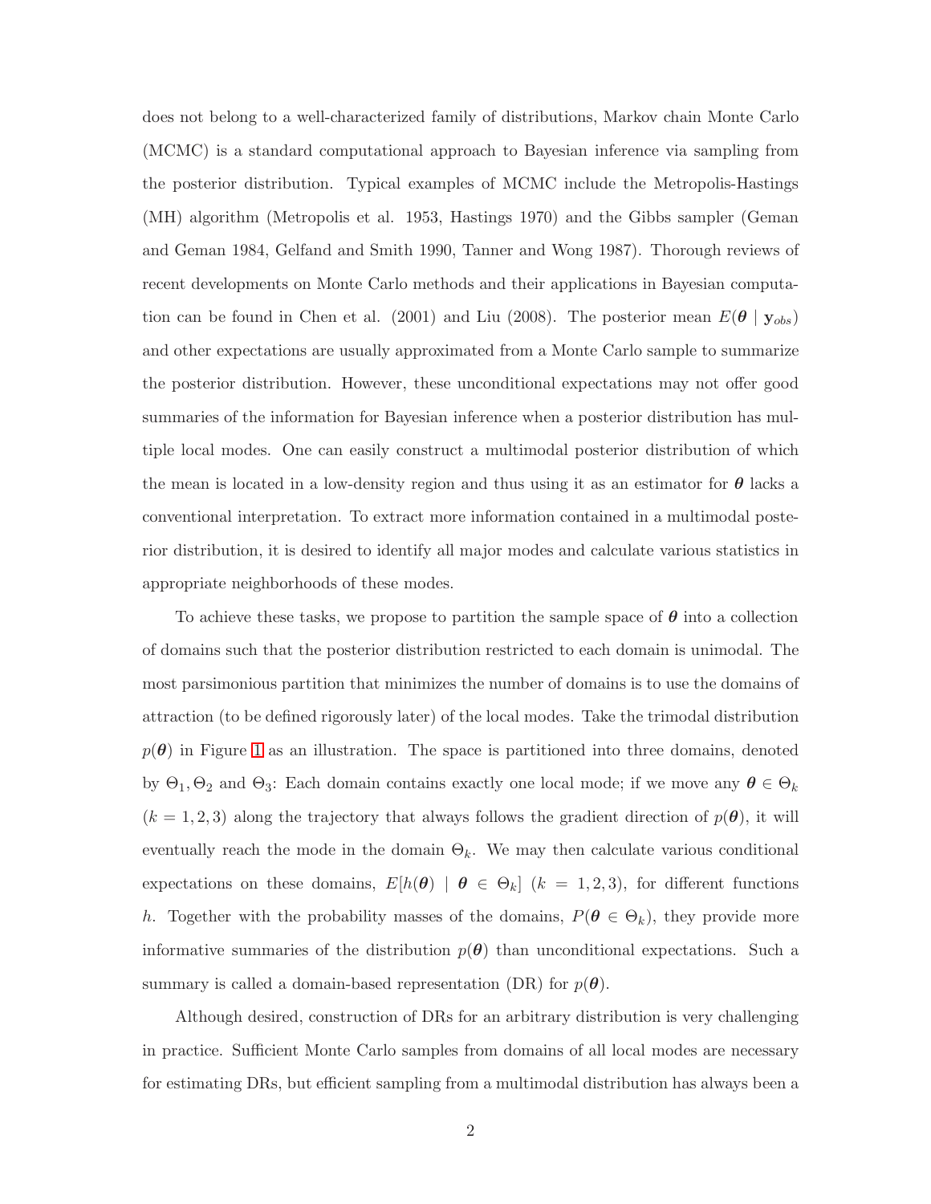does not belong to a well-characterized family of distributions, Markov chain Monte Carlo (MCMC) is a standard computational approach to Bayesian inference via sampling from the posterior distribution. Typical examples of MCMC include the Metropolis-Hastings (MH) algorithm (Metropolis et al. 1953, Hastings 1970) and the Gibbs sampler (Geman and Geman 1984, Gelfand and Smith 1990, Tanner and Wong 1987). Thorough reviews of recent developments on Monte Carlo methods and their applications in Bayesian computation can be found in Chen et al. (2001) and Liu (2008). The posterior mean $E(\boldsymbol{\theta} \mid \mathbf{y}_{obs})$ and other expectations are usually approximated from a Monte Carlo sample to summarize the posterior distribution. However, these unconditional expectations may not offer good summaries of the information for Bayesian inference when a posterior distribution has multiple local modes. One can easily construct a multimodal posterior distribution of which the mean is located in a low-density region and thus using it as an estimator for $\boldsymbol{\theta}$ lacks a conventional interpretation. To extract more information contained in a multimodal posterior distribution, it is desired to identify all major modes and calculate various statistics in appropriate neighborhoods of these modes.

To achieve these tasks, we propose to partition the sample space of $\boldsymbol{\theta}$ into a collection of domains such that the posterior distribution restricted to each domain is unimodal. The most parsimonious partition that minimizes the number of domains is to use the domains of attraction (to be defined rigorously later) of the local modes. Take the trimodal distribution $p(\boldsymbol{\theta})$ in Figure 1 as an illustration. The space is partitioned into three domains, denoted by $\Theta_1, \Theta_2$ and $\Theta_3$: Each domain contains exactly one local mode; if we move any $\boldsymbol{\theta} \in \Theta_k$ ($k = 1, 2, 3$) along the trajectory that always follows the gradient direction of $p(\boldsymbol{\theta})$, it will eventually reach the mode in the domain $\Theta_k$. We may then calculate various conditional expectations on these domains, $E[h(\boldsymbol{\theta}) \mid \boldsymbol{\theta} \in \Theta_k]$ ($k = 1, 2, 3$), for different functions $h$. Together with the probability masses of the domains, $P(\boldsymbol{\theta} \in \Theta_k)$, they provide more informative summaries of the distribution $p(\boldsymbol{\theta})$ than unconditional expectations. Such a summary is called a domain-based representation (DR) for $p(\boldsymbol{\theta})$.

Although desired, construction of DRs for an arbitrary distribution is very challenging in practice. Sufficient Monte Carlo samples from domains of all local modes are necessary for estimating DRs, but efficient sampling from a multimodal distribution has always been a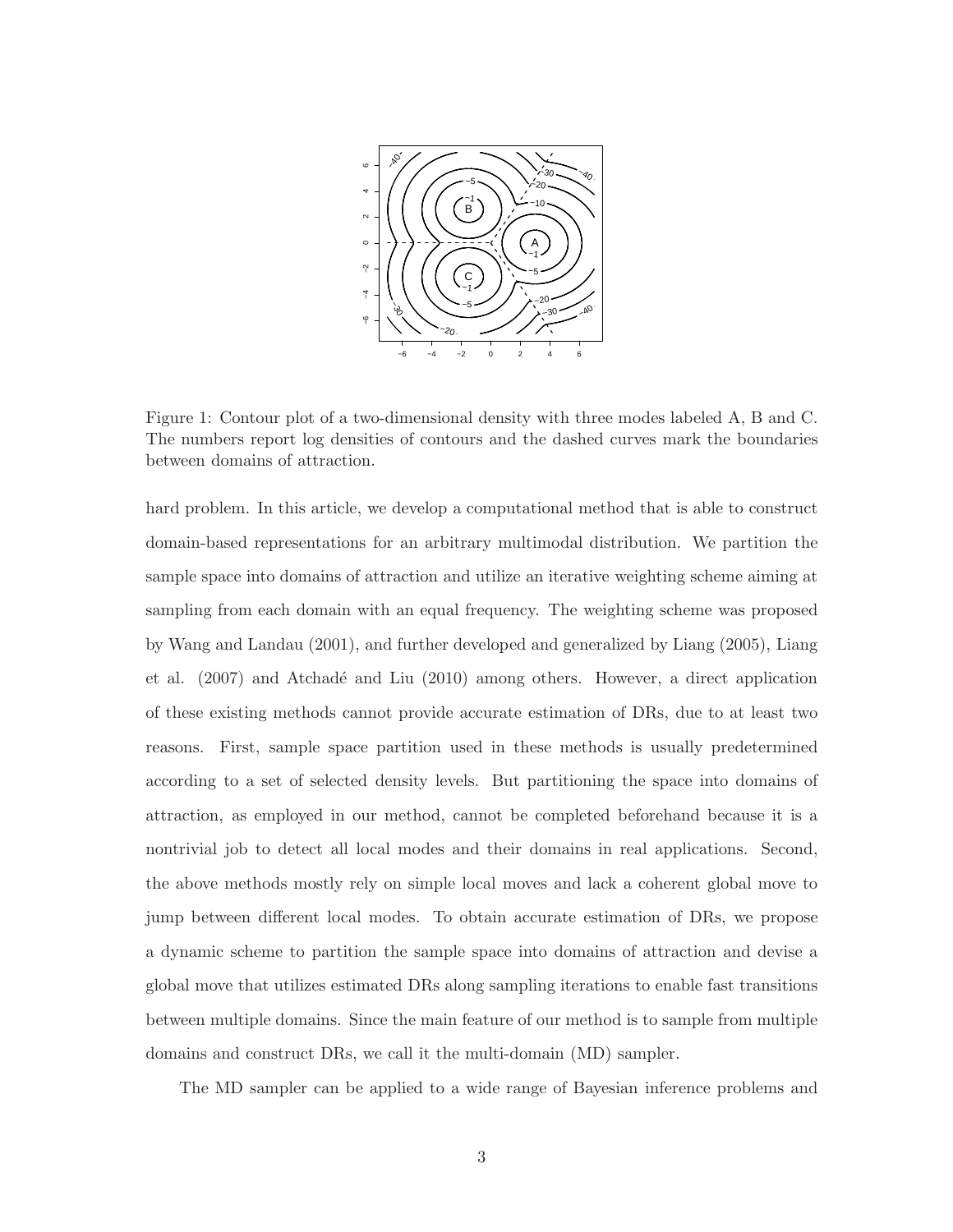Figure 1: Contour plot of a two-dimensional density with three modes labeled A, B and C. The numbers report log densities of contours and the dashed curves mark the boundaries between domains of attraction.

hard problem. In this article, we develop a computational method that is able to construct domain-based representations for an arbitrary multimodal distribution. We partition the sample space into domains of attraction and utilize an iterative weighting scheme aiming at sampling from each domain with an equal frequency. The weighting scheme was proposed by Wang and Landau (2001), and further developed and generalized by Liang (2005), Liang et al. (2007) and Atchadé and Liu (2010) among others. However, a direct application of these existing methods cannot provide accurate estimation of DRs, due to at least two reasons. First, sample space partition used in these methods is usually predetermined according to a set of selected density levels. But partitioning the space into domains of attraction, as employed in our method, cannot be completed beforehand because it is a nontrivial job to detect all local modes and their domains in real applications. Second, the above methods mostly rely on simple local moves and lack a coherent global move to jump between different local modes. To obtain accurate estimation of DRs, we propose a dynamic scheme to partition the sample space into domains of attraction and devise a global move that utilizes estimated DRs along sampling iterations to enable fast transitions between multiple domains. Since the main feature of our method is to sample from multiple domains and construct DRs, we call it the multi-domain (MD) sampler.

The MD sampler can be applied to a wide range of Bayesian inference problems and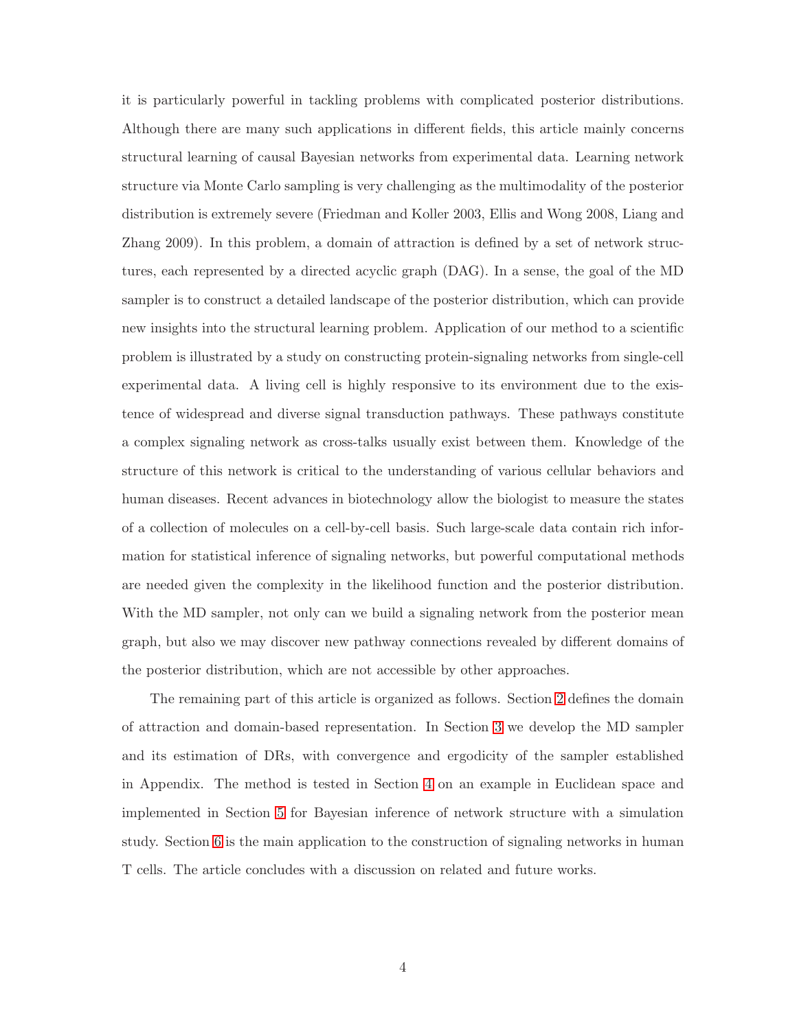it is particularly powerful in tackling problems with complicated posterior distributions. Although there are many such applications in different fields, this article mainly concerns structural learning of causal Bayesian networks from experimental data. Learning network structure via Monte Carlo sampling is very challenging as the multimodality of the posterior distribution is extremely severe (Friedman and Koller 2003, Ellis and Wong 2008, Liang and Zhang 2009). In this problem, a domain of attraction is defined by a set of network structures, each represented by a directed acyclic graph (DAG). In a sense, the goal of the MD sampler is to construct a detailed landscape of the posterior distribution, which can provide new insights into the structural learning problem. Application of our method to a scientific problem is illustrated by a study on constructing protein-signaling networks from single-cell experimental data. A living cell is highly responsive to its environment due to the existence of widespread and diverse signal transduction pathways. These pathways constitute a complex signaling network as cross-talks usually exist between them. Knowledge of the structure of this network is critical to the understanding of various cellular behaviors and human diseases. Recent advances in biotechnology allow the biologist to measure the states of a collection of molecules on a cell-by-cell basis. Such large-scale data contain rich information for statistical inference of signaling networks, but powerful computational methods are needed given the complexity in the likelihood function and the posterior distribution. With the MD sampler, not only can we build a signaling network from the posterior mean graph, but also we may discover new pathway connections revealed by different domains of the posterior distribution, which are not accessible by other approaches.

The remaining part of this article is organized as follows. Section 2 defines the domain of attraction and domain-based representation. In Section 3 we develop the MD sampler and its estimation of DRs, with convergence and ergodicity of the sampler established in Appendix. The method is tested in Section 4 on an example in Euclidean space and implemented in Section 5 for Bayesian inference of network structure with a simulation study. Section 6 is the main application to the construction of signaling networks in human T cells. The article concludes with a discussion on related and future works.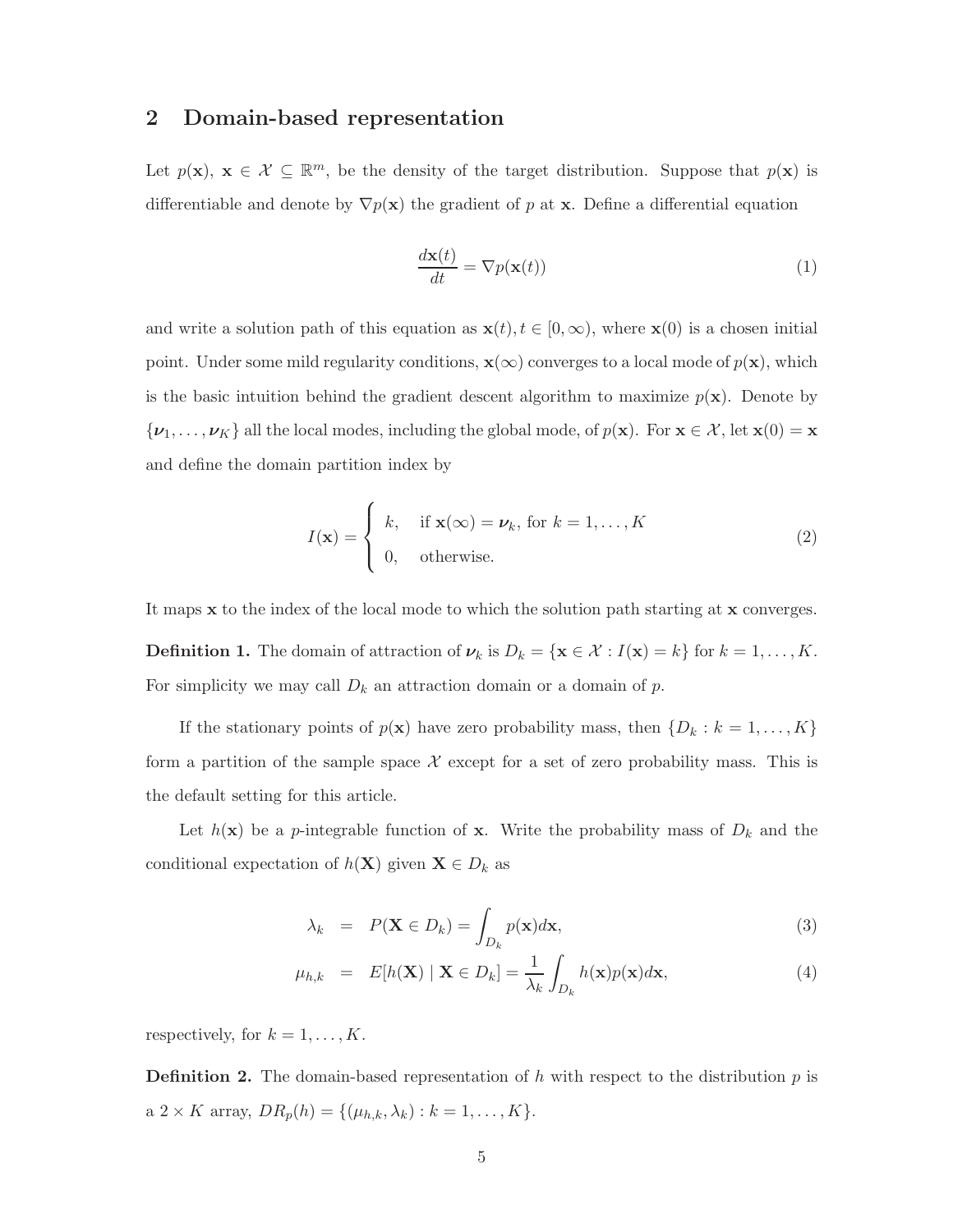## 2 Domain-based representation

Let $p(\mathbf{x})$, $\mathbf{x} \in \mathcal{X} \subseteq \mathbb{R}^m$, be the density of the target distribution. Suppose that $p(\mathbf{x})$ is differentiable and denote by $\nabla p(\mathbf{x})$ the gradient of $p$ at $\mathbf{x}$. Define a differential equation

$$\frac{d\mathbf{x}(t)}{dt} = \nabla p(\mathbf{x}(t)) \tag{1}$$

and write a solution path of this equation as $\mathbf{x}(t), t \in [0, \infty)$, where $\mathbf{x}(0)$ is a chosen initial point. Under some mild regularity conditions, $\mathbf{x}(\infty)$ converges to a local mode of $p(\mathbf{x})$, which is the basic intuition behind the gradient descent algorithm to maximize $p(\mathbf{x})$. Denote by $\{\boldsymbol{\nu}_1, \ldots, \boldsymbol{\nu}_K\}$ all the local modes, including the global mode, of $p(\mathbf{x})$. For $\mathbf{x} \in \mathcal{X}$, let $\mathbf{x}(0) = \mathbf{x}$ and define the domain partition index by

$$I(\mathbf{x}) = \begin{cases} k, & \text{if } \mathbf{x}(\infty) = \boldsymbol{\nu}_k, \text{ for } k = 1, \ldots, K \\ 0, & \text{otherwise.} \end{cases} \tag{2}$$

It maps $\mathbf{x}$ to the index of the local mode to which the solution path starting at $\mathbf{x}$ converges.

**Definition 1.** The domain of attraction of $\boldsymbol{\nu}_k$ is $D_k = \{\mathbf{x} \in \mathcal{X} : I(\mathbf{x}) = k\}$ for $k = 1, \ldots, K$. For simplicity we may call $D_k$ an attraction domain or a domain of $p$.

If the stationary points of $p(\mathbf{x})$ have zero probability mass, then $\{D_k : k = 1, \ldots, K\}$ form a partition of the sample space $\mathcal{X}$ except for a set of zero probability mass. This is the default setting for this article.

Let $h(\mathbf{x})$ be a $p$-integrable function of $\mathbf{x}$. Write the probability mass of $D_k$ and the conditional expectation of $h(\mathbf{X})$ given $\mathbf{X} \in D_k$ as

$$\lambda_k = P(\mathbf{X} \in D_k) = \int_{D_k} p(\mathbf{x}) d\mathbf{x}, \tag{3}$$

$$\mu_{h,k} = E[h(\mathbf{X}) \mid \mathbf{X} \in D_k] = \frac{1}{\lambda_k} \int_{D_k} h(\mathbf{x}) p(\mathbf{x}) d\mathbf{x}, \tag{4}$$

respectively, for $k = 1, \ldots, K$.

**Definition 2.** The domain-based representation of $h$ with respect to the distribution $p$ is a $2 \times K$ array, $DR_p(h) = \{(\mu_{h,k}, \lambda_k) : k = 1, \ldots, K\}$.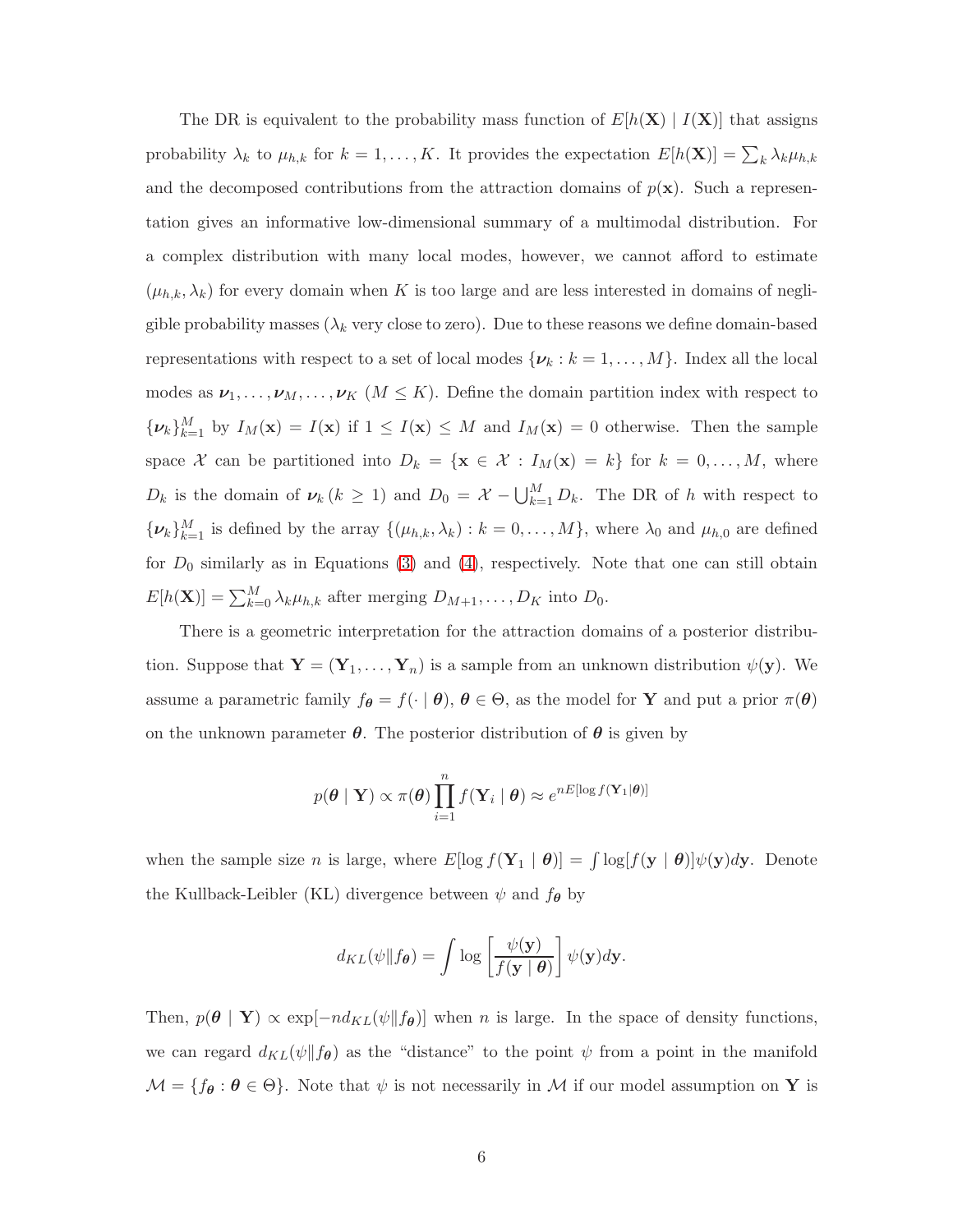The DR is equivalent to the probability mass function of $E[h(\mathbf{X}) \mid I(\mathbf{X})]$ that assigns probability $\lambda_k$ to $\mu_{h,k}$ for $k = 1, \ldots, K$. It provides the expectation $E[h(\mathbf{X})] = \sum_k \lambda_k \mu_{h,k}$ and the decomposed contributions from the attraction domains of $p(\mathbf{x})$. Such a representation gives an informative low-dimensional summary of a multimodal distribution. For a complex distribution with many local modes, however, we cannot afford to estimate $(\mu_{h,k}, \lambda_k)$ for every domain when $K$ is too large and are less interested in domains of negligible probability masses ($\lambda_k$ very close to zero). Due to these reasons we define domain-based representations with respect to a set of local modes $\{\boldsymbol{\nu}_k : k = 1, \ldots, M\}$. Index all the local modes as $\boldsymbol{\nu}_1, \ldots, \boldsymbol{\nu}_M, \ldots, \boldsymbol{\nu}_K$ ($M \leq K$). Define the domain partition index with respect to $\{\boldsymbol{\nu}_k\}_{k=1}^M$ by $I_M(\mathbf{x}) = I(\mathbf{x})$ if $1 \leq I(\mathbf{x}) \leq M$ and $I_M(\mathbf{x}) = 0$ otherwise. Then the sample space $\mathcal{X}$ can be partitioned into $D_k = \{\mathbf{x} \in \mathcal{X} : I_M(\mathbf{x}) = k\}$ for $k = 0, \ldots, M$, where $D_k$ is the domain of $\boldsymbol{\nu}_k$ ($k \geq 1$) and $D_0 = \mathcal{X} - \bigcup_{k=1}^M D_k$. The DR of $h$ with respect to $\{\boldsymbol{\nu}_k\}_{k=1}^M$ is defined by the array $\{(\mu_{h,k}, \lambda_k) : k = 0, \ldots, M\}$, where $\lambda_0$ and $\mu_{h,0}$ are defined for $D_0$ similarly as in Equations (3) and (4), respectively. Note that one can still obtain $E[h(\mathbf{X})] = \sum_{k=0}^M \lambda_k \mu_{h,k}$ after merging $D_{M+1}, \ldots, D_K$ into $D_0$.

There is a geometric interpretation for the attraction domains of a posterior distribution. Suppose that $\mathbf{Y} = (\mathbf{Y}_1, \ldots, \mathbf{Y}_n)$ is a sample from an unknown distribution $\psi(\mathbf{y})$. We assume a parametric family $f_{\boldsymbol{\theta}} = f(\cdot \mid \boldsymbol{\theta})$, $\boldsymbol{\theta} \in \Theta$, as the model for $\mathbf{Y}$ and put a prior $\pi(\boldsymbol{\theta})$ on the unknown parameter $\boldsymbol{\theta}$. The posterior distribution of $\boldsymbol{\theta}$ is given by

$$p(\boldsymbol{\theta} \mid \mathbf{Y}) \propto \pi(\boldsymbol{\theta}) \prod_{i=1}^{n} f(\mathbf{Y}_i \mid \boldsymbol{\theta}) \approx e^{nE[\log f(\mathbf{Y}_1 \mid \boldsymbol{\theta})]}$$

when the sample size $n$ is large, where $E[\log f(\mathbf{Y}_1 \mid \boldsymbol{\theta})] = \int \log[f(\mathbf{y} \mid \boldsymbol{\theta})]\psi(\mathbf{y})d\mathbf{y}$. Denote the Kullback-Leibler (KL) divergence between $\psi$ and $f_{\boldsymbol{\theta}}$ by

$$d_{KL}(\psi \| f_{\boldsymbol{\theta}}) = \int \log\left[\frac{\psi(\mathbf{y})}{f(\mathbf{y} \mid \boldsymbol{\theta})}\right] \psi(\mathbf{y})d\mathbf{y}.$$

Then, $p(\boldsymbol{\theta} \mid \mathbf{Y}) \propto \exp[-nd_{KL}(\psi \| f_{\boldsymbol{\theta}})]$ when $n$ is large. In the space of density functions, we can regard $d_{KL}(\psi \| f_{\boldsymbol{\theta}})$ as the "distance" to the point $\psi$ from a point in the manifold $\mathcal{M} = \{f_{\boldsymbol{\theta}} : \boldsymbol{\theta} \in \Theta\}$. Note that $\psi$ is not necessarily in $\mathcal{M}$ if our model assumption on $\mathbf{Y}$ is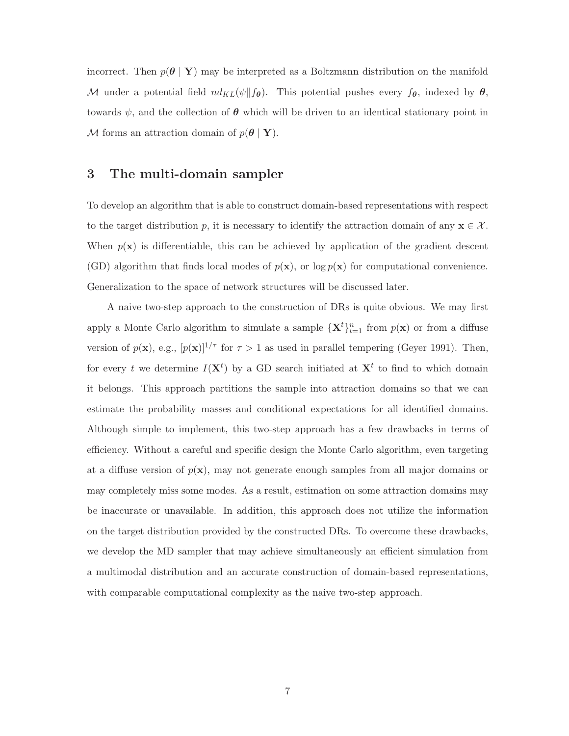incorrect. Then $p(\boldsymbol{\theta} \mid \mathbf{Y})$ may be interpreted as a Boltzmann distribution on the manifold $\mathcal{M}$ under a potential field $nd_{KL}(\psi \| f_{\boldsymbol{\theta}})$. This potential pushes every $f_{\boldsymbol{\theta}}$, indexed by $\boldsymbol{\theta}$, towards $\psi$, and the collection of $\boldsymbol{\theta}$ which will be driven to an identical stationary point in $\mathcal{M}$ forms an attraction domain of $p(\boldsymbol{\theta} \mid \mathbf{Y})$.

## 3 The multi-domain sampler

To develop an algorithm that is able to construct domain-based representations with respect to the target distribution $p$, it is necessary to identify the attraction domain of any $\mathbf{x} \in \mathcal{X}$. When $p(\mathbf{x})$ is differentiable, this can be achieved by application of the gradient descent (GD) algorithm that finds local modes of $p(\mathbf{x})$, or $\log p(\mathbf{x})$ for computational convenience. Generalization to the space of network structures will be discussed later.

A naive two-step approach to the construction of DRs is quite obvious. We may first apply a Monte Carlo algorithm to simulate a sample $\{\mathbf{X}^t\}_{t=1}^n$ from $p(\mathbf{x})$ or from a diffuse version of $p(\mathbf{x})$, e.g., $[p(\mathbf{x})]^{1/\tau}$ for $\tau > 1$ as used in parallel tempering (Geyer 1991). Then, for every $t$ we determine $I(\mathbf{X}^t)$ by a GD search initiated at $\mathbf{X}^t$ to find to which domain it belongs. This approach partitions the sample into attraction domains so that we can estimate the probability masses and conditional expectations for all identified domains. Although simple to implement, this two-step approach has a few drawbacks in terms of efficiency. Without a careful and specific design the Monte Carlo algorithm, even targeting at a diffuse version of $p(\mathbf{x})$, may not generate enough samples from all major domains or may completely miss some modes. As a result, estimation on some attraction domains may be inaccurate or unavailable. In addition, this approach does not utilize the information on the target distribution provided by the constructed DRs. To overcome these drawbacks, we develop the MD sampler that may achieve simultaneously an efficient simulation from a multimodal distribution and an accurate construction of domain-based representations, with comparable computational complexity as the naive two-step approach.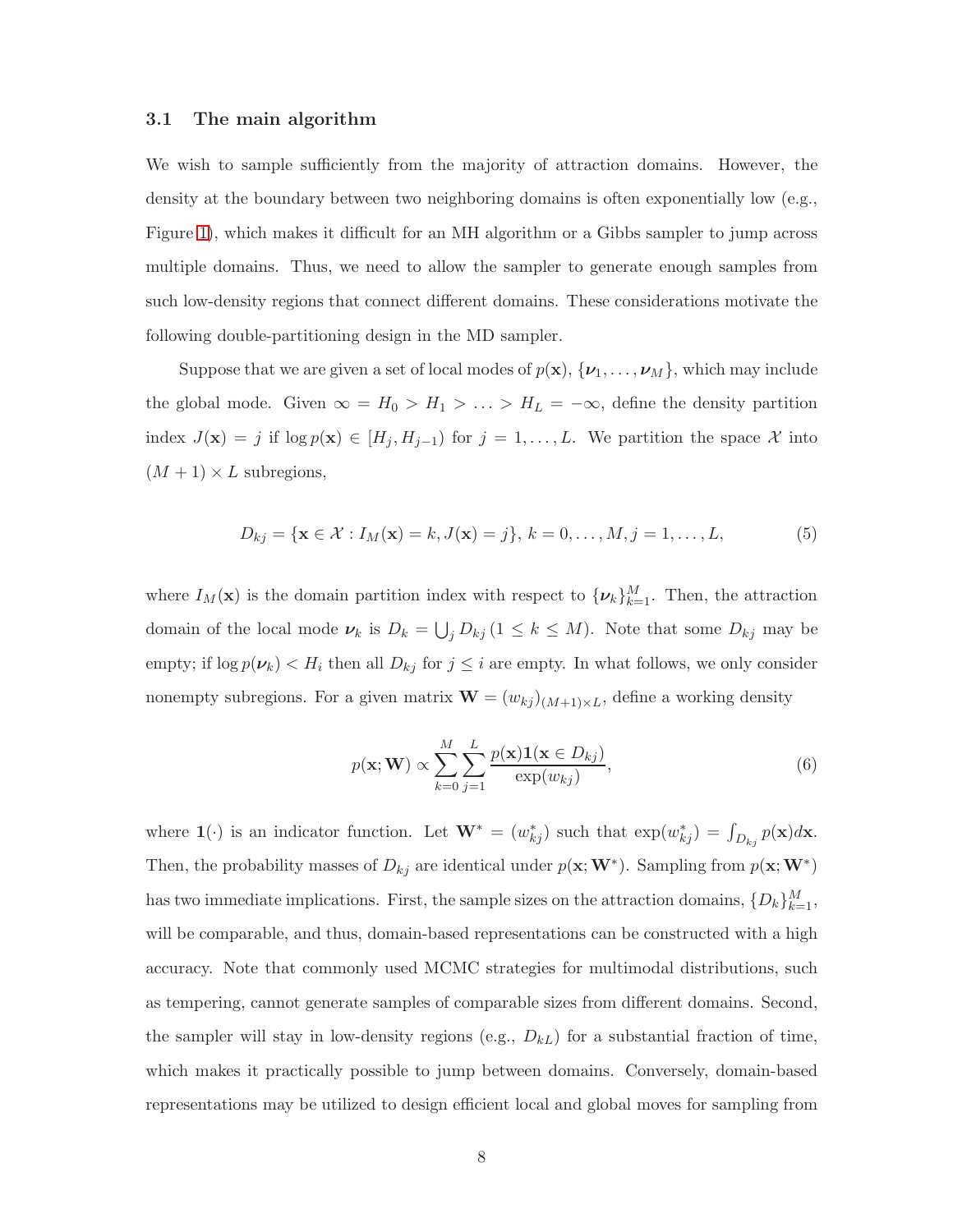### 3.1 The main algorithm

We wish to sample sufficiently from the majority of attraction domains. However, the density at the boundary between two neighboring domains is often exponentially low (e.g., Figure 1), which makes it difficult for an MH algorithm or a Gibbs sampler to jump across multiple domains. Thus, we need to allow the sampler to generate enough samples from such low-density regions that connect different domains. These considerations motivate the following double-partitioning design in the MD sampler.

Suppose that we are given a set of local modes of $p(\mathbf{x})$, $\{\boldsymbol{\nu}_1, \ldots, \boldsymbol{\nu}_M\}$, which may include the global mode. Given $\infty = H_0 > H_1 > \ldots > H_L = -\infty$, define the density partition index $J(\mathbf{x}) = j$ if $\log p(\mathbf{x}) \in [H_j, H_{j-1})$ for $j = 1, \ldots, L$. We partition the space $\mathcal{X}$ into $(M+1) \times L$ subregions,

$$D_{kj} = \{\mathbf{x} \in \mathcal{X} : I_M(\mathbf{x}) = k, J(\mathbf{x}) = j\}, \; k = 0, \ldots, M, j = 1, \ldots, L, \tag{5}$$

where $I_M(\mathbf{x})$ is the domain partition index with respect to $\{\boldsymbol{\nu}_k\}_{k=1}^M$. Then, the attraction domain of the local mode $\boldsymbol{\nu}_k$ is $D_k = \bigcup_j D_{kj} \, (1 \leq k \leq M)$. Note that some $D_{kj}$ may be empty; if $\log p(\boldsymbol{\nu}_k) < H_i$ then all $D_{kj}$ for $j \leq i$ are empty. In what follows, we only consider nonempty subregions. For a given matrix $\mathbf{W} = (w_{kj})_{(M+1)\times L}$, define a working density

$$p(\mathbf{x}; \mathbf{W}) \propto \sum_{k=0}^{M} \sum_{j=1}^{L} \frac{p(\mathbf{x}) \mathbf{1}(\mathbf{x} \in D_{kj})}{\exp(w_{kj})}, \tag{6}$$

where $\mathbf{1}(\cdot)$ is an indicator function. Let $\mathbf{W}^* = (w_{kj}^*)$ such that $\exp(w_{kj}^*) = \int_{D_{kj}} p(\mathbf{x}) d\mathbf{x}$. Then, the probability masses of $D_{kj}$ are identical under $p(\mathbf{x}; \mathbf{W}^*)$. Sampling from $p(\mathbf{x}; \mathbf{W}^*)$ has two immediate implications. First, the sample sizes on the attraction domains, $\{D_k\}_{k=1}^M$, will be comparable, and thus, domain-based representations can be constructed with a high accuracy. Note that commonly used MCMC strategies for multimodal distributions, such as tempering, cannot generate samples of comparable sizes from different domains. Second, the sampler will stay in low-density regions (e.g., $D_{kL}$) for a substantial fraction of time, which makes it practically possible to jump between domains. Conversely, domain-based representations may be utilized to design efficient local and global moves for sampling from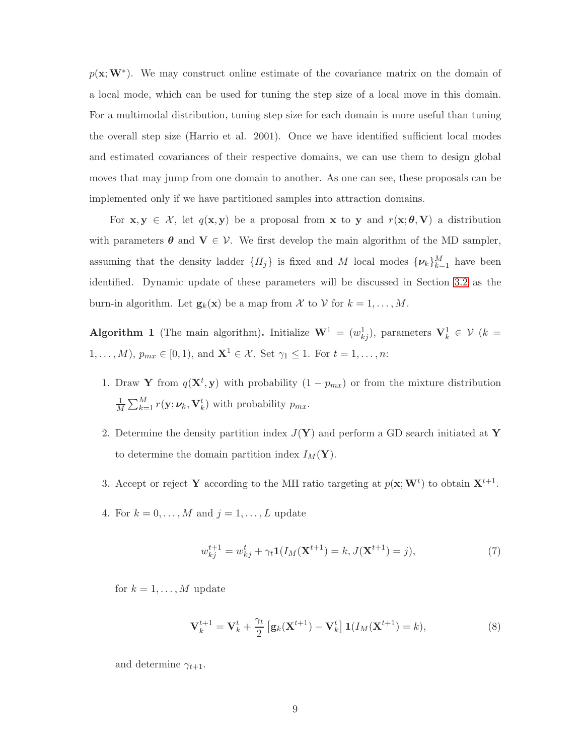$p(\mathbf{x}; \mathbf{W}^*)$. We may construct online estimate of the covariance matrix on the domain of a local mode, which can be used for tuning the step size of a local move in this domain. For a multimodal distribution, tuning step size for each domain is more useful than tuning the overall step size (Harrio et al. 2001). Once we have identified sufficient local modes and estimated covariances of their respective domains, we can use them to design global moves that may jump from one domain to another. As one can see, these proposals can be implemented only if we have partitioned samples into attraction domains.

For $\mathbf{x}, \mathbf{y} \in \mathcal{X}$, let $q(\mathbf{x}, \mathbf{y})$ be a proposal from $\mathbf{x}$ to $\mathbf{y}$ and $r(\mathbf{x}; \boldsymbol{\theta}, \mathbf{V})$ a distribution with parameters $\boldsymbol{\theta}$ and $\mathbf{V} \in \mathcal{V}$. We first develop the main algorithm of the MD sampler, assuming that the density ladder $\{H_j\}$ is fixed and $M$ local modes $\{\boldsymbol{\nu}_k\}_{k=1}^M$ have been identified. Dynamic update of these parameters will be discussed in Section 3.2 as the burn-in algorithm. Let $\mathbf{g}_k(\mathbf{x})$ be a map from $\mathcal{X}$ to $\mathcal{V}$ for $k = 1, \ldots, M$.

**Algorithm 1** (The main algorithm)**.** Initialize $\mathbf{W}^1 = (w_{kj}^1)$, parameters $\mathbf{V}_k^1 \in \mathcal{V}$ ($k = 1, \ldots, M$), $p_{mx} \in [0, 1)$, and $\mathbf{X}^1 \in \mathcal{X}$. Set $\gamma_1 \leq 1$. For $t = 1, \ldots, n$:

1. Draw $\mathbf{Y}$ from $q(\mathbf{X}^t, \mathbf{y})$ with probability $(1 - p_{mx})$ or from the mixture distribution $\frac{1}{M} \sum_{k=1}^M r(\mathbf{y}; \boldsymbol{\nu}_k, \mathbf{V}_k^t)$ with probability $p_{mx}$.

2. Determine the density partition index $J(\mathbf{Y})$ and perform a GD search initiated at $\mathbf{Y}$ to determine the domain partition index $I_M(\mathbf{Y})$.

3. Accept or reject $\mathbf{Y}$ according to the MH ratio targeting at $p(\mathbf{x}; \mathbf{W}^t)$ to obtain $\mathbf{X}^{t+1}$.

4. For $k = 0, \ldots, M$ and $j = 1, \ldots, L$ update

$$w_{kj}^{t+1} = w_{kj}^t + \gamma_t \mathbf{1}(I_M(\mathbf{X}^{t+1}) = k, J(\mathbf{X}^{t+1}) = j), \tag{7}$$

for $k = 1, \ldots, M$ update

$$\mathbf{V}_k^{t+1} = \mathbf{V}_k^t + \frac{\gamma_t}{2} \left[ \mathbf{g}_k(\mathbf{X}^{t+1}) - \mathbf{V}_k^t \right] \mathbf{1}(I_M(\mathbf{X}^{t+1}) = k), \tag{8}$$

and determine $\gamma_{t+1}$.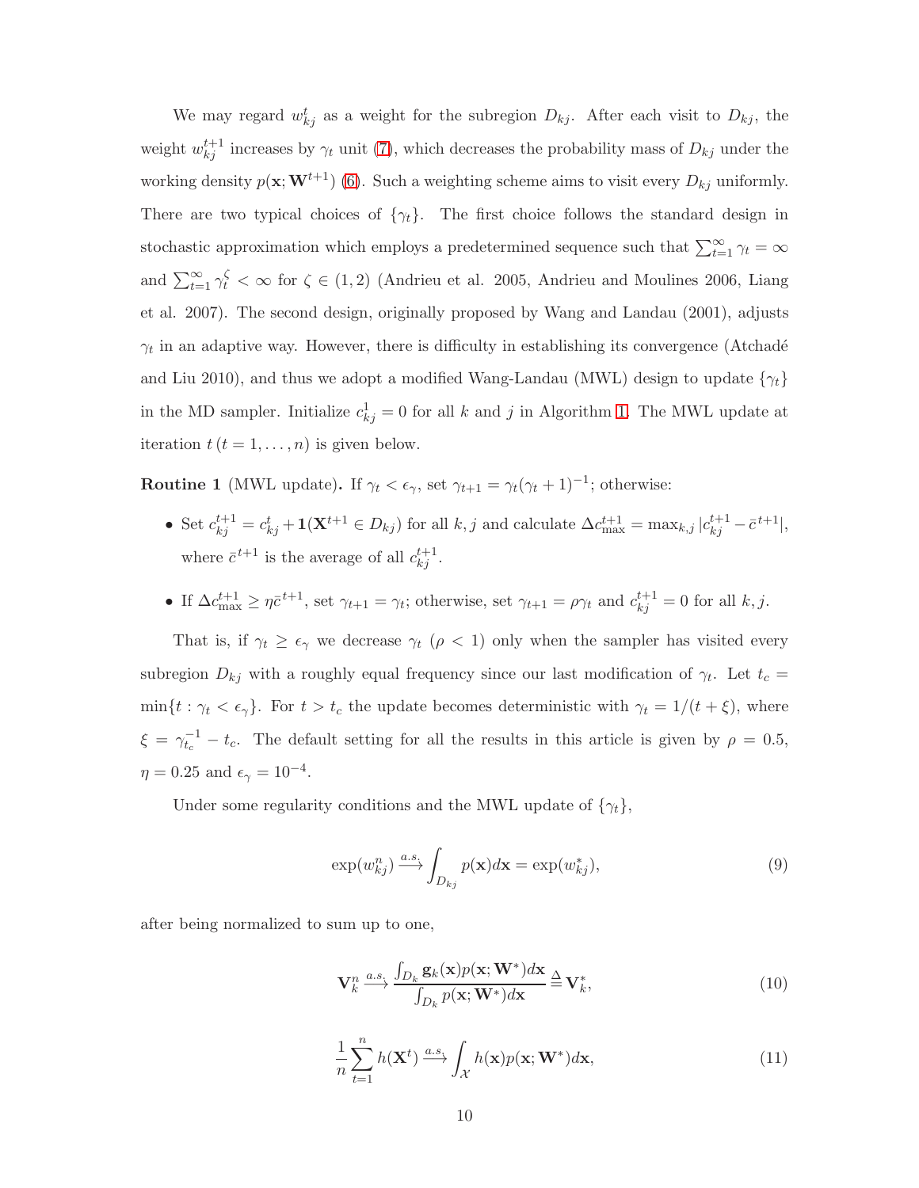We may regard $w_{kj}^t$ as a weight for the subregion $D_{kj}$. After each visit to $D_{kj}$, the weight $w_{kj}^{t+1}$ increases by $\gamma_t$ unit (7), which decreases the probability mass of $D_{kj}$ under the working density $p(\mathbf{x}; \mathbf{W}^{t+1})$ (6). Such a weighting scheme aims to visit every $D_{kj}$ uniformly. There are two typical choices of $\{\gamma_t\}$. The first choice follows the standard design in stochastic approximation which employs a predetermined sequence such that $\sum_{t=1}^{\infty} \gamma_t = \infty$ and $\sum_{t=1}^{\infty} \gamma_t^{\zeta} < \infty$ for $\zeta \in (1, 2)$ (Andrieu et al. 2005, Andrieu and Moulines 2006, Liang et al. 2007). The second design, originally proposed by Wang and Landau (2001), adjusts $\gamma_t$ in an adaptive way. However, there is difficulty in establishing its convergence (Atchadé and Liu 2010), and thus we adopt a modified Wang-Landau (MWL) design to update $\{\gamma_t\}$ in the MD sampler. Initialize $c_{kj}^1 = 0$ for all $k$ and $j$ in Algorithm 1. The MWL update at iteration $t\,(t = 1, \ldots, n)$ is given below.

**Routine 1** (MWL update)**.** If $\gamma_t < \epsilon_\gamma$, set $\gamma_{t+1} = \gamma_t(\gamma_t + 1)^{-1}$; otherwise:

- Set $c_{kj}^{t+1} = c_{kj}^t + \mathbf{1}(\mathbf{X}^{t+1} \in D_{kj})$ for all $k, j$ and calculate $\Delta c_{\max}^{t+1} = \max_{k,j} |c_{kj}^{t+1} - \bar{c}^{\,t+1}|$, where $\bar{c}^{\,t+1}$ is the average of all $c_{kj}^{t+1}$.
- If $\Delta c_{\max}^{t+1} \geq \eta \bar{c}^{\,t+1}$, set $\gamma_{t+1} = \gamma_t$; otherwise, set $\gamma_{t+1} = \rho\gamma_t$ and $c_{kj}^{t+1} = 0$ for all $k, j$.

That is, if $\gamma_t \geq \epsilon_\gamma$ we decrease $\gamma_t$ ($\rho < 1$) only when the sampler has visited every subregion $D_{kj}$ with a roughly equal frequency since our last modification of $\gamma_t$. Let $t_c = \min\{t : \gamma_t < \epsilon_\gamma\}$. For $t > t_c$ the update becomes deterministic with $\gamma_t = 1/(t + \xi)$, where $\xi = \gamma_{t_c}^{-1} - t_c$. The default setting for all the results in this article is given by $\rho = 0.5$, $\eta = 0.25$ and $\epsilon_\gamma = 10^{-4}$.

Under some regularity conditions and the MWL update of $\{\gamma_t\}$,

$$\exp(w_{kj}^n) \xrightarrow{a.s.} \int_{D_{kj}} p(\mathbf{x}) d\mathbf{x} = \exp(w_{kj}^*), \tag{9}$$

after being normalized to sum up to one,

$$\mathbf{V}_k^n \xrightarrow{a.s.} \frac{\int_{D_k} \mathbf{g}_k(\mathbf{x}) p(\mathbf{x}; \mathbf{W}^*) d\mathbf{x}}{\int_{D_k} p(\mathbf{x}; \mathbf{W}^*) d\mathbf{x}} \triangleq \mathbf{V}_k^*, \tag{10}$$

$$\frac{1}{n}\sum_{t=1}^{n} h(\mathbf{X}^t) \xrightarrow{a.s.} \int_{\mathcal{X}} h(\mathbf{x}) p(\mathbf{x}; \mathbf{W}^*) d\mathbf{x}, \tag{11}$$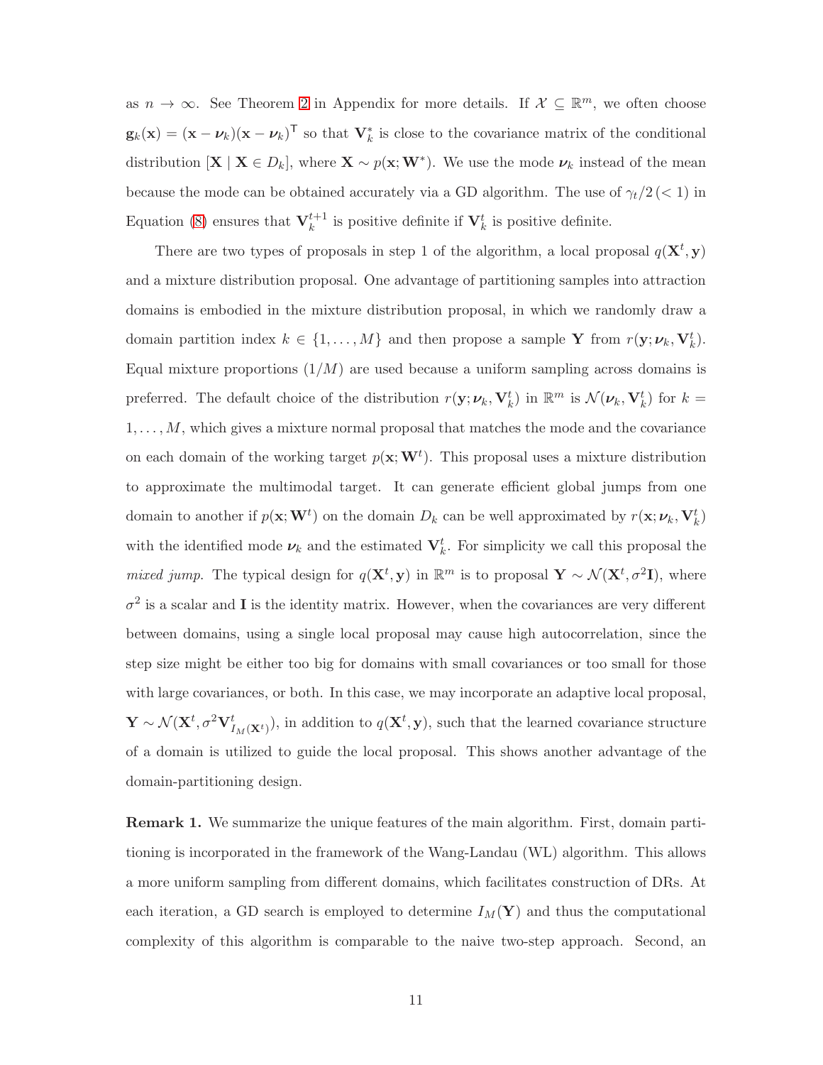as $n \to \infty$. See Theorem 2 in Appendix for more details. If $\mathcal{X} \subseteq \mathbb{R}^m$, we often choose $\mathbf{g}_k(\mathbf{x}) = (\mathbf{x} - \boldsymbol{\nu}_k)(\mathbf{x} - \boldsymbol{\nu}_k)^\mathsf{T}$ so that $\mathbf{V}_k^*$ is close to the covariance matrix of the conditional distribution $[\mathbf{X} \mid \mathbf{X} \in D_k]$, where $\mathbf{X} \sim p(\mathbf{x}; \mathbf{W}^*)$. We use the mode $\boldsymbol{\nu}_k$ instead of the mean because the mode can be obtained accurately via a GD algorithm. The use of $\gamma_t/2\,(< 1)$ in Equation (8) ensures that $\mathbf{V}_k^{t+1}$ is positive definite if $\mathbf{V}_k^t$ is positive definite.

There are two types of proposals in step 1 of the algorithm, a local proposal $q(\mathbf{X}^t, \mathbf{y})$ and a mixture distribution proposal. One advantage of partitioning samples into attraction domains is embodied in the mixture distribution proposal, in which we randomly draw a domain partition index $k \in \{1, \dots, M\}$ and then propose a sample $\mathbf{Y}$ from $r(\mathbf{y}; \boldsymbol{\nu}_k, \mathbf{V}_k^t)$. Equal mixture proportions $(1/M)$ are used because a uniform sampling across domains is preferred. The default choice of the distribution $r(\mathbf{y}; \boldsymbol{\nu}_k, \mathbf{V}_k^t)$ in $\mathbb{R}^m$ is $\mathcal{N}(\boldsymbol{\nu}_k, \mathbf{V}_k^t)$ for $k = 1, \dots, M$, which gives a mixture normal proposal that matches the mode and the covariance on each domain of the working target $p(\mathbf{x}; \mathbf{W}^t)$. This proposal uses a mixture distribution to approximate the multimodal target. It can generate efficient global jumps from one domain to another if $p(\mathbf{x}; \mathbf{W}^t)$ on the domain $D_k$ can be well approximated by $r(\mathbf{x}; \boldsymbol{\nu}_k, \mathbf{V}_k^t)$ with the identified mode $\boldsymbol{\nu}_k$ and the estimated $\mathbf{V}_k^t$. For simplicity we call this proposal the *mixed jump*. The typical design for $q(\mathbf{X}^t, \mathbf{y})$ in $\mathbb{R}^m$ is to proposal $\mathbf{Y} \sim \mathcal{N}(\mathbf{X}^t, \sigma^2 \mathbf{I})$, where $\sigma^2$ is a scalar and $\mathbf{I}$ is the identity matrix. However, when the covariances are very different between domains, using a single local proposal may cause high autocorrelation, since the step size might be either too big for domains with small covariances or too small for those with large covariances, or both. In this case, we may incorporate an adaptive local proposal, $\mathbf{Y} \sim \mathcal{N}(\mathbf{X}^t, \sigma^2 \mathbf{V}_{I_M(\mathbf{X}^t)}^t)$, in addition to $q(\mathbf{X}^t, \mathbf{y})$, such that the learned covariance structure of a domain is utilized to guide the local proposal. This shows another advantage of the domain-partitioning design.

**Remark 1.** We summarize the unique features of the main algorithm. First, domain partitioning is incorporated in the framework of the Wang-Landau (WL) algorithm. This allows a more uniform sampling from different domains, which facilitates construction of DRs. At each iteration, a GD search is employed to determine $I_M(\mathbf{Y})$ and thus the computational complexity of this algorithm is comparable to the naive two-step approach. Second, an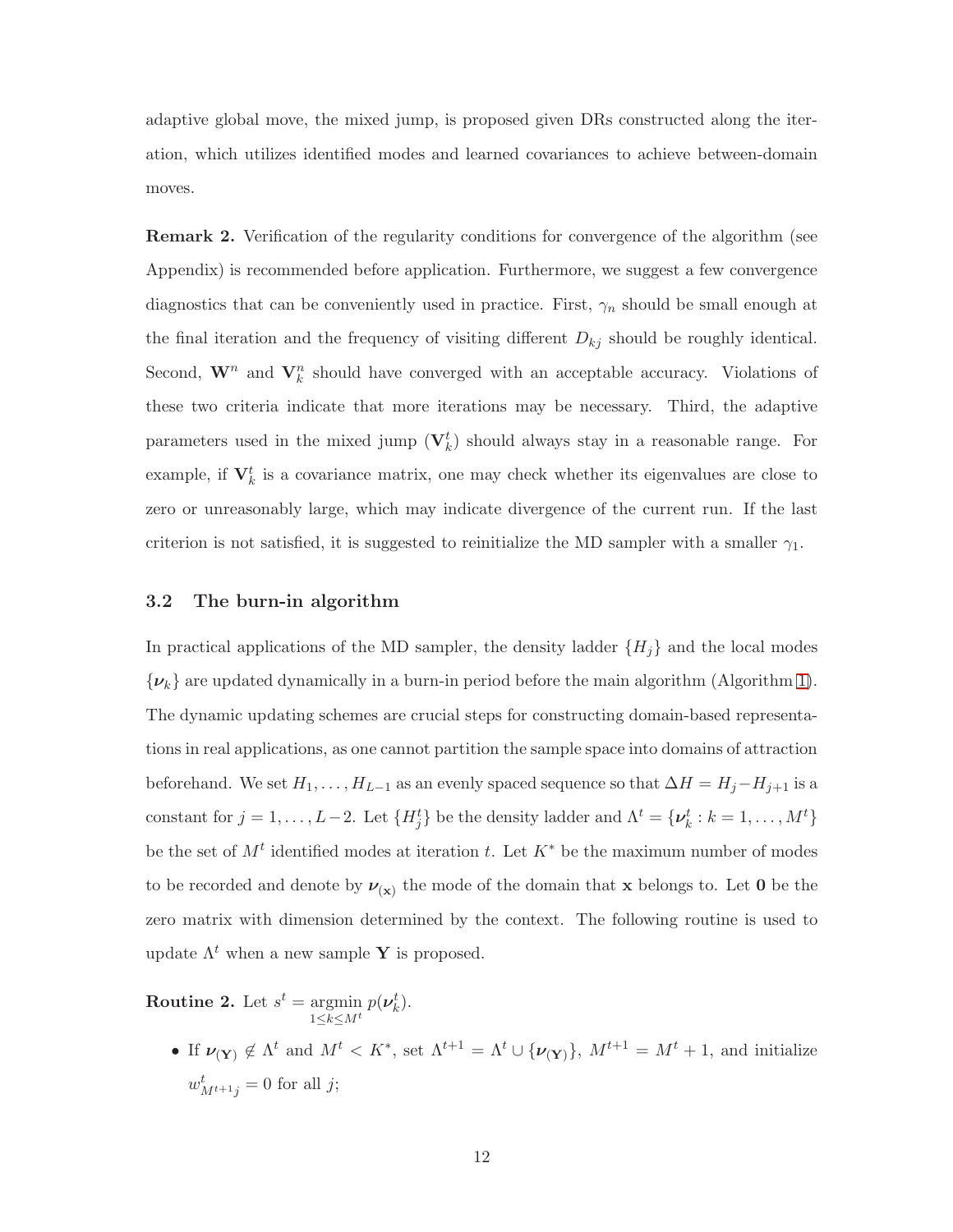adaptive global move, the mixed jump, is proposed given DRs constructed along the iteration, which utilizes identified modes and learned covariances to achieve between-domain moves.

**Remark 2.** Verification of the regularity conditions for convergence of the algorithm (see Appendix) is recommended before application. Furthermore, we suggest a few convergence diagnostics that can be conveniently used in practice. First, $\gamma_n$ should be small enough at the final iteration and the frequency of visiting different $D_{kj}$ should be roughly identical. Second, $\mathbf{W}^n$ and $\mathbf{V}_k^n$ should have converged with an acceptable accuracy. Violations of these two criteria indicate that more iterations may be necessary. Third, the adaptive parameters used in the mixed jump ($\mathbf{V}_k^t$) should always stay in a reasonable range. For example, if $\mathbf{V}_k^t$ is a covariance matrix, one may check whether its eigenvalues are close to zero or unreasonably large, which may indicate divergence of the current run. If the last criterion is not satisfied, it is suggested to reinitialize the MD sampler with a smaller $\gamma_1$.

### 3.2 The burn-in algorithm

In practical applications of the MD sampler, the density ladder $\{H_j\}$ and the local modes $\{\boldsymbol{\nu}_k\}$ are updated dynamically in a burn-in period before the main algorithm (Algorithm 1). The dynamic updating schemes are crucial steps for constructing domain-based representations in real applications, as one cannot partition the sample space into domains of attraction beforehand. We set $H_1, \ldots, H_{L-1}$ as an evenly spaced sequence so that $\Delta H = H_j - H_{j+1}$ is a constant for $j = 1, \ldots, L-2$. Let $\{H_j^t\}$ be the density ladder and $\Lambda^t = \{\boldsymbol{\nu}_k^t : k = 1, \ldots, M^t\}$ be the set of $M^t$ identified modes at iteration $t$. Let $K^*$ be the maximum number of modes to be recorded and denote by $\boldsymbol{\nu}_{(\mathbf{x})}$ the mode of the domain that $\mathbf{x}$ belongs to. Let $\mathbf{0}$ be the zero matrix with dimension determined by the context. The following routine is used to update $\Lambda^t$ when a new sample $\mathbf{Y}$ is proposed.

**Routine 2.** Let $s^t = \underset{1 \le k \le M^t}{\operatorname{argmin}}\, p(\boldsymbol{\nu}_k^t)$.

- If $\boldsymbol{\nu}_{(\mathbf{Y})} \notin \Lambda^t$ and $M^t < K^*$, set $\Lambda^{t+1} = \Lambda^t \cup \{\boldsymbol{\nu}_{(\mathbf{Y})}\}$, $M^{t+1} = M^t + 1$, and initialize $w_{M^{t+1}j}^t = 0$ for all $j$;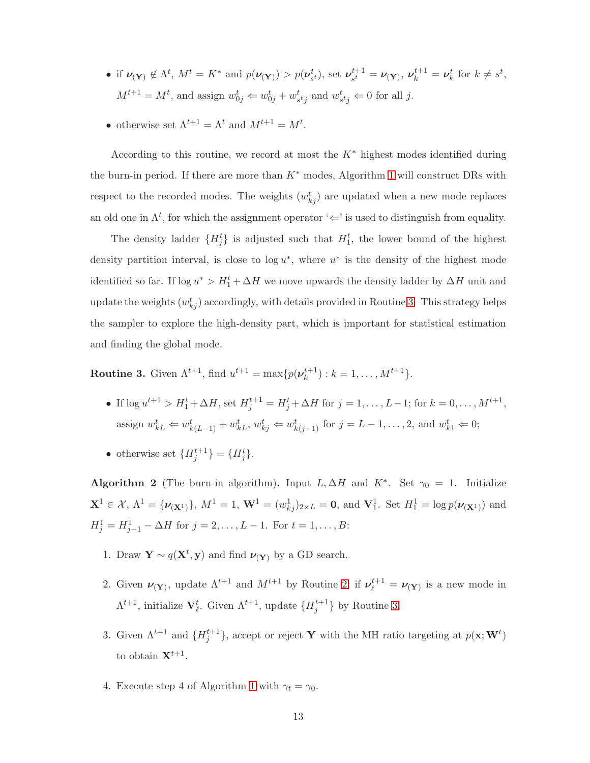- if $\boldsymbol{\nu}_{(\mathbf{Y})} \notin \Lambda^t$, $M^t = K^*$ and $p(\boldsymbol{\nu}_{(\mathbf{Y})}) > p(\boldsymbol{\nu}^t_{s^t})$, set $\boldsymbol{\nu}^{t+1}_{s^t} = \boldsymbol{\nu}_{(\mathbf{Y})}$, $\boldsymbol{\nu}^{t+1}_k = \boldsymbol{\nu}^t_k$ for $k \neq s^t$, $M^{t+1} = M^t$, and assign $w^t_{0j} \Leftarrow w^t_{0j} + w^t_{s^t j}$ and $w^t_{s^t j} \Leftarrow 0$ for all $j$.
- otherwise set $\Lambda^{t+1} = \Lambda^t$ and $M^{t+1} = M^t$.

According to this routine, we record at most the $K^*$ highest modes identified during the burn-in period. If there are more than $K^*$ modes, Algorithm 1 will construct DRs with respect to the recorded modes. The weights $(w^t_{kj})$ are updated when a new mode replaces an old one in $\Lambda^t$, for which the assignment operator '$\Leftarrow$' is used to distinguish from equality.

The density ladder $\{H^t_j\}$ is adjusted such that $H^t_1$, the lower bound of the highest density partition interval, is close to $\log u^*$, where $u^*$ is the density of the highest mode identified so far. If $\log u^* > H^t_1 + \Delta H$ we move upwards the density ladder by $\Delta H$ unit and update the weights $(w^t_{kj})$ accordingly, with details provided in Routine 3. This strategy helps the sampler to explore the high-density part, which is important for statistical estimation and finding the global mode.

**Routine 3.** Given $\Lambda^{t+1}$, find $u^{t+1} = \max\{p(\boldsymbol{\nu}^{t+1}_k) : k = 1, \ldots, M^{t+1}\}$.

- If $\log u^{t+1} > H^t_1 + \Delta H$, set $H^{t+1}_j = H^t_j + \Delta H$ for $j = 1, \ldots, L-1$; for $k = 0, \ldots, M^{t+1}$, assign $w^t_{kL} \Leftarrow w^t_{k(L-1)} + w^t_{kL}$, $w^t_{kj} \Leftarrow w^t_{k(j-1)}$ for $j = L-1, \ldots, 2$, and $w^t_{k1} \Leftarrow 0$;
- otherwise set $\{H^{t+1}_j\} = \{H^t_j\}$.

**Algorithm 2** (The burn-in algorithm)**.** Input $L, \Delta H$ and $K^*$. Set $\gamma_0 = 1$. Initialize $\mathbf{X}^1 \in \mathcal{X}$, $\Lambda^1 = \{\boldsymbol{\nu}_{(\mathbf{X}^1)}\}$, $M^1 = 1$, $\mathbf{W}^1 = (w^1_{kj})_{2\times L} = \mathbf{0}$, and $\mathbf{V}^1_1$. Set $H^1_1 = \log p(\boldsymbol{\nu}_{(\mathbf{X}^1)})$ and $H^1_j = H^1_{j-1} - \Delta H$ for $j = 2, \ldots, L-1$. For $t = 1, \ldots, B$:

1. Draw $\mathbf{Y} \sim q(\mathbf{X}^t, \mathbf{y})$ and find $\boldsymbol{\nu}_{(\mathbf{Y})}$ by a GD search.
2. Given $\boldsymbol{\nu}_{(\mathbf{Y})}$, update $\Lambda^{t+1}$ and $M^{t+1}$ by Routine 2; if $\boldsymbol{\nu}^{t+1}_\ell = \boldsymbol{\nu}_{(\mathbf{Y})}$ is a new mode in $\Lambda^{t+1}$, initialize $\mathbf{V}^t_\ell$. Given $\Lambda^{t+1}$, update $\{H^{t+1}_j\}$ by Routine 3.
3. Given $\Lambda^{t+1}$ and $\{H^{t+1}_j\}$, accept or reject $\mathbf{Y}$ with the MH ratio targeting at $p(\mathbf{x}; \mathbf{W}^t)$ to obtain $\mathbf{X}^{t+1}$.
4. Execute step 4 of Algorithm 1 with $\gamma_t = \gamma_0$.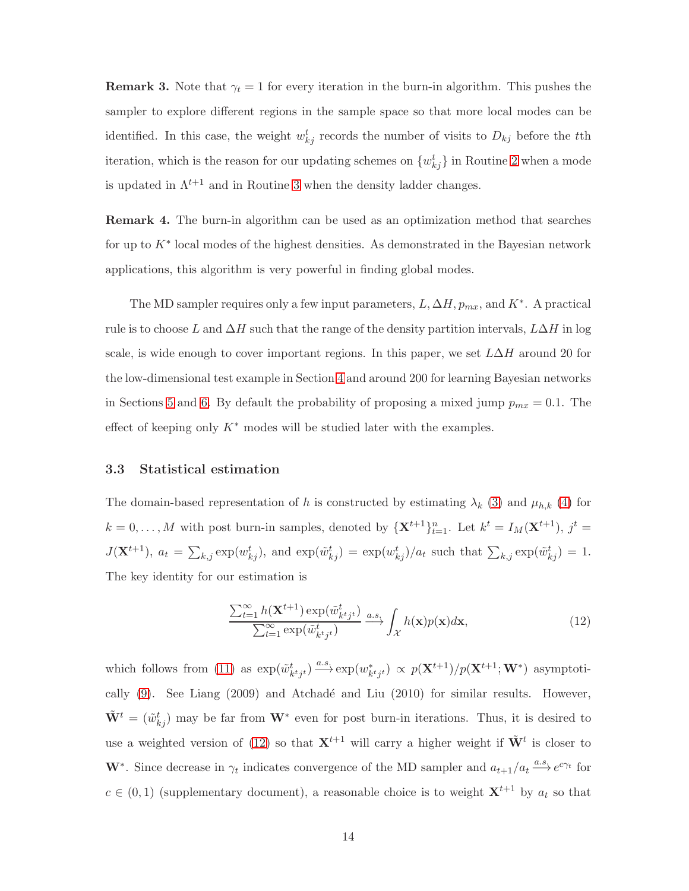**Remark 3.** Note that $\gamma_t = 1$ for every iteration in the burn-in algorithm. This pushes the sampler to explore different regions in the sample space so that more local modes can be identified. In this case, the weight $w_{kj}^t$ records the number of visits to $D_{kj}$ before the $t$th iteration, which is the reason for our updating schemes on $\{w_{kj}^t\}$ in Routine 2 when a mode is updated in $\Lambda^{t+1}$ and in Routine 3 when the density ladder changes.

**Remark 4.** The burn-in algorithm can be used as an optimization method that searches for up to $K^*$ local modes of the highest densities. As demonstrated in the Bayesian network applications, this algorithm is very powerful in finding global modes.

The MD sampler requires only a few input parameters, $L, \Delta H, p_{mx}$, and $K^*$. A practical rule is to choose $L$ and $\Delta H$ such that the range of the density partition intervals, $L\Delta H$ in log scale, is wide enough to cover important regions. In this paper, we set $L\Delta H$ around 20 for the low-dimensional test example in Section 4 and around 200 for learning Bayesian networks in Sections 5 and 6. By default the probability of proposing a mixed jump $p_{mx} = 0.1$. The effect of keeping only $K^*$ modes will be studied later with the examples.

### 3.3 Statistical estimation

The domain-based representation of $h$ is constructed by estimating $\lambda_k$ (3) and $\mu_{h,k}$ (4) for $k = 0, \ldots, M$ with post burn-in samples, denoted by $\{\mathbf{X}^{t+1}\}_{t=1}^n$. Let $k^t = I_M(\mathbf{X}^{t+1})$, $j^t = J(\mathbf{X}^{t+1})$, $a_t = \sum_{k,j} \exp(w_{kj}^t)$, and $\exp(\tilde{w}_{kj}^t) = \exp(w_{kj}^t)/a_t$ such that $\sum_{k,j} \exp(\tilde{w}_{kj}^t) = 1$. The key identity for our estimation is

$$\frac{\sum_{t=1}^{\infty} h(\mathbf{X}^{t+1}) \exp(\tilde{w}_{k^t j^t}^t)}{\sum_{t=1}^{\infty} \exp(\tilde{w}_{k^t j^t}^t)} \xrightarrow{a.s.} \int_{\mathcal{X}} h(\mathbf{x}) p(\mathbf{x}) d\mathbf{x}, \tag{12}$$

which follows from (11) as $\exp(\tilde{w}_{k^t j^t}^t) \xrightarrow{a.s.} \exp(w_{k^t j^t}^*) \propto p(\mathbf{X}^{t+1})/p(\mathbf{X}^{t+1}; \mathbf{W}^*)$ asymptotically (9). See Liang (2009) and Atchadé and Liu (2010) for similar results. However, $\tilde{\mathbf{W}}^t = (\tilde{w}_{kj}^t)$ may be far from $\mathbf{W}^*$ even for post burn-in iterations. Thus, it is desired to use a weighted version of (12) so that $\mathbf{X}^{t+1}$ will carry a higher weight if $\tilde{\mathbf{W}}^t$ is closer to $\mathbf{W}^*$. Since decrease in $\gamma_t$ indicates convergence of the MD sampler and $a_{t+1}/a_t \xrightarrow{a.s.} e^{c\gamma_t}$ for $c \in (0, 1)$ (supplementary document), a reasonable choice is to weight $\mathbf{X}^{t+1}$ by $a_t$ so that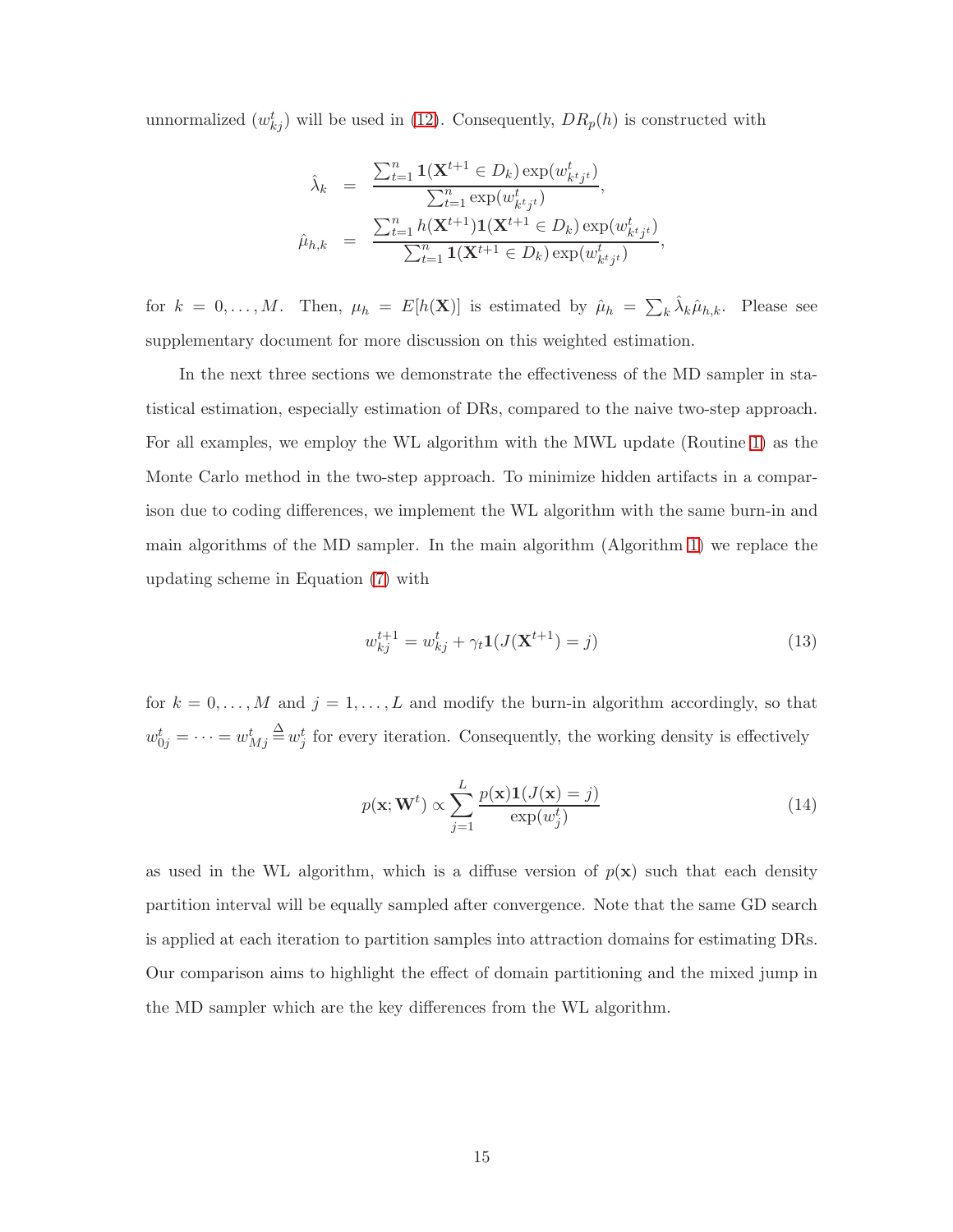unnormalized ($w_{kj}^t$) will be used in (12). Consequently, $DR_p(h)$ is constructed with

$$
\begin{aligned}
\hat{\lambda}_k &= \frac{\sum_{t=1}^n \mathbf{1}(\mathbf{X}^{t+1} \in D_k) \exp(w_{k^t j^t}^t)}{\sum_{t=1}^n \exp(w_{k^t j^t}^t)}, \\
\hat{\mu}_{h,k} &= \frac{\sum_{t=1}^n h(\mathbf{X}^{t+1}) \mathbf{1}(\mathbf{X}^{t+1} \in D_k) \exp(w_{k^t j^t}^t)}{\sum_{t=1}^n \mathbf{1}(\mathbf{X}^{t+1} \in D_k) \exp(w_{k^t j^t}^t)},
\end{aligned}
$$

for $k = 0, \ldots, M$. Then, $\mu_h = E[h(\mathbf{X})]$ is estimated by $\hat{\mu}_h = \sum_k \hat{\lambda}_k \hat{\mu}_{h,k}$. Please see supplementary document for more discussion on this weighted estimation.

In the next three sections we demonstrate the effectiveness of the MD sampler in statistical estimation, especially estimation of DRs, compared to the naive two-step approach. For all examples, we employ the WL algorithm with the MWL update (Routine 1) as the Monte Carlo method in the two-step approach. To minimize hidden artifacts in a comparison due to coding differences, we implement the WL algorithm with the same burn-in and main algorithms of the MD sampler. In the main algorithm (Algorithm 1) we replace the updating scheme in Equation (7) with

$$
w_{kj}^{t+1} = w_{kj}^t + \gamma_t \mathbf{1}(J(\mathbf{X}^{t+1}) = j) \tag{13}
$$

for $k = 0, \ldots, M$ and $j = 1, \ldots, L$ and modify the burn-in algorithm accordingly, so that $w_{0j}^t = \cdots = w_{Mj}^t \stackrel{\Delta}{=} w_j^t$ for every iteration. Consequently, the working density is effectively

$$
p(\mathbf{x}; \mathbf{W}^t) \propto \sum_{j=1}^{L} \frac{p(\mathbf{x}) \mathbf{1}(J(\mathbf{x}) = j)}{\exp(w_j^t)} \tag{14}
$$

as used in the WL algorithm, which is a diffuse version of $p(\mathbf{x})$ such that each density partition interval will be equally sampled after convergence. Note that the same GD search is applied at each iteration to partition samples into attraction domains for estimating DRs. Our comparison aims to highlight the effect of domain partitioning and the mixed jump in the MD sampler which are the key differences from the WL algorithm.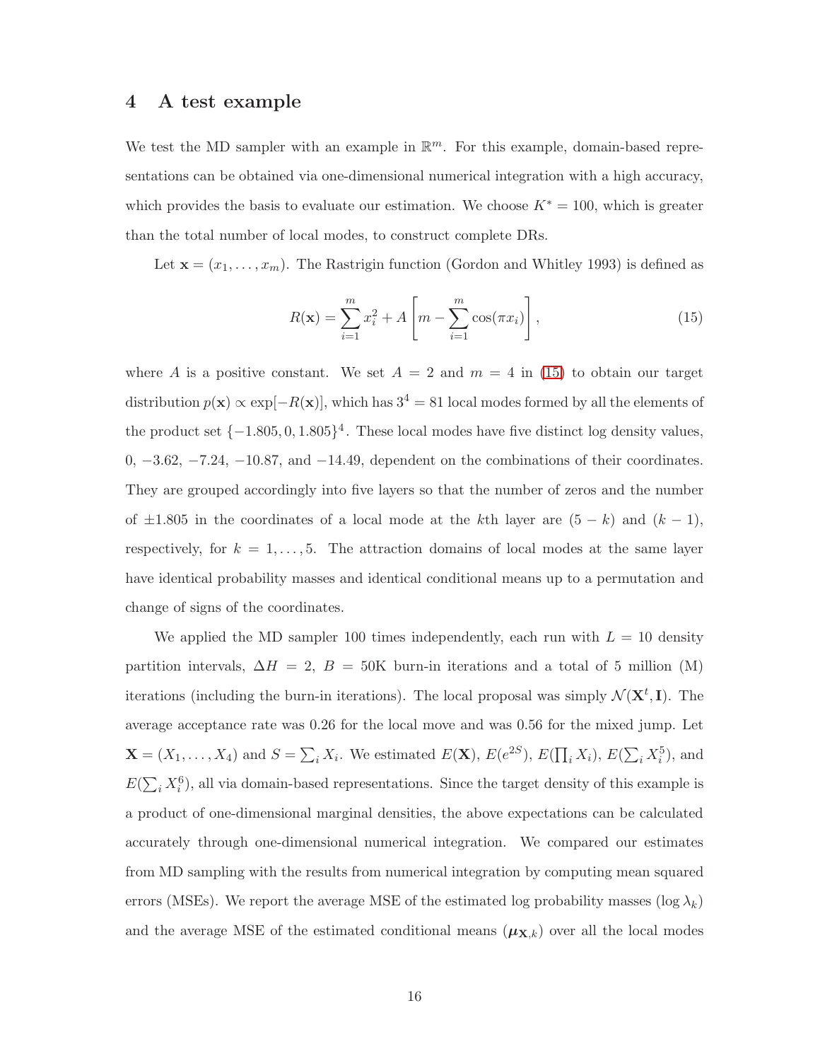# 4 A test example

We test the MD sampler with an example in $\mathbb{R}^m$. For this example, domain-based representations can be obtained via one-dimensional numerical integration with a high accuracy, which provides the basis to evaluate our estimation. We choose $K^* = 100$, which is greater than the total number of local modes, to construct complete DRs.

Let $\mathbf{x} = (x_1, \ldots, x_m)$. The Rastrigin function (Gordon and Whitley 1993) is defined as

$$R(\mathbf{x}) = \sum_{i=1}^{m} x_i^2 + A\left[m - \sum_{i=1}^{m} \cos(\pi x_i)\right], \tag{15}$$

where $A$ is a positive constant. We set $A = 2$ and $m = 4$ in (15) to obtain our target distribution $p(\mathbf{x}) \propto \exp[-R(\mathbf{x})]$, which has $3^4 = 81$ local modes formed by all the elements of the product set $\{-1.805, 0, 1.805\}^4$. These local modes have five distinct log density values, 0, $-3.62$, $-7.24$, $-10.87$, and $-14.49$, dependent on the combinations of their coordinates. They are grouped accordingly into five layers so that the number of zeros and the number of $\pm 1.805$ in the coordinates of a local mode at the $k$th layer are $(5-k)$ and $(k-1)$, respectively, for $k = 1, \ldots, 5$. The attraction domains of local modes at the same layer have identical probability masses and identical conditional means up to a permutation and change of signs of the coordinates.

We applied the MD sampler 100 times independently, each run with $L = 10$ density partition intervals, $\Delta H = 2$, $B = 50\text{K}$ burn-in iterations and a total of 5 million (M) iterations (including the burn-in iterations). The local proposal was simply $\mathcal{N}(\mathbf{X}^t, \mathbf{I})$. The average acceptance rate was 0.26 for the local move and was 0.56 for the mixed jump. Let $\mathbf{X} = (X_1, \ldots, X_4)$ and $S = \sum_i X_i$. We estimated $E(\mathbf{X})$, $E(e^{2S})$, $E(\prod_i X_i)$, $E(\sum_i X_i^5)$, and $E(\sum_i X_i^6)$, all via domain-based representations. Since the target density of this example is a product of one-dimensional marginal densities, the above expectations can be calculated accurately through one-dimensional numerical integration. We compared our estimates from MD sampling with the results from numerical integration by computing mean squared errors (MSEs). We report the average MSE of the estimated log probability masses ($\log \lambda_k$) and the average MSE of the estimated conditional means ($\boldsymbol{\mu}_{\mathbf{X},k}$) over all the local modes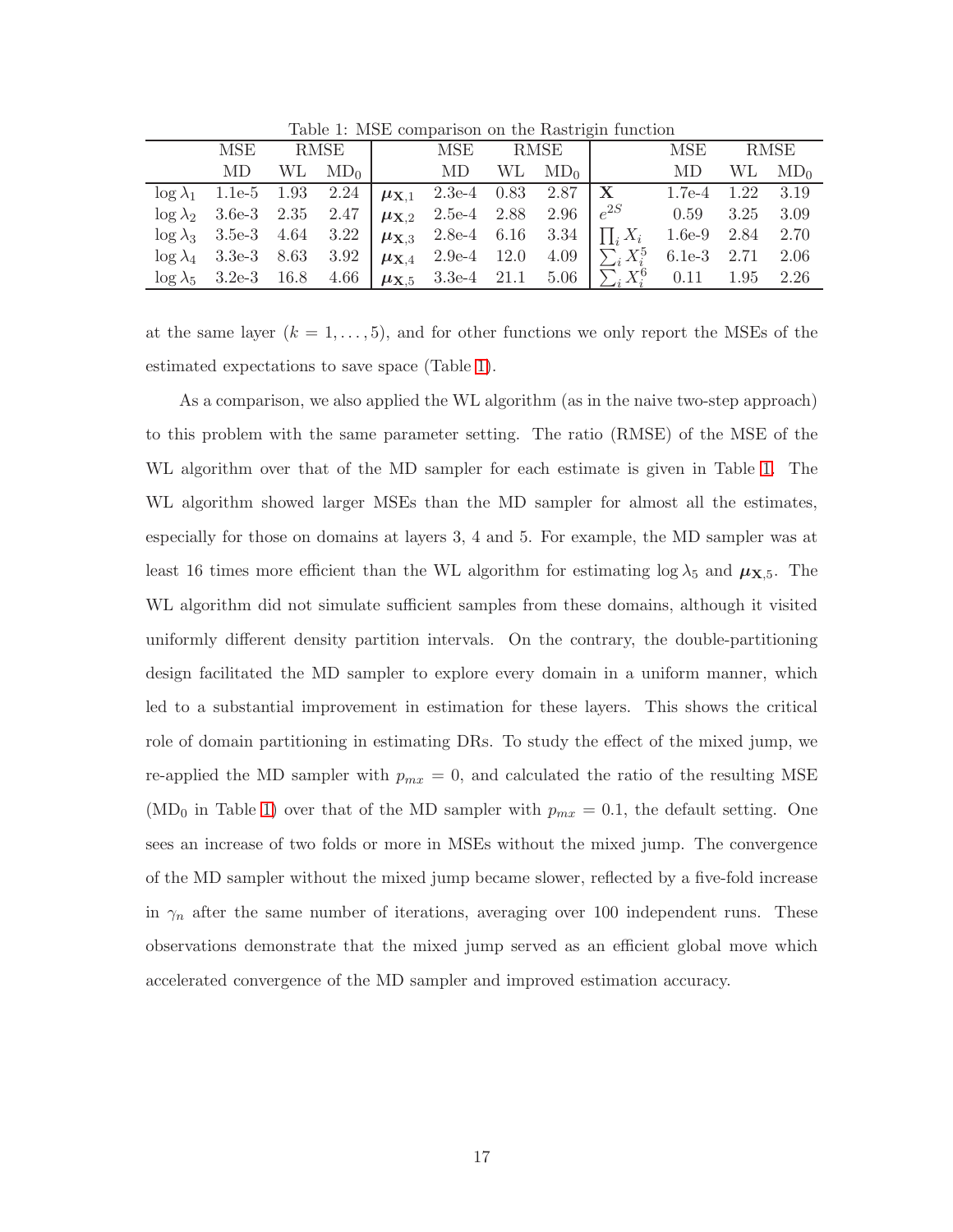Table 1: MSE comparison on the Rastrigin function

| | MSE | RMSE | | | MSE | RMSE | | | MSE | RMSE | |
|---|---|---|---|---|---|---|---|---|---|---|---|
| | MD | WL | MD$_0$ | | MD | WL | MD$_0$ | | MD | WL | MD$_0$ |
| $\log \lambda_1$ | 1.1e-5 | 1.93 | 2.24 | $\boldsymbol{\mu}_{\mathbf{X},1}$ | 2.3e-4 | 0.83 | 2.87 | $\mathbf{X}$ | 1.7e-4 | 1.22 | 3.19 |
| $\log \lambda_2$ | 3.6e-3 | 2.35 | 2.47 | $\boldsymbol{\mu}_{\mathbf{X},2}$ | 2.5e-4 | 2.88 | 2.96 | $e^{2S}$ | 0.59 | 3.25 | 3.09 |
| $\log \lambda_3$ | 3.5e-3 | 4.64 | 3.22 | $\boldsymbol{\mu}_{\mathbf{X},3}$ | 2.8e-4 | 6.16 | 3.34 | $\prod_i X_i$ | 1.6e-9 | 2.84 | 2.70 |
| $\log \lambda_4$ | 3.3e-3 | 8.63 | 3.92 | $\boldsymbol{\mu}_{\mathbf{X},4}$ | 2.9e-4 | 12.0 | 4.09 | $\sum_i X_i^5$ | 6.1e-3 | 2.71 | 2.06 |
| $\log \lambda_5$ | 3.2e-3 | 16.8 | 4.66 | $\boldsymbol{\mu}_{\mathbf{X},5}$ | 3.3e-4 | 21.1 | 5.06 | $\sum_i X_i^6$ | 0.11 | 1.95 | 2.26 |

at the same layer ($k = 1, \ldots, 5$), and for other functions we only report the MSEs of the estimated expectations to save space (Table 1).

As a comparison, we also applied the WL algorithm (as in the naive two-step approach) to this problem with the same parameter setting. The ratio (RMSE) of the MSE of the WL algorithm over that of the MD sampler for each estimate is given in Table 1. The WL algorithm showed larger MSEs than the MD sampler for almost all the estimates, especially for those on domains at layers 3, 4 and 5. For example, the MD sampler was at least 16 times more efficient than the WL algorithm for estimating $\log \lambda_5$ and $\boldsymbol{\mu}_{\mathbf{X},5}$. The WL algorithm did not simulate sufficient samples from these domains, although it visited uniformly different density partition intervals. On the contrary, the double-partitioning design facilitated the MD sampler to explore every domain in a uniform manner, which led to a substantial improvement in estimation for these layers. This shows the critical role of domain partitioning in estimating DRs. To study the effect of the mixed jump, we re-applied the MD sampler with $p_{mx} = 0$, and calculated the ratio of the resulting MSE (MD$_0$ in Table 1) over that of the MD sampler with $p_{mx} = 0.1$, the default setting. One sees an increase of two folds or more in MSEs without the mixed jump. The convergence of the MD sampler without the mixed jump became slower, reflected by a five-fold increase in $\gamma_n$ after the same number of iterations, averaging over 100 independent runs. These observations demonstrate that the mixed jump served as an efficient global move which accelerated convergence of the MD sampler and improved estimation accuracy.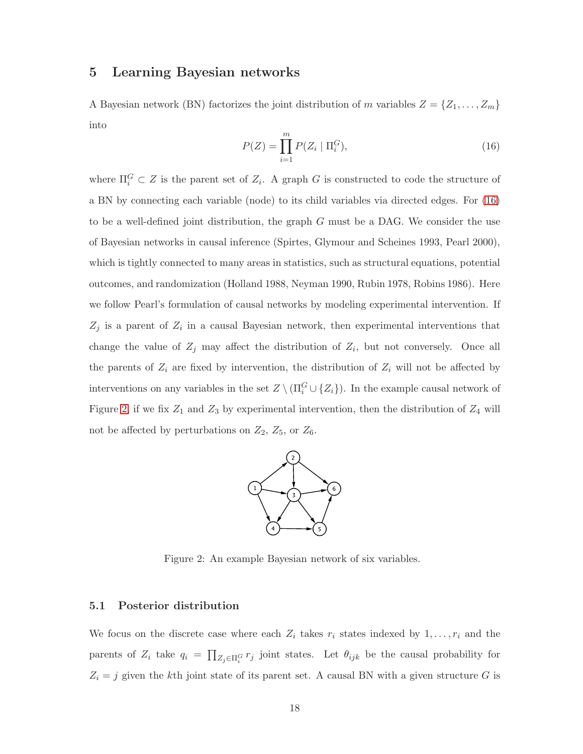## 5 Learning Bayesian networks

A Bayesian network (BN) factorizes the joint distribution of $m$ variables $Z = \{Z_1, \ldots, Z_m\}$ into

$$P(Z) = \prod_{i=1}^{m} P(Z_i \mid \Pi_i^G), \tag{16}$$

where $\Pi_i^G \subset Z$ is the parent set of $Z_i$. A graph $G$ is constructed to code the structure of a BN by connecting each variable (node) to its child variables via directed edges. For (16) to be a well-defined joint distribution, the graph $G$ must be a DAG. We consider the use of Bayesian networks in causal inference (Spirtes, Glymour and Scheines 1993, Pearl 2000), which is tightly connected to many areas in statistics, such as structural equations, potential outcomes, and randomization (Holland 1988, Neyman 1990, Rubin 1978, Robins 1986). Here we follow Pearl's formulation of causal networks by modeling experimental intervention. If $Z_j$ is a parent of $Z_i$ in a causal Bayesian network, then experimental interventions that change the value of $Z_j$ may affect the distribution of $Z_i$, but not conversely. Once all the parents of $Z_i$ are fixed by intervention, the distribution of $Z_i$ will not be affected by interventions on any variables in the set $Z \setminus (\Pi_i^G \cup \{Z_i\})$. In the example causal network of Figure 2, if we fix $Z_1$ and $Z_3$ by experimental intervention, then the distribution of $Z_4$ will not be affected by perturbations on $Z_2$, $Z_5$, or $Z_6$.

Figure 2: An example Bayesian network of six variables.

### 5.1 Posterior distribution

We focus on the discrete case where each $Z_i$ takes $r_i$ states indexed by $1, \ldots, r_i$ and the parents of $Z_i$ take $q_i = \prod_{Z_j \in \Pi_i^G} r_j$ joint states. Let $\theta_{ijk}$ be the causal probability for $Z_i = j$ given the $k$th joint state of its parent set. A causal BN with a given structure $G$ is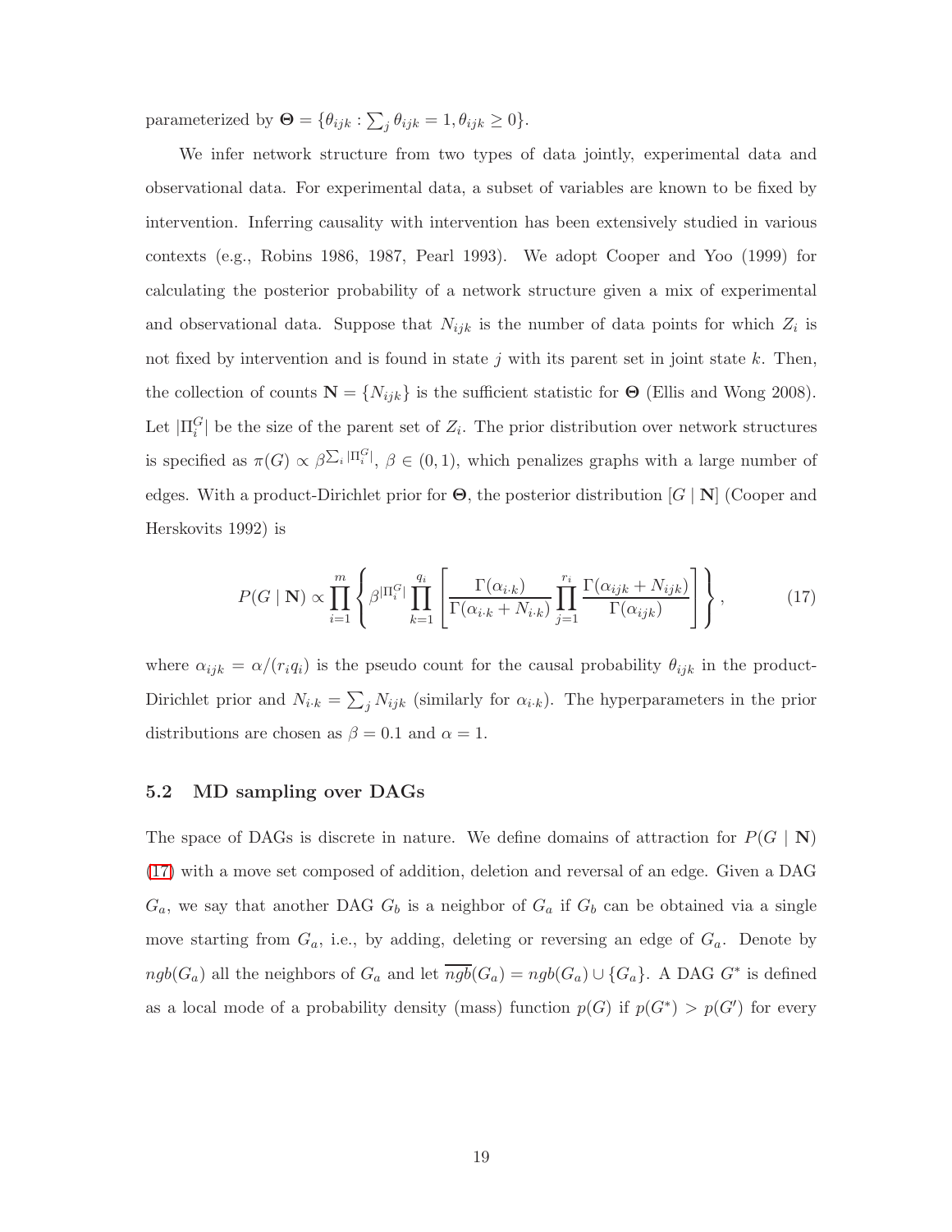parameterized by $\mathbf{\Theta} = \{\theta_{ijk} : \sum_j \theta_{ijk} = 1, \theta_{ijk} \geq 0\}$.

We infer network structure from two types of data jointly, experimental data and observational data. For experimental data, a subset of variables are known to be fixed by intervention. Inferring causality with intervention has been extensively studied in various contexts (e.g., Robins 1986, 1987, Pearl 1993). We adopt Cooper and Yoo (1999) for calculating the posterior probability of a network structure given a mix of experimental and observational data. Suppose that $N_{ijk}$ is the number of data points for which $Z_i$ is not fixed by intervention and is found in state $j$ with its parent set in joint state $k$. Then, the collection of counts $\mathbf{N} = \{N_{ijk}\}$ is the sufficient statistic for $\mathbf{\Theta}$ (Ellis and Wong 2008). Let $|\Pi_i^G|$ be the size of the parent set of $Z_i$. The prior distribution over network structures is specified as $\pi(G) \propto \beta^{\sum_i |\Pi_i^G|}$, $\beta \in (0, 1)$, which penalizes graphs with a large number of edges. With a product-Dirichlet prior for $\mathbf{\Theta}$, the posterior distribution $[G \mid \mathbf{N}]$ (Cooper and Herskovits 1992) is

$$P(G \mid \mathbf{N}) \propto \prod_{i=1}^{m} \left\{ \beta^{|\Pi_i^G|} \prod_{k=1}^{q_i} \left[ \frac{\Gamma(\alpha_{i \cdot k})}{\Gamma(\alpha_{i \cdot k} + N_{i \cdot k})} \prod_{j=1}^{r_i} \frac{\Gamma(\alpha_{ijk} + N_{ijk})}{\Gamma(\alpha_{ijk})} \right] \right\}, \tag{17}$$

where $\alpha_{ijk} = \alpha/(r_i q_i)$ is the pseudo count for the causal probability $\theta_{ijk}$ in the product-Dirichlet prior and $N_{i \cdot k} = \sum_j N_{ijk}$ (similarly for $\alpha_{i \cdot k}$). The hyperparameters in the prior distributions are chosen as $\beta = 0.1$ and $\alpha = 1$.

### 5.2 MD sampling over DAGs

The space of DAGs is discrete in nature. We define domains of attraction for $P(G \mid \mathbf{N})$ (17) with a move set composed of addition, deletion and reversal of an edge. Given a DAG $G_a$, we say that another DAG $G_b$ is a neighbor of $G_a$ if $G_b$ can be obtained via a single move starting from $G_a$, i.e., by adding, deleting or reversing an edge of $G_a$. Denote by $ngb(G_a)$ all the neighbors of $G_a$ and let $\overline{ngb}(G_a) = ngb(G_a) \cup \{G_a\}$. A DAG $G^*$ is defined as a local mode of a probability density (mass) function $p(G)$ if $p(G^*) > p(G')$ for every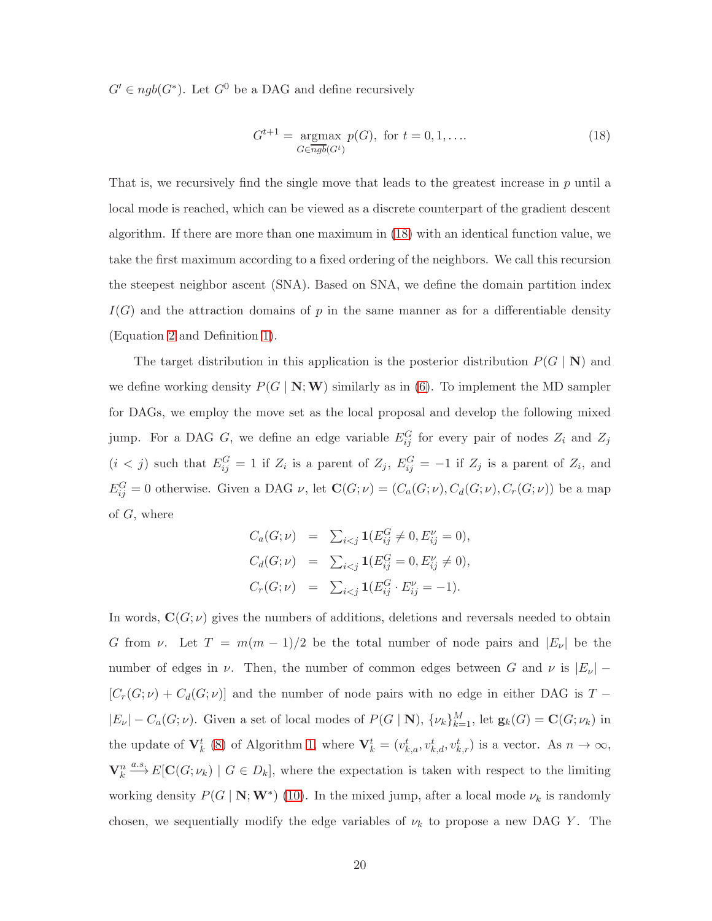$G' \in ngb(G^*)$. Let $G^0$ be a DAG and define recursively

$$G^{t+1} = \underset{G \in \overline{ngb}(G^t)}{\operatorname{argmax}}\ p(G), \text{ for } t = 0, 1, \ldots. \tag{18}$$

That is, we recursively find the single move that leads to the greatest increase in $p$ until a local mode is reached, which can be viewed as a discrete counterpart of the gradient descent algorithm. If there are more than one maximum in (18) with an identical function value, we take the first maximum according to a fixed ordering of the neighbors. We call this recursion the steepest neighbor ascent (SNA). Based on SNA, we define the domain partition index $I(G)$ and the attraction domains of $p$ in the same manner as for a differentiable density (Equation 2 and Definition 1).

The target distribution in this application is the posterior distribution $P(G \mid \mathbf{N})$ and we define working density $P(G \mid \mathbf{N}; \mathbf{W})$ similarly as in (6). To implement the MD sampler for DAGs, we employ the move set as the local proposal and develop the following mixed jump. For a DAG $G$, we define an edge variable $E_{ij}^G$ for every pair of nodes $Z_i$ and $Z_j$ ($i < j$) such that $E_{ij}^G = 1$ if $Z_i$ is a parent of $Z_j$, $E_{ij}^G = -1$ if $Z_j$ is a parent of $Z_i$, and $E_{ij}^G = 0$ otherwise. Given a DAG $\nu$, let $\mathbf{C}(G; \nu) = (C_a(G; \nu), C_d(G; \nu), C_r(G; \nu))$ be a map of $G$, where

$$\begin{aligned}
C_a(G; \nu) &= \textstyle\sum_{i<j} \mathbf{1}(E_{ij}^G \neq 0, E_{ij}^\nu = 0), \\
C_d(G; \nu) &= \textstyle\sum_{i<j} \mathbf{1}(E_{ij}^G = 0, E_{ij}^\nu \neq 0), \\
C_r(G; \nu) &= \textstyle\sum_{i<j} \mathbf{1}(E_{ij}^G \cdot E_{ij}^\nu = -1).
\end{aligned}$$

In words, $\mathbf{C}(G; \nu)$ gives the numbers of additions, deletions and reversals needed to obtain $G$ from $\nu$. Let $T = m(m-1)/2$ be the total number of node pairs and $|E_\nu|$ be the number of edges in $\nu$. Then, the number of common edges between $G$ and $\nu$ is $|E_\nu| - [C_r(G; \nu) + C_d(G; \nu)]$ and the number of node pairs with no edge in either DAG is $T - |E_\nu| - C_a(G; \nu)$. Given a set of local modes of $P(G \mid \mathbf{N})$, $\{\nu_k\}_{k=1}^M$, let $\mathbf{g}_k(G) = \mathbf{C}(G; \nu_k)$ in the update of $\mathbf{V}_k^t$ (8) of Algorithm 1, where $\mathbf{V}_k^t = (v_{k,a}^t, v_{k,d}^t, v_{k,r}^t)$ is a vector. As $n \to \infty$, $\mathbf{V}_k^n \xrightarrow{a.s.} E[\mathbf{C}(G; \nu_k) \mid G \in D_k]$, where the expectation is taken with respect to the limiting working density $P(G \mid \mathbf{N}; \mathbf{W}^*)$ (10). In the mixed jump, after a local mode $\nu_k$ is randomly chosen, we sequentially modify the edge variables of $\nu_k$ to propose a new DAG $Y$. The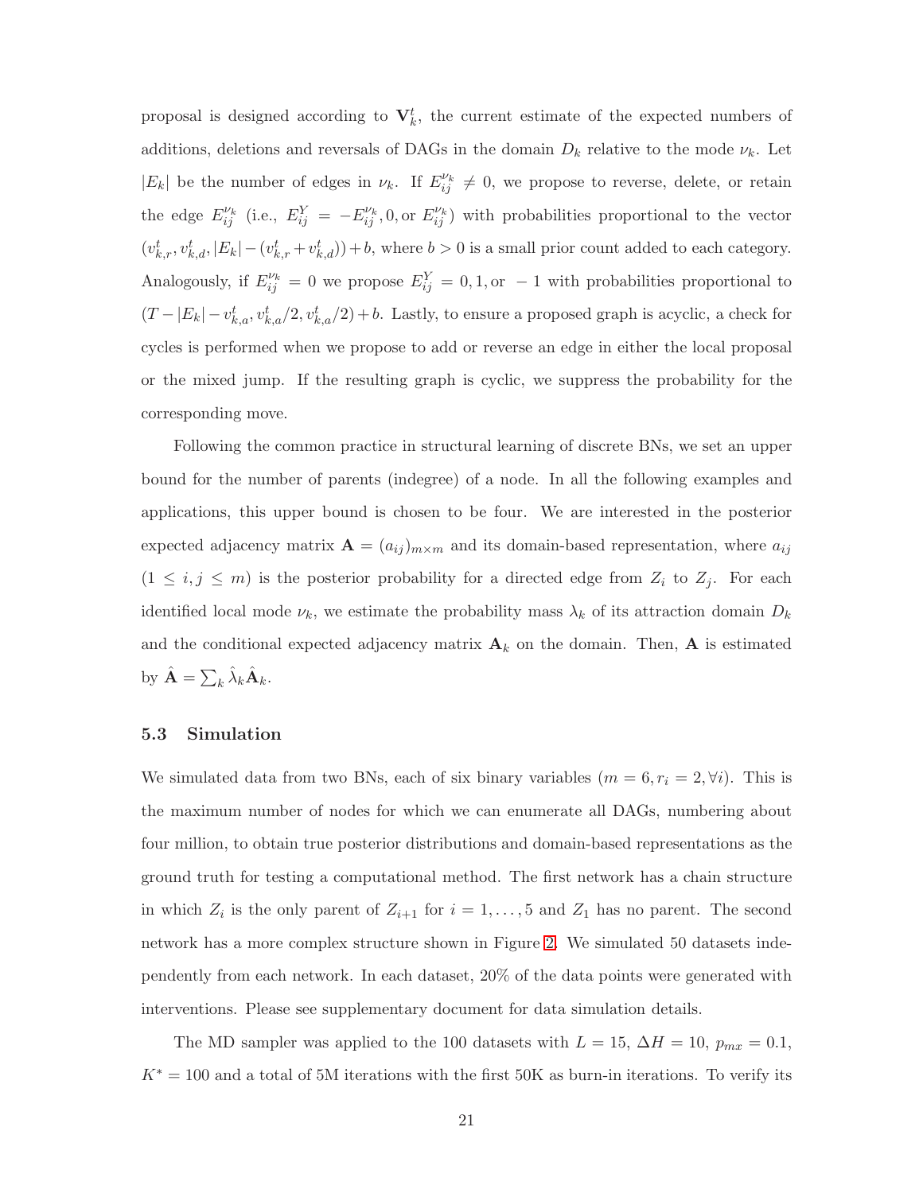proposal is designed according to $\mathbf{V}_k^t$, the current estimate of the expected numbers of additions, deletions and reversals of DAGs in the domain $D_k$ relative to the mode $\nu_k$. Let $|E_k|$ be the number of edges in $\nu_k$. If $E_{ij}^{\nu_k} \neq 0$, we propose to reverse, delete, or retain the edge $E_{ij}^{\nu_k}$ (i.e., $E_{ij}^Y = -E_{ij}^{\nu_k}, 0, \text{or } E_{ij}^{\nu_k}$) with probabilities proportional to the vector $(v_{k,r}^t, v_{k,d}^t, |E_k| - (v_{k,r}^t + v_{k,d}^t)) + b$, where $b > 0$ is a small prior count added to each category. Analogously, if $E_{ij}^{\nu_k} = 0$ we propose $E_{ij}^Y = 0, 1, \text{or } -1$ with probabilities proportional to $(T - |E_k| - v_{k,a}^t, v_{k,a}^t/2, v_{k,a}^t/2) + b$. Lastly, to ensure a proposed graph is acyclic, a check for cycles is performed when we propose to add or reverse an edge in either the local proposal or the mixed jump. If the resulting graph is cyclic, we suppress the probability for the corresponding move.

Following the common practice in structural learning of discrete BNs, we set an upper bound for the number of parents (indegree) of a node. In all the following examples and applications, this upper bound is chosen to be four. We are interested in the posterior expected adjacency matrix $\mathbf{A} = (a_{ij})_{m \times m}$ and its domain-based representation, where $a_{ij}$ ($1 \leq i, j \leq m$) is the posterior probability for a directed edge from $Z_i$ to $Z_j$. For each identified local mode $\nu_k$, we estimate the probability mass $\lambda_k$ of its attraction domain $D_k$ and the conditional expected adjacency matrix $\mathbf{A}_k$ on the domain. Then, $\mathbf{A}$ is estimated by $\hat{\mathbf{A}} = \sum_k \hat{\lambda}_k \hat{\mathbf{A}}_k$.

### 5.3 Simulation

We simulated data from two BNs, each of six binary variables ($m = 6, r_i = 2, \forall i$). This is the maximum number of nodes for which we can enumerate all DAGs, numbering about four million, to obtain true posterior distributions and domain-based representations as the ground truth for testing a computational method. The first network has a chain structure in which $Z_i$ is the only parent of $Z_{i+1}$ for $i = 1, \ldots, 5$ and $Z_1$ has no parent. The second network has a more complex structure shown in Figure 2. We simulated 50 datasets independently from each network. In each dataset, 20% of the data points were generated with interventions. Please see supplementary document for data simulation details.

The MD sampler was applied to the 100 datasets with $L = 15$, $\Delta H = 10$, $p_{mx} = 0.1$, $K^* = 100$ and a total of 5M iterations with the first 50K as burn-in iterations. To verify its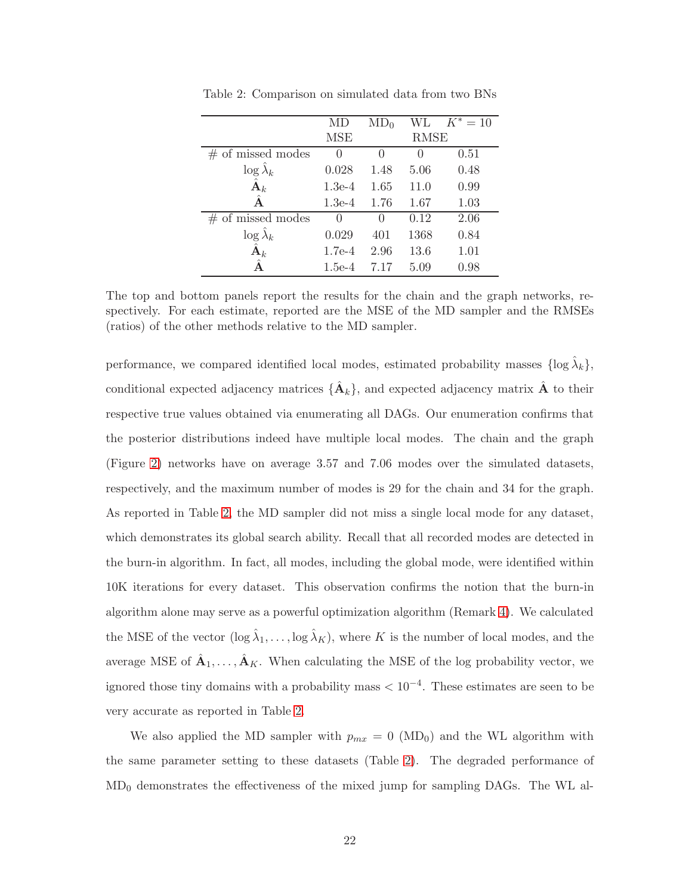Table 2: Comparison on simulated data from two BNs

| | MD | $\text{MD}_0$ | WL | $K^* = 10$ |
|---|---|---|---|---|
| | MSE | | RMSE | |
| # of missed modes | 0 | 0 | 0 | 0.51 |
| $\log \hat{\lambda}_k$ | 0.028 | 1.48 | 5.06 | 0.48 |
| $\hat{\mathbf{A}}_k$ | 1.3e-4 | 1.65 | 11.0 | 0.99 |
| $\hat{\mathbf{A}}$ | 1.3e-4 | 1.76 | 1.67 | 1.03 |
| # of missed modes | 0 | 0 | 0.12 | 2.06 |
| $\log \hat{\lambda}_k$ | 0.029 | 401 | 1368 | 0.84 |
| $\hat{\mathbf{A}}_k$ | 1.7e-4 | 2.96 | 13.6 | 1.01 |
| $\hat{\mathbf{A}}$ | 1.5e-4 | 7.17 | 5.09 | 0.98 |

The top and bottom panels report the results for the chain and the graph networks, respectively. For each estimate, reported are the MSE of the MD sampler and the RMSEs (ratios) of the other methods relative to the MD sampler.

performance, we compared identified local modes, estimated probability masses $\{\log \hat{\lambda}_k\}$, conditional expected adjacency matrices $\{\hat{\mathbf{A}}_k\}$, and expected adjacency matrix $\hat{\mathbf{A}}$ to their respective true values obtained via enumerating all DAGs. Our enumeration confirms that the posterior distributions indeed have multiple local modes. The chain and the graph (Figure 2) networks have on average 3.57 and 7.06 modes over the simulated datasets, respectively, and the maximum number of modes is 29 for the chain and 34 for the graph. As reported in Table 2, the MD sampler did not miss a single local mode for any dataset, which demonstrates its global search ability. Recall that all recorded modes are detected in the burn-in algorithm. In fact, all modes, including the global mode, were identified within 10K iterations for every dataset. This observation confirms the notion that the burn-in algorithm alone may serve as a powerful optimization algorithm (Remark 4). We calculated the MSE of the vector $(\log \hat{\lambda}_1, \ldots, \log \hat{\lambda}_K)$, where $K$ is the number of local modes, and the average MSE of $\hat{\mathbf{A}}_1, \ldots, \hat{\mathbf{A}}_K$. When calculating the MSE of the log probability vector, we ignored those tiny domains with a probability mass $< 10^{-4}$. These estimates are seen to be very accurate as reported in Table 2.

We also applied the MD sampler with $p_{mx} = 0$ ($\text{MD}_0$) and the WL algorithm with the same parameter setting to these datasets (Table 2). The degraded performance of $\text{MD}_0$ demonstrates the effectiveness of the mixed jump for sampling DAGs. The WL al-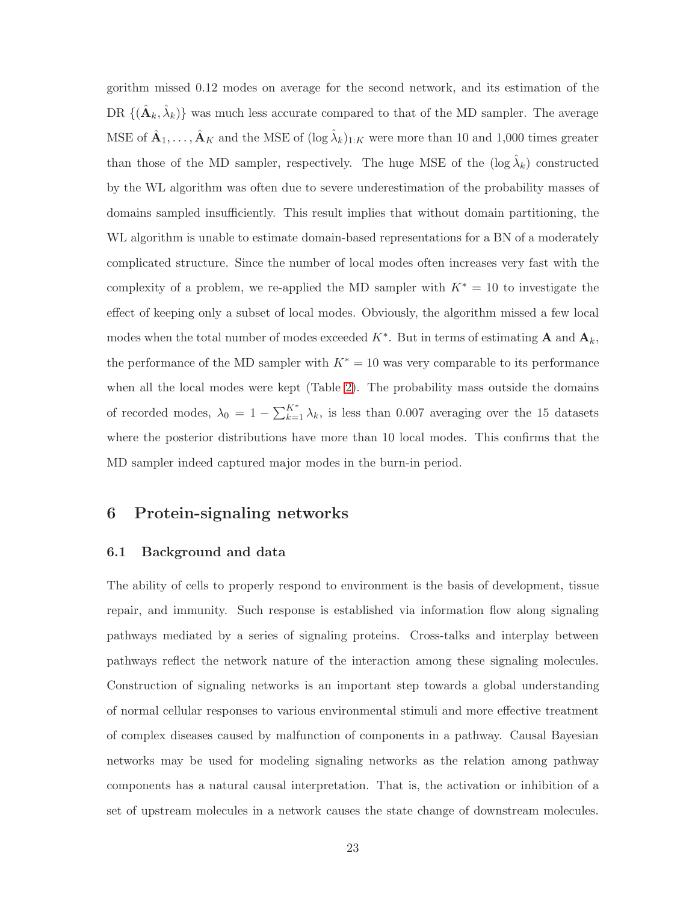gorithm missed 0.12 modes on average for the second network, and its estimation of the DR $\{(\hat{\mathbf{A}}_k, \hat{\lambda}_k)\}$ was much less accurate compared to that of the MD sampler. The average MSE of $\hat{\mathbf{A}}_1, \ldots, \hat{\mathbf{A}}_K$ and the MSE of $(\log \hat{\lambda}_k)_{1:K}$ were more than 10 and 1,000 times greater than those of the MD sampler, respectively. The huge MSE of the $(\log \hat{\lambda}_k)$ constructed by the WL algorithm was often due to severe underestimation of the probability masses of domains sampled insufficiently. This result implies that without domain partitioning, the WL algorithm is unable to estimate domain-based representations for a BN of a moderately complicated structure. Since the number of local modes often increases very fast with the complexity of a problem, we re-applied the MD sampler with $K^* = 10$ to investigate the effect of keeping only a subset of local modes. Obviously, the algorithm missed a few local modes when the total number of modes exceeded $K^*$. But in terms of estimating $\mathbf{A}$ and $\mathbf{A}_k$, the performance of the MD sampler with $K^* = 10$ was very comparable to its performance when all the local modes were kept (Table 2). The probability mass outside the domains of recorded modes, $\lambda_0 = 1 - \sum_{k=1}^{K^*} \lambda_k$, is less than 0.007 averaging over the 15 datasets where the posterior distributions have more than 10 local modes. This confirms that the MD sampler indeed captured major modes in the burn-in period.

# 6 Protein-signaling networks

## 6.1 Background and data

The ability of cells to properly respond to environment is the basis of development, tissue repair, and immunity. Such response is established via information flow along signaling pathways mediated by a series of signaling proteins. Cross-talks and interplay between pathways reflect the network nature of the interaction among these signaling molecules. Construction of signaling networks is an important step towards a global understanding of normal cellular responses to various environmental stimuli and more effective treatment of complex diseases caused by malfunction of components in a pathway. Causal Bayesian networks may be used for modeling signaling networks as the relation among pathway components has a natural causal interpretation. That is, the activation or inhibition of a set of upstream molecules in a network causes the state change of downstream molecules.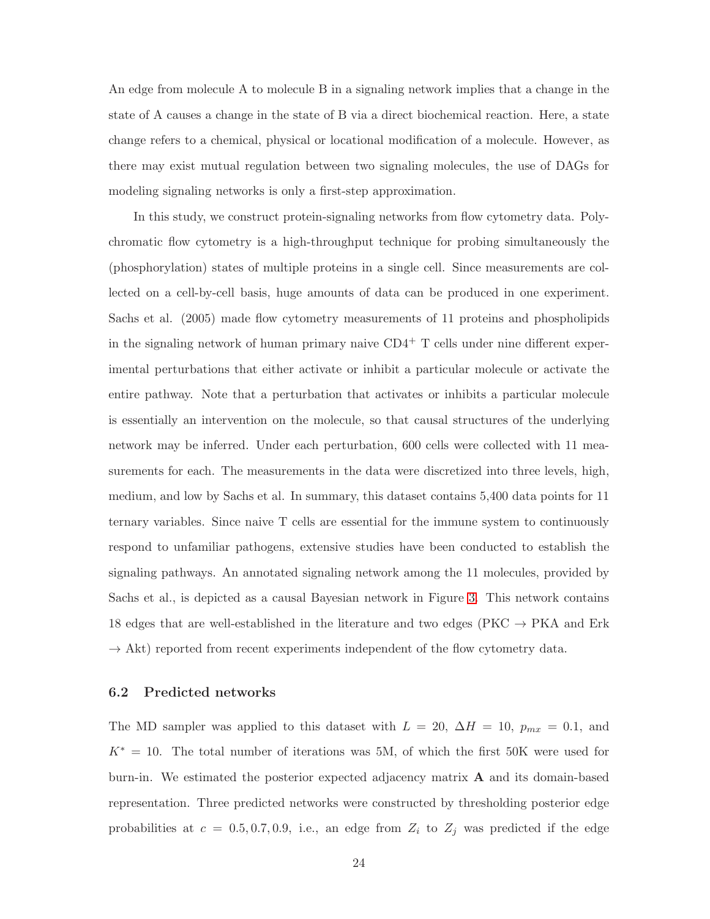An edge from molecule A to molecule B in a signaling network implies that a change in the state of A causes a change in the state of B via a direct biochemical reaction. Here, a state change refers to a chemical, physical or locational modification of a molecule. However, as there may exist mutual regulation between two signaling molecules, the use of DAGs for modeling signaling networks is only a first-step approximation.

In this study, we construct protein-signaling networks from flow cytometry data. Polychromatic flow cytometry is a high-throughput technique for probing simultaneously the (phosphorylation) states of multiple proteins in a single cell. Since measurements are collected on a cell-by-cell basis, huge amounts of data can be produced in one experiment. Sachs et al. (2005) made flow cytometry measurements of 11 proteins and phospholipids in the signaling network of human primary naive $CD4^{+}$ T cells under nine different experimental perturbations that either activate or inhibit a particular molecule or activate the entire pathway. Note that a perturbation that activates or inhibits a particular molecule is essentially an intervention on the molecule, so that causal structures of the underlying network may be inferred. Under each perturbation, 600 cells were collected with 11 measurements for each. The measurements in the data were discretized into three levels, high, medium, and low by Sachs et al. In summary, this dataset contains 5,400 data points for 11 ternary variables. Since naive T cells are essential for the immune system to continuously respond to unfamiliar pathogens, extensive studies have been conducted to establish the signaling pathways. An annotated signaling network among the 11 molecules, provided by Sachs et al., is depicted as a causal Bayesian network in Figure 3. This network contains 18 edges that are well-established in the literature and two edges (PKC $\rightarrow$ PKA and Erk $\rightarrow$ Akt) reported from recent experiments independent of the flow cytometry data.

### 6.2 Predicted networks

The MD sampler was applied to this dataset with $L = 20$, $\Delta H = 10$, $p_{mx} = 0.1$, and $K^* = 10$. The total number of iterations was 5M, of which the first 50K were used for burn-in. We estimated the posterior expected adjacency matrix $\mathbf{A}$ and its domain-based representation. Three predicted networks were constructed by thresholding posterior edge probabilities at $c = 0.5, 0.7, 0.9$, i.e., an edge from $Z_i$ to $Z_j$ was predicted if the edge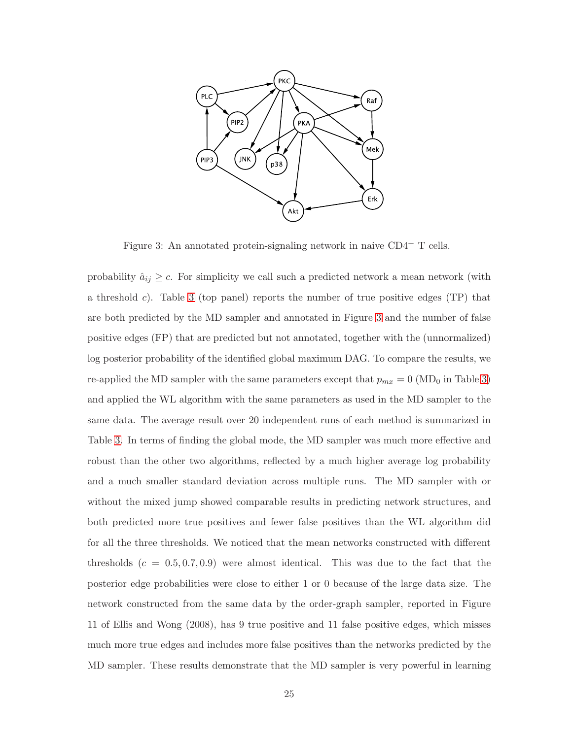Figure 3: An annotated protein-signaling network in naive CD4$^{+}$ T cells.

probability $\hat{a}_{ij} \geq c$. For simplicity we call such a predicted network a mean network (with a threshold $c$). Table 3 (top panel) reports the number of true positive edges (TP) that are both predicted by the MD sampler and annotated in Figure 3 and the number of false positive edges (FP) that are predicted but not annotated, together with the (unnormalized) log posterior probability of the identified global maximum DAG. To compare the results, we re-applied the MD sampler with the same parameters except that $p_{mx} = 0$ (MD$_0$ in Table 3) and applied the WL algorithm with the same parameters as used in the MD sampler to the same data. The average result over 20 independent runs of each method is summarized in Table 3. In terms of finding the global mode, the MD sampler was much more effective and robust than the other two algorithms, reflected by a much higher average log probability and a much smaller standard deviation across multiple runs. The MD sampler with or without the mixed jump showed comparable results in predicting network structures, and both predicted more true positives and fewer false positives than the WL algorithm did for all the three thresholds. We noticed that the mean networks constructed with different thresholds ($c = 0.5, 0.7, 0.9$) were almost identical. This was due to the fact that the posterior edge probabilities were close to either 1 or 0 because of the large data size. The network constructed from the same data by the order-graph sampler, reported in Figure 11 of Ellis and Wong (2008), has 9 true positive and 11 false positive edges, which misses much more true edges and includes more false positives than the networks predicted by the MD sampler. These results demonstrate that the MD sampler is very powerful in learning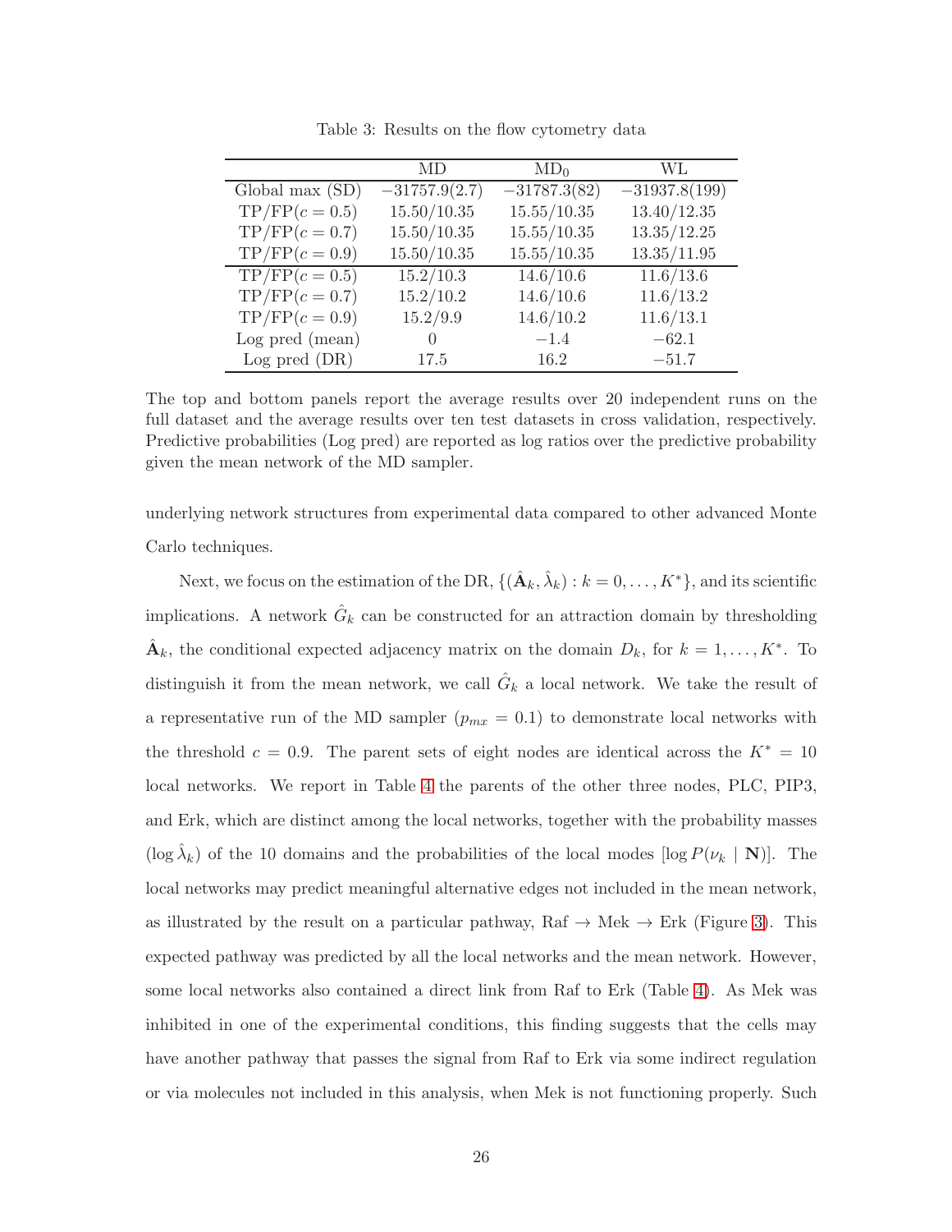Table 3: Results on the flow cytometry data

| | MD | $\text{MD}_0$ | WL |
|---|---|---|---|
| Global max (SD) | $-31757.9(2.7)$ | $-31787.3(82)$ | $-31937.8(199)$ |
| TP/FP$(c = 0.5)$ | 15.50/10.35 | 15.55/10.35 | 13.40/12.35 |
| TP/FP$(c = 0.7)$ | 15.50/10.35 | 15.55/10.35 | 13.35/12.25 |
| TP/FP$(c = 0.9)$ | 15.50/10.35 | 15.55/10.35 | 13.35/11.95 |
| TP/FP$(c = 0.5)$ | 15.2/10.3 | 14.6/10.6 | 11.6/13.6 |
| TP/FP$(c = 0.7)$ | 15.2/10.2 | 14.6/10.6 | 11.6/13.2 |
| TP/FP$(c = 0.9)$ | 15.2/9.9 | 14.6/10.2 | 11.6/13.1 |
| Log pred (mean) | 0 | $-1.4$ | $-62.1$ |
| Log pred (DR) | 17.5 | 16.2 | $-51.7$ |

The top and bottom panels report the average results over 20 independent runs on the full dataset and the average results over ten test datasets in cross validation, respectively. Predictive probabilities (Log pred) are reported as log ratios over the predictive probability given the mean network of the MD sampler.

underlying network structures from experimental data compared to other advanced Monte Carlo techniques.

Next, we focus on the estimation of the DR, $\{(\hat{\mathbf{A}}_k, \hat{\lambda}_k) : k = 0, \ldots, K^*\}$, and its scientific implications. A network $\hat{G}_k$ can be constructed for an attraction domain by thresholding $\hat{\mathbf{A}}_k$, the conditional expected adjacency matrix on the domain $D_k$, for $k = 1, \ldots, K^*$. To distinguish it from the mean network, we call $\hat{G}_k$ a local network. We take the result of a representative run of the MD sampler ($p_{mx} = 0.1$) to demonstrate local networks with the threshold $c = 0.9$. The parent sets of eight nodes are identical across the $K^* = 10$ local networks. We report in Table 4 the parents of the other three nodes, PLC, PIP3, and Erk, which are distinct among the local networks, together with the probability masses ($\log \hat{\lambda}_k$) of the 10 domains and the probabilities of the local modes [$\log P(\nu_k \mid \mathbf{N})$]. The local networks may predict meaningful alternative edges not included in the mean network, as illustrated by the result on a particular pathway, Raf $\to$ Mek $\to$ Erk (Figure 3). This expected pathway was predicted by all the local networks and the mean network. However, some local networks also contained a direct link from Raf to Erk (Table 4). As Mek was inhibited in one of the experimental conditions, this finding suggests that the cells may have another pathway that passes the signal from Raf to Erk via some indirect regulation or via molecules not included in this analysis, when Mek is not functioning properly. Such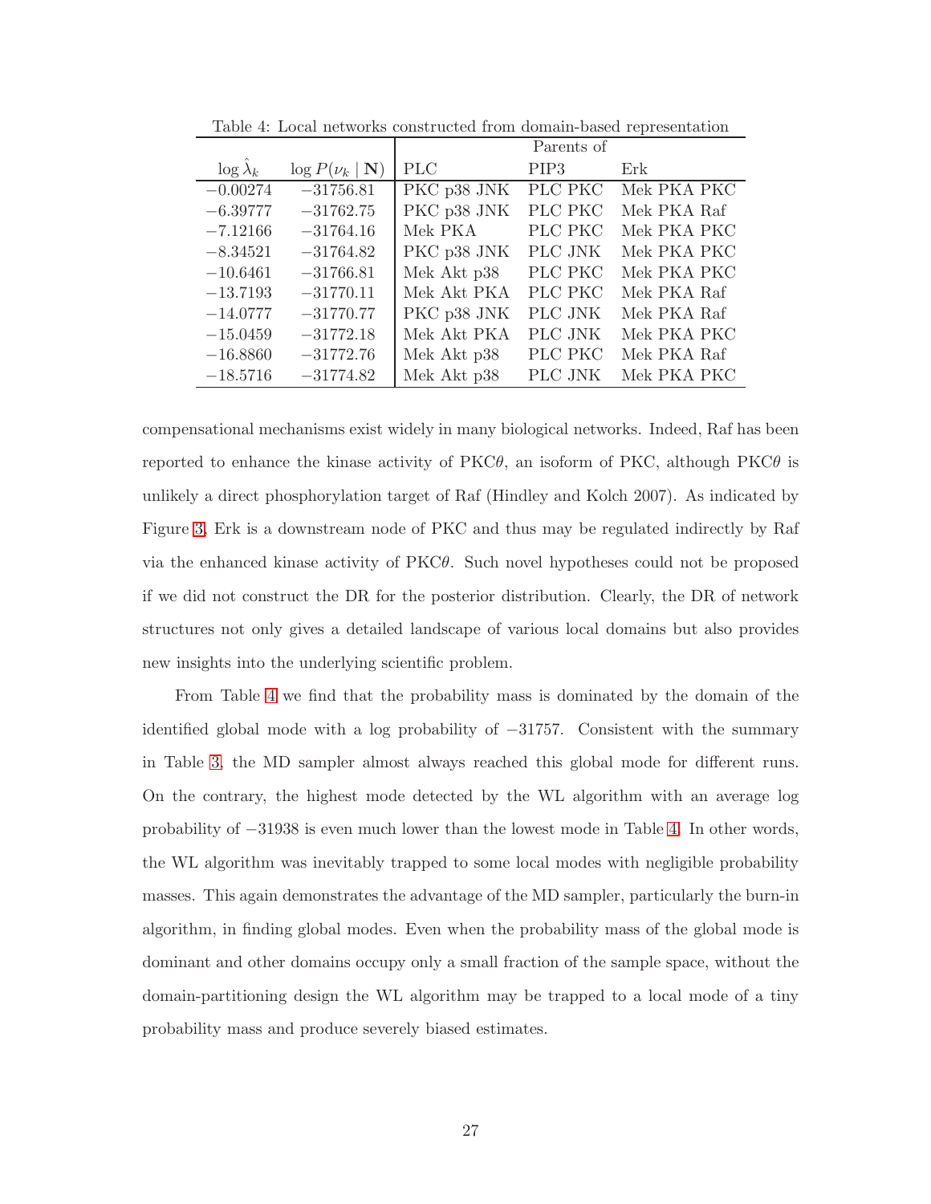Table 4: Local networks constructed from domain-based representation

| $\log \hat{\lambda}_k$ | $\log P(\nu_k \mid \mathbf{N})$ | Parents of PLC | Parents of PIP3 | Parents of Erk |
|---|---|---|---|---|
| $-0.00274$ | $-31756.81$ | PKC p38 JNK | PLC PKC | Mek PKA PKC |
| $-6.39777$ | $-31762.75$ | PKC p38 JNK | PLC PKC | Mek PKA Raf |
| $-7.12166$ | $-31764.16$ | Mek PKA | PLC PKC | Mek PKA PKC |
| $-8.34521$ | $-31764.82$ | PKC p38 JNK | PLC JNK | Mek PKA PKC |
| $-10.6461$ | $-31766.81$ | Mek Akt p38 | PLC PKC | Mek PKA PKC |
| $-13.7193$ | $-31770.11$ | Mek Akt PKA | PLC PKC | Mek PKA Raf |
| $-14.0777$ | $-31770.77$ | PKC p38 JNK | PLC JNK | Mek PKA Raf |
| $-15.0459$ | $-31772.18$ | Mek Akt PKA | PLC JNK | Mek PKA PKC |
| $-16.8860$ | $-31772.76$ | Mek Akt p38 | PLC PKC | Mek PKA Raf |
| $-18.5716$ | $-31774.82$ | Mek Akt p38 | PLC JNK | Mek PKA PKC |

compensational mechanisms exist widely in many biological networks. Indeed, Raf has been reported to enhance the kinase activity of PKC$\theta$, an isoform of PKC, although PKC$\theta$ is unlikely a direct phosphorylation target of Raf (Hindley and Kolch 2007). As indicated by Figure 3, Erk is a downstream node of PKC and thus may be regulated indirectly by Raf via the enhanced kinase activity of PKC$\theta$. Such novel hypotheses could not be proposed if we did not construct the DR for the posterior distribution. Clearly, the DR of network structures not only gives a detailed landscape of various local domains but also provides new insights into the underlying scientific problem.

From Table 4 we find that the probability mass is dominated by the domain of the identified global mode with a log probability of $-31757$. Consistent with the summary in Table 3, the MD sampler almost always reached this global mode for different runs. On the contrary, the highest mode detected by the WL algorithm with an average log probability of $-31938$ is even much lower than the lowest mode in Table 4. In other words, the WL algorithm was inevitably trapped to some local modes with negligible probability masses. This again demonstrates the advantage of the MD sampler, particularly the burn-in algorithm, in finding global modes. Even when the probability mass of the global mode is dominant and other domains occupy only a small fraction of the sample space, without the domain-partitioning design the WL algorithm may be trapped to a local mode of a tiny probability mass and produce severely biased estimates.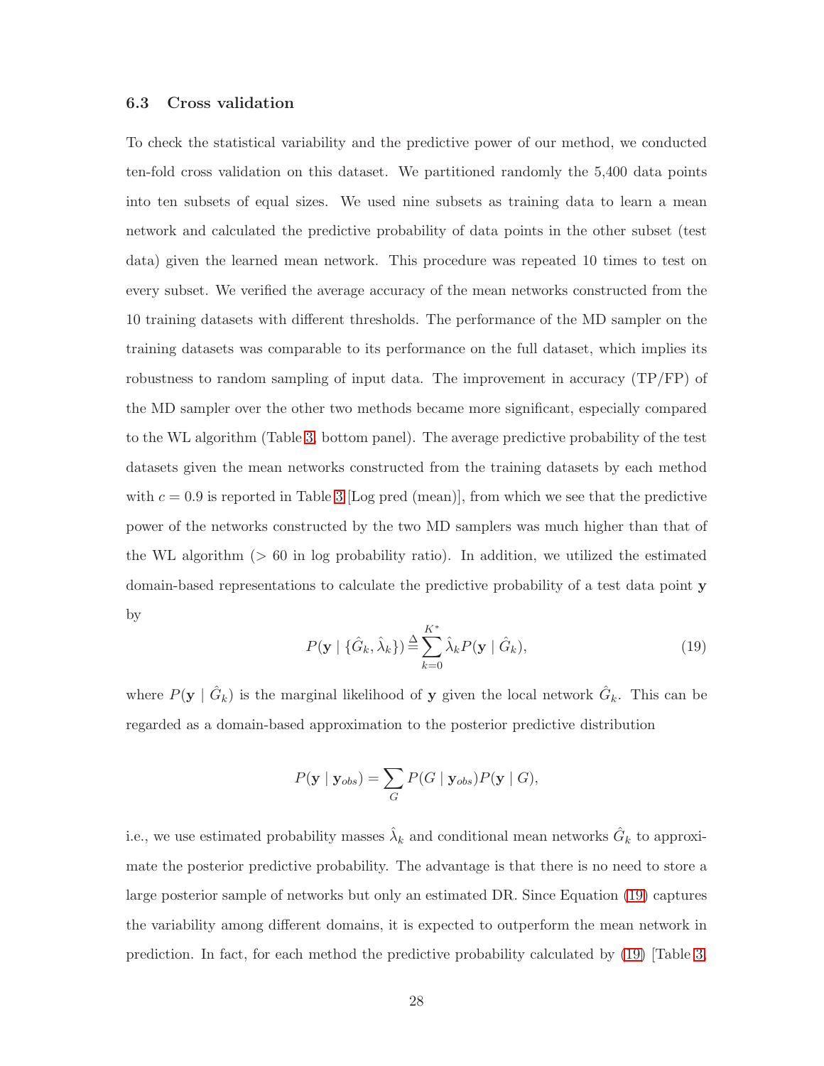### 6.3 Cross validation

To check the statistical variability and the predictive power of our method, we conducted ten-fold cross validation on this dataset. We partitioned randomly the 5,400 data points into ten subsets of equal sizes. We used nine subsets as training data to learn a mean network and calculated the predictive probability of data points in the other subset (test data) given the learned mean network. This procedure was repeated 10 times to test on every subset. We verified the average accuracy of the mean networks constructed from the 10 training datasets with different thresholds. The performance of the MD sampler on the training datasets was comparable to its performance on the full dataset, which implies its robustness to random sampling of input data. The improvement in accuracy (TP/FP) of the MD sampler over the other two methods became more significant, especially compared to the WL algorithm (Table 3, bottom panel). The average predictive probability of the test datasets given the mean networks constructed from the training datasets by each method with $c = 0.9$ is reported in Table 3 [Log pred (mean)], from which we see that the predictive power of the networks constructed by the two MD samplers was much higher than that of the WL algorithm ($> 60$ in log probability ratio). In addition, we utilized the estimated domain-based representations to calculate the predictive probability of a test data point $\mathbf{y}$ by

$$P(\mathbf{y} \mid \{\hat{G}_k, \hat{\lambda}_k\}) \stackrel{\Delta}{=} \sum_{k=0}^{K^*} \hat{\lambda}_k P(\mathbf{y} \mid \hat{G}_k), \tag{19}$$

where $P(\mathbf{y} \mid \hat{G}_k)$ is the marginal likelihood of $\mathbf{y}$ given the local network $\hat{G}_k$. This can be regarded as a domain-based approximation to the posterior predictive distribution

$$P(\mathbf{y} \mid \mathbf{y}_{obs}) = \sum_{G} P(G \mid \mathbf{y}_{obs}) P(\mathbf{y} \mid G),$$

i.e., we use estimated probability masses $\hat{\lambda}_k$ and conditional mean networks $\hat{G}_k$ to approximate the posterior predictive probability. The advantage is that there is no need to store a large posterior sample of networks but only an estimated DR. Since Equation (19) captures the variability among different domains, it is expected to outperform the mean network in prediction. In fact, for each method the predictive probability calculated by (19) [Table 3,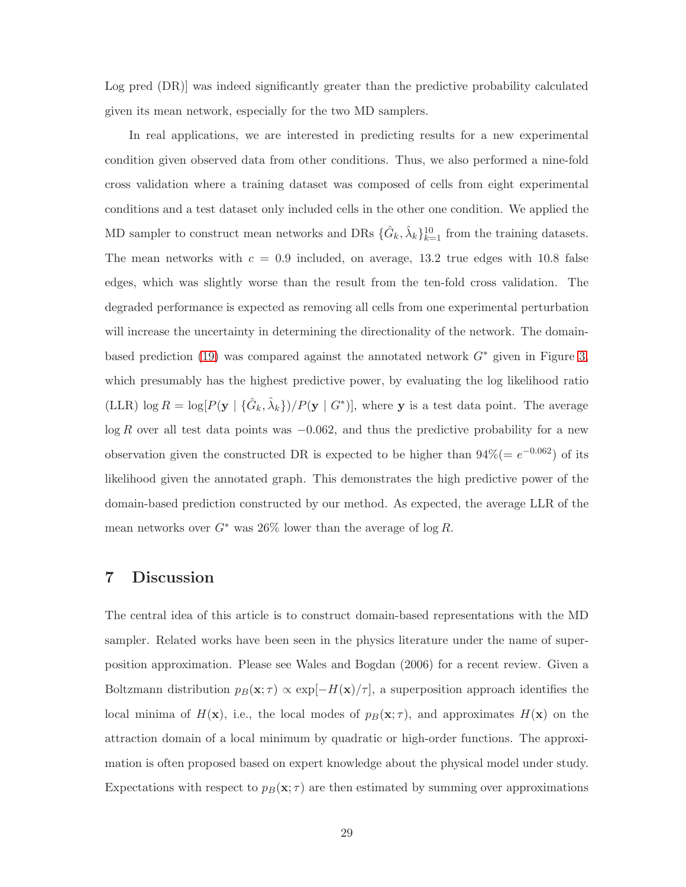Log pred (DR)] was indeed significantly greater than the predictive probability calculated given its mean network, especially for the two MD samplers.

In real applications, we are interested in predicting results for a new experimental condition given observed data from other conditions. Thus, we also performed a nine-fold cross validation where a training dataset was composed of cells from eight experimental conditions and a test dataset only included cells in the other one condition. We applied the MD sampler to construct mean networks and DRs $\{\hat{G}_k, \hat{\lambda}_k\}_{k=1}^{10}$ from the training datasets. The mean networks with $c = 0.9$ included, on average, 13.2 true edges with 10.8 false edges, which was slightly worse than the result from the ten-fold cross validation. The degraded performance is expected as removing all cells from one experimental perturbation will increase the uncertainty in determining the directionality of the network. The domain-based prediction (19) was compared against the annotated network $G^*$ given in Figure 3, which presumably has the highest predictive power, by evaluating the log likelihood ratio (LLR) $\log R = \log[P(\mathbf{y} \mid \{\hat{G}_k, \hat{\lambda}_k\})/P(\mathbf{y} \mid G^*)]$, where $\mathbf{y}$ is a test data point. The average $\log R$ over all test data points was $-0.062$, and thus the predictive probability for a new observation given the constructed DR is expected to be higher than $94\% (= e^{-0.062})$ of its likelihood given the annotated graph. This demonstrates the high predictive power of the domain-based prediction constructed by our method. As expected, the average LLR of the mean networks over $G^*$ was 26% lower than the average of $\log R$.

# 7 Discussion

The central idea of this article is to construct domain-based representations with the MD sampler. Related works have been seen in the physics literature under the name of superposition approximation. Please see Wales and Bogdan (2006) for a recent review. Given a Boltzmann distribution $p_B(\mathbf{x}; \tau) \propto \exp[-H(\mathbf{x})/\tau]$, a superposition approach identifies the local minima of $H(\mathbf{x})$, i.e., the local modes of $p_B(\mathbf{x}; \tau)$, and approximates $H(\mathbf{x})$ on the attraction domain of a local minimum by quadratic or high-order functions. The approximation is often proposed based on expert knowledge about the physical model under study. Expectations with respect to $p_B(\mathbf{x}; \tau)$ are then estimated by summing over approximations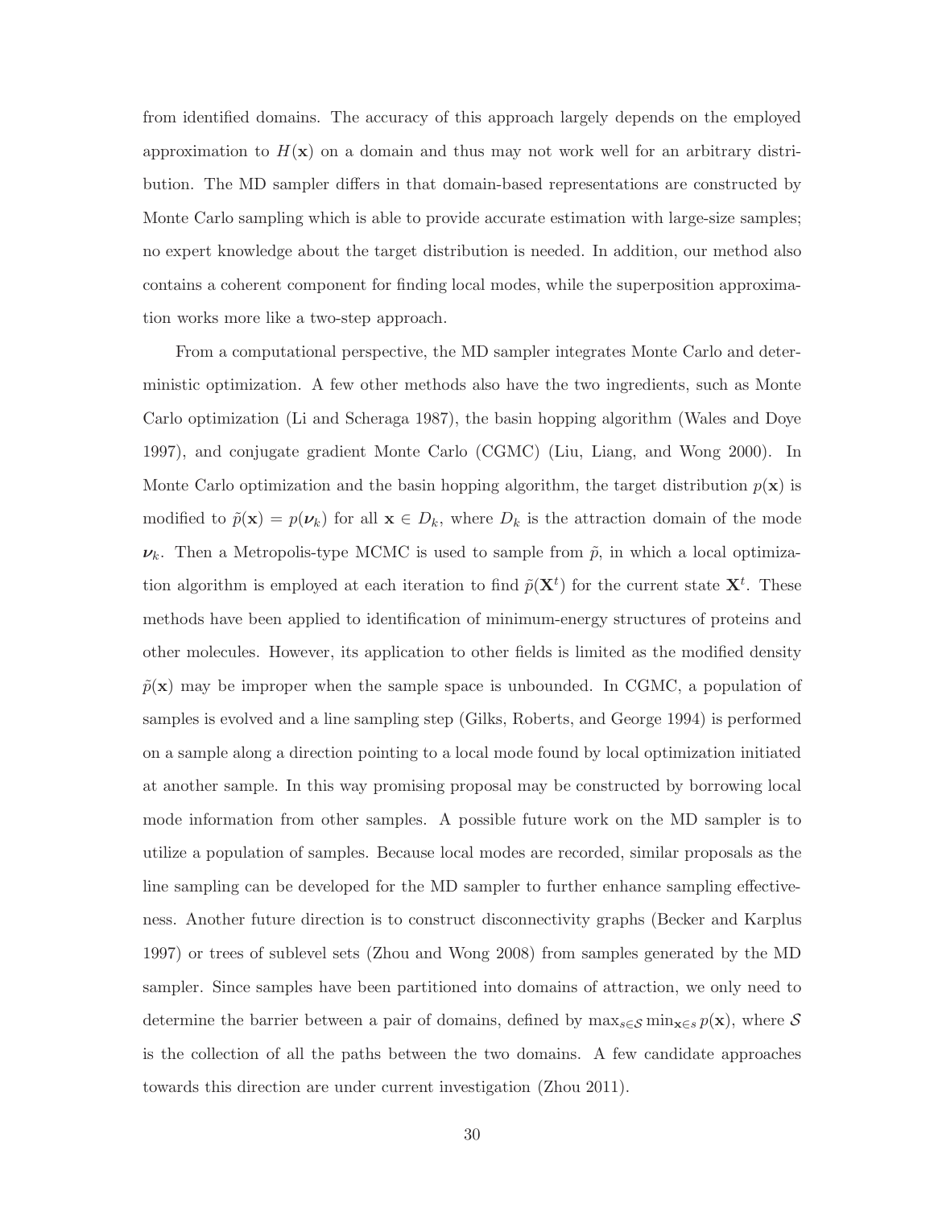from identified domains. The accuracy of this approach largely depends on the employed approximation to $H(\mathbf{x})$ on a domain and thus may not work well for an arbitrary distribution. The MD sampler differs in that domain-based representations are constructed by Monte Carlo sampling which is able to provide accurate estimation with large-size samples; no expert knowledge about the target distribution is needed. In addition, our method also contains a coherent component for finding local modes, while the superposition approximation works more like a two-step approach.

From a computational perspective, the MD sampler integrates Monte Carlo and deterministic optimization. A few other methods also have the two ingredients, such as Monte Carlo optimization (Li and Scheraga 1987), the basin hopping algorithm (Wales and Doye 1997), and conjugate gradient Monte Carlo (CGMC) (Liu, Liang, and Wong 2000). In Monte Carlo optimization and the basin hopping algorithm, the target distribution $p(\mathbf{x})$ is modified to $\tilde{p}(\mathbf{x}) = p(\boldsymbol{\nu}_k)$ for all $\mathbf{x} \in D_k$, where $D_k$ is the attraction domain of the mode $\boldsymbol{\nu}_k$. Then a Metropolis-type MCMC is used to sample from $\tilde{p}$, in which a local optimization algorithm is employed at each iteration to find $\tilde{p}(\mathbf{X}^t)$ for the current state $\mathbf{X}^t$. These methods have been applied to identification of minimum-energy structures of proteins and other molecules. However, its application to other fields is limited as the modified density $\tilde{p}(\mathbf{x})$ may be improper when the sample space is unbounded. In CGMC, a population of samples is evolved and a line sampling step (Gilks, Roberts, and George 1994) is performed on a sample along a direction pointing to a local mode found by local optimization initiated at another sample. In this way promising proposal may be constructed by borrowing local mode information from other samples. A possible future work on the MD sampler is to utilize a population of samples. Because local modes are recorded, similar proposals as the line sampling can be developed for the MD sampler to further enhance sampling effectiveness. Another future direction is to construct disconnectivity graphs (Becker and Karplus 1997) or trees of sublevel sets (Zhou and Wong 2008) from samples generated by the MD sampler. Since samples have been partitioned into domains of attraction, we only need to determine the barrier between a pair of domains, defined by $\max_{s \in \mathcal{S}} \min_{\mathbf{x} \in s} p(\mathbf{x})$, where $\mathcal{S}$ is the collection of all the paths between the two domains. A few candidate approaches towards this direction are under current investigation (Zhou 2011).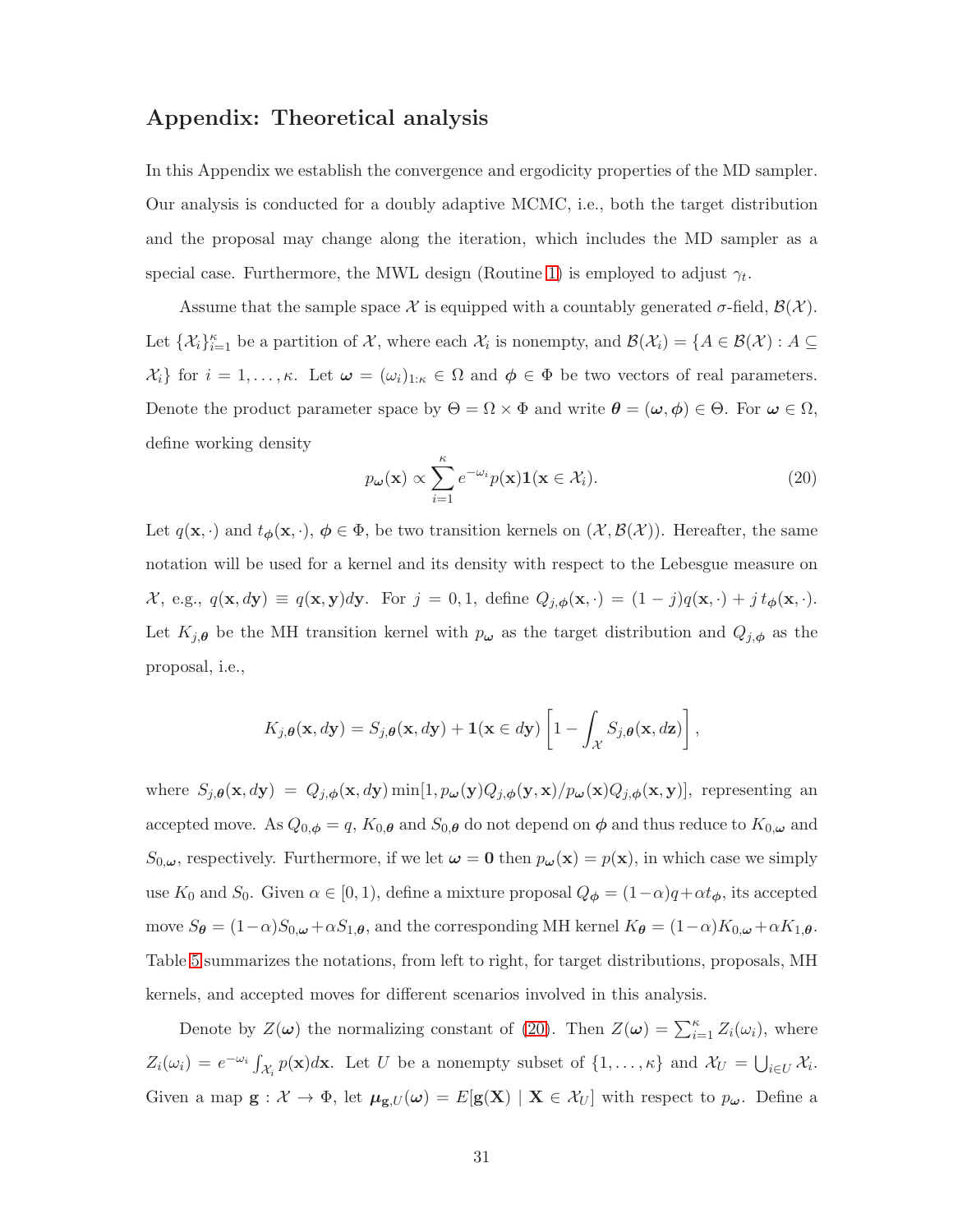## Appendix: Theoretical analysis

In this Appendix we establish the convergence and ergodicity properties of the MD sampler. Our analysis is conducted for a doubly adaptive MCMC, i.e., both the target distribution and the proposal may change along the iteration, which includes the MD sampler as a special case. Furthermore, the MWL design (Routine 1) is employed to adjust $\gamma_t$.

Assume that the sample space $\mathcal{X}$ is equipped with a countably generated $\sigma$-field, $\mathcal{B}(\mathcal{X})$. Let $\{\mathcal{X}_i\}_{i=1}^{\kappa}$ be a partition of $\mathcal{X}$, where each $\mathcal{X}_i$ is nonempty, and $\mathcal{B}(\mathcal{X}_i) = \{A \in \mathcal{B}(\mathcal{X}) : A \subseteq \mathcal{X}_i\}$ for $i = 1, \ldots, \kappa$. Let $\boldsymbol{\omega} = (\omega_i)_{1:\kappa} \in \Omega$ and $\boldsymbol{\phi} \in \Phi$ be two vectors of real parameters. Denote the product parameter space by $\Theta = \Omega \times \Phi$ and write $\boldsymbol{\theta} = (\boldsymbol{\omega}, \boldsymbol{\phi}) \in \Theta$. For $\boldsymbol{\omega} \in \Omega$, define working density

$$p_{\boldsymbol{\omega}}(\mathbf{x}) \propto \sum_{i=1}^{\kappa} e^{-\omega_i} p(\mathbf{x}) \mathbf{1}(\mathbf{x} \in \mathcal{X}_i). \tag{20}$$

Let $q(\mathbf{x}, \cdot)$ and $t_{\boldsymbol{\phi}}(\mathbf{x}, \cdot)$, $\boldsymbol{\phi} \in \Phi$, be two transition kernels on $(\mathcal{X}, \mathcal{B}(\mathcal{X}))$. Hereafter, the same notation will be used for a kernel and its density with respect to the Lebesgue measure on $\mathcal{X}$, e.g., $q(\mathbf{x}, d\mathbf{y}) \equiv q(\mathbf{x}, \mathbf{y})d\mathbf{y}$. For $j = 0, 1$, define $Q_{j,\boldsymbol{\phi}}(\mathbf{x}, \cdot) = (1 - j)q(\mathbf{x}, \cdot) + j\, t_{\boldsymbol{\phi}}(\mathbf{x}, \cdot)$. Let $K_{j,\boldsymbol{\theta}}$ be the MH transition kernel with $p_{\boldsymbol{\omega}}$ as the target distribution and $Q_{j,\boldsymbol{\phi}}$ as the proposal, i.e.,

$$K_{j,\boldsymbol{\theta}}(\mathbf{x}, d\mathbf{y}) = S_{j,\boldsymbol{\theta}}(\mathbf{x}, d\mathbf{y}) + \mathbf{1}(\mathbf{x} \in d\mathbf{y}) \left[1 - \int_{\mathcal{X}} S_{j,\boldsymbol{\theta}}(\mathbf{x}, d\mathbf{z})\right],$$

where $S_{j,\boldsymbol{\theta}}(\mathbf{x}, d\mathbf{y}) = Q_{j,\boldsymbol{\phi}}(\mathbf{x}, d\mathbf{y}) \min[1, p_{\boldsymbol{\omega}}(\mathbf{y})Q_{j,\boldsymbol{\phi}}(\mathbf{y}, \mathbf{x})/p_{\boldsymbol{\omega}}(\mathbf{x})Q_{j,\boldsymbol{\phi}}(\mathbf{x}, \mathbf{y})]$, representing an accepted move. As $Q_{0,\boldsymbol{\phi}} = q$, $K_{0,\boldsymbol{\theta}}$ and $S_{0,\boldsymbol{\theta}}$ do not depend on $\boldsymbol{\phi}$ and thus reduce to $K_{0,\boldsymbol{\omega}}$ and $S_{0,\boldsymbol{\omega}}$, respectively. Furthermore, if we let $\boldsymbol{\omega} = \mathbf{0}$ then $p_{\boldsymbol{\omega}}(\mathbf{x}) = p(\mathbf{x})$, in which case we simply use $K_0$ and $S_0$. Given $\alpha \in [0, 1)$, define a mixture proposal $Q_{\boldsymbol{\phi}} = (1-\alpha)q + \alpha t_{\boldsymbol{\phi}}$, its accepted move $S_{\boldsymbol{\theta}} = (1-\alpha)S_{0,\boldsymbol{\omega}} + \alpha S_{1,\boldsymbol{\theta}}$, and the corresponding MH kernel $K_{\boldsymbol{\theta}} = (1-\alpha)K_{0,\boldsymbol{\omega}} + \alpha K_{1,\boldsymbol{\theta}}$. Table 5 summarizes the notations, from left to right, for target distributions, proposals, MH kernels, and accepted moves for different scenarios involved in this analysis.

Denote by $Z(\boldsymbol{\omega})$ the normalizing constant of (20). Then $Z(\boldsymbol{\omega}) = \sum_{i=1}^{\kappa} Z_i(\omega_i)$, where $Z_i(\omega_i) = e^{-\omega_i} \int_{\mathcal{X}_i} p(\mathbf{x})d\mathbf{x}$. Let $U$ be a nonempty subset of $\{1, \ldots, \kappa\}$ and $\mathcal{X}_U = \bigcup_{i \in U} \mathcal{X}_i$. Given a map $\mathbf{g} : \mathcal{X} \to \Phi$, let $\boldsymbol{\mu}_{\mathbf{g},U}(\boldsymbol{\omega}) = E[\mathbf{g}(\mathbf{X}) \mid \mathbf{X} \in \mathcal{X}_U]$ with respect to $p_{\boldsymbol{\omega}}$. Define a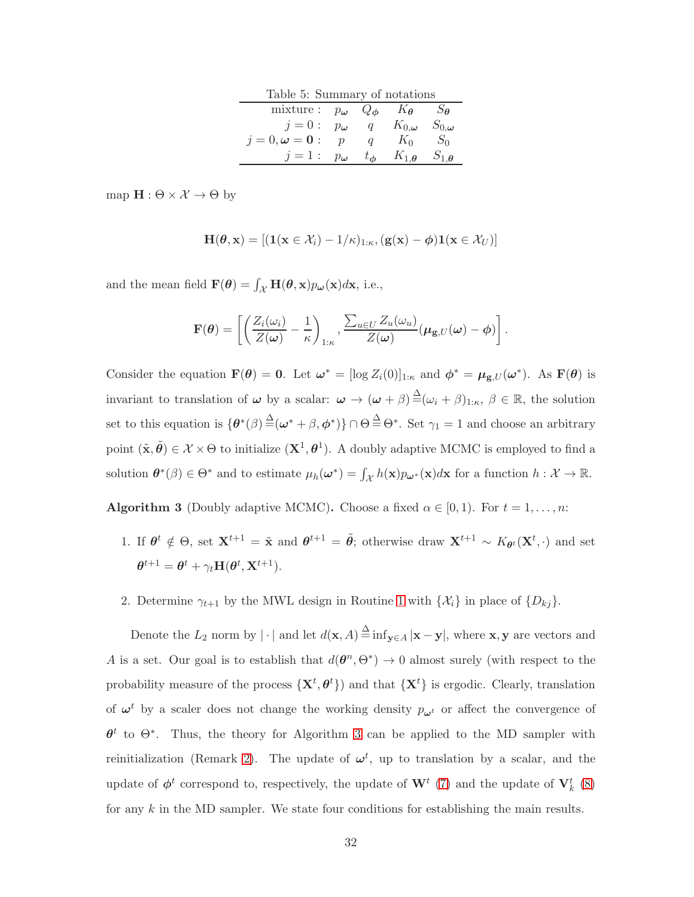Table 5: Summary of notations

| | | | | |
|---|---|---|---|---|
| mixture : | $p_{\boldsymbol{\omega}}$ | $Q_{\boldsymbol{\phi}}$ | $K_{\boldsymbol{\theta}}$ | $S_{\boldsymbol{\theta}}$ |
| $j=0$ : | $p_{\boldsymbol{\omega}}$ | $q$ | $K_{0,\boldsymbol{\omega}}$ | $S_{0,\boldsymbol{\omega}}$ |
| $j=0, \boldsymbol{\omega}=\mathbf{0}$ : | $p$ | $q$ | $K_0$ | $S_0$ |
| $j=1$ : | $p_{\boldsymbol{\omega}}$ | $t_{\boldsymbol{\phi}}$ | $K_{1,\boldsymbol{\theta}}$ | $S_{1,\boldsymbol{\theta}}$ |

map $\mathbf{H} : \Theta \times \mathcal{X} \to \Theta$ by

$$\mathbf{H}(\boldsymbol{\theta}, \mathbf{x}) = [(\mathbf{1}(\mathbf{x} \in \mathcal{X}_i) - 1/\kappa)_{1:\kappa}, (\mathbf{g}(\mathbf{x}) - \boldsymbol{\phi})\mathbf{1}(\mathbf{x} \in \mathcal{X}_U)]$$

and the mean field $\mathbf{F}(\boldsymbol{\theta}) = \int_{\mathcal{X}} \mathbf{H}(\boldsymbol{\theta}, \mathbf{x}) p_{\boldsymbol{\omega}}(\mathbf{x}) d\mathbf{x}$, i.e.,

$$\mathbf{F}(\boldsymbol{\theta}) = \left[ \left( \frac{Z_i(\omega_i)}{Z(\boldsymbol{\omega})} - \frac{1}{\kappa} \right)_{1:\kappa}, \frac{\sum_{u \in U} Z_u(\omega_u)}{Z(\boldsymbol{\omega})} (\boldsymbol{\mu}_{\mathbf{g},U}(\boldsymbol{\omega}) - \boldsymbol{\phi}) \right].$$

Consider the equation $\mathbf{F}(\boldsymbol{\theta}) = \mathbf{0}$. Let $\boldsymbol{\omega}^* = [\log Z_i(0)]_{1:\kappa}$ and $\boldsymbol{\phi}^* = \boldsymbol{\mu}_{\mathbf{g},U}(\boldsymbol{\omega}^*)$. As $\mathbf{F}(\boldsymbol{\theta})$ is invariant to translation of $\boldsymbol{\omega}$ by a scalar: $\boldsymbol{\omega} \to (\boldsymbol{\omega} + \beta) \stackrel{\Delta}{=} (\omega_i + \beta)_{1:\kappa}$, $\beta \in \mathbb{R}$, the solution set to this equation is $\{\boldsymbol{\theta}^*(\beta) \stackrel{\Delta}{=} (\boldsymbol{\omega}^* + \beta, \boldsymbol{\phi}^*)\} \cap \Theta \stackrel{\Delta}{=} \Theta^*$. Set $\gamma_1 = 1$ and choose an arbitrary point $(\tilde{\mathbf{x}}, \tilde{\boldsymbol{\theta}}) \in \mathcal{X} \times \Theta$ to initialize $(\mathbf{X}^1, \boldsymbol{\theta}^1)$. A doubly adaptive MCMC is employed to find a solution $\boldsymbol{\theta}^*(\beta) \in \Theta^*$ and to estimate $\mu_h(\boldsymbol{\omega}^*) = \int_{\mathcal{X}} h(\mathbf{x}) p_{\boldsymbol{\omega}^*}(\mathbf{x}) d\mathbf{x}$ for a function $h : \mathcal{X} \to \mathbb{R}$.

**Algorithm 3** (Doubly adaptive MCMC)**.** Choose a fixed $\alpha \in [0, 1)$. For $t = 1, \ldots, n$:

1. If $\boldsymbol{\theta}^t \notin \Theta$, set $\mathbf{X}^{t+1} = \tilde{\mathbf{x}}$ and $\boldsymbol{\theta}^{t+1} = \tilde{\boldsymbol{\theta}}$; otherwise draw $\mathbf{X}^{t+1} \sim K_{\boldsymbol{\theta}^t}(\mathbf{X}^t, \cdot)$ and set $\boldsymbol{\theta}^{t+1} = \boldsymbol{\theta}^t + \gamma_t \mathbf{H}(\boldsymbol{\theta}^t, \mathbf{X}^{t+1})$.

2. Determine $\gamma_{t+1}$ by the MWL design in Routine 1 with $\{\mathcal{X}_i\}$ in place of $\{D_{kj}\}$.

Denote the $L_2$ norm by $|\cdot|$ and let $d(\mathbf{x}, A) \stackrel{\Delta}{=} \inf_{\mathbf{y} \in A} |\mathbf{x} - \mathbf{y}|$, where $\mathbf{x}, \mathbf{y}$ are vectors and $A$ is a set. Our goal is to establish that $d(\boldsymbol{\theta}^n, \Theta^*) \to 0$ almost surely (with respect to the probability measure of the process $\{\mathbf{X}^t, \boldsymbol{\theta}^t\}$) and that $\{\mathbf{X}^t\}$ is ergodic. Clearly, translation of $\boldsymbol{\omega}^t$ by a scaler does not change the working density $p_{\boldsymbol{\omega}^t}$ or affect the convergence of $\boldsymbol{\theta}^t$ to $\Theta^*$. Thus, the theory for Algorithm 3 can be applied to the MD sampler with reinitialization (Remark 2). The update of $\boldsymbol{\omega}^t$, up to translation by a scalar, and the update of $\boldsymbol{\phi}^t$ correspond to, respectively, the update of $\mathbf{W}^t$ (7) and the update of $\mathbf{V}_k^t$ (8) for any $k$ in the MD sampler. We state four conditions for establishing the main results.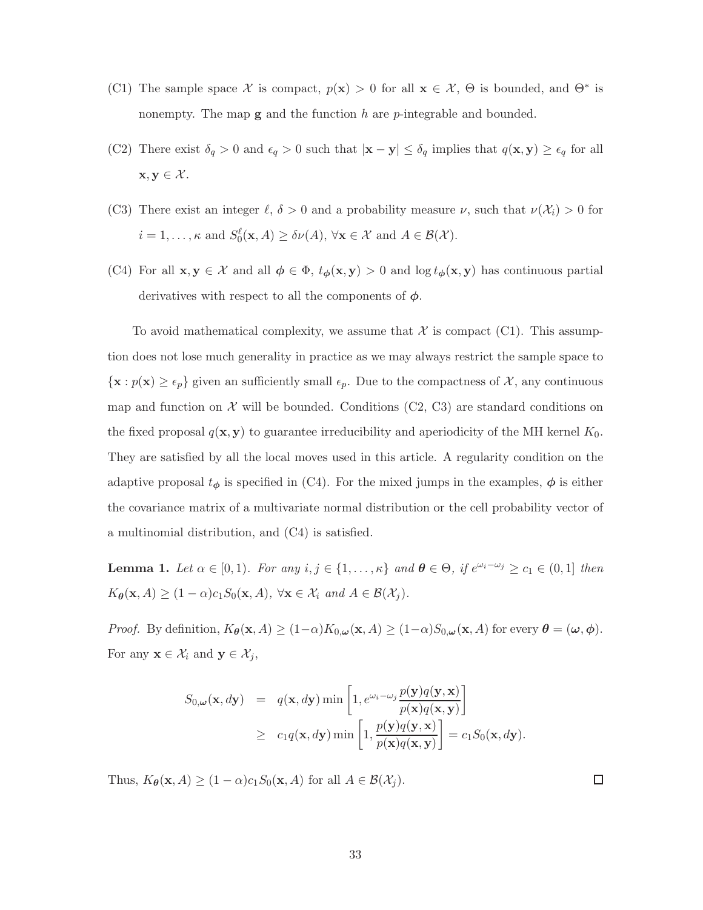(C1) The sample space $\mathcal{X}$ is compact, $p(\mathbf{x}) > 0$ for all $\mathbf{x} \in \mathcal{X}$, $\Theta$ is bounded, and $\Theta^*$ is nonempty. The map $\mathbf{g}$ and the function $h$ are $p$-integrable and bounded.

(C2) There exist $\delta_q > 0$ and $\epsilon_q > 0$ such that $|\mathbf{x} - \mathbf{y}| \leq \delta_q$ implies that $q(\mathbf{x}, \mathbf{y}) \geq \epsilon_q$ for all $\mathbf{x}, \mathbf{y} \in \mathcal{X}$.

(C3) There exist an integer $\ell$, $\delta > 0$ and a probability measure $\nu$, such that $\nu(\mathcal{X}_i) > 0$ for $i = 1, \ldots, \kappa$ and $S_0^\ell(\mathbf{x}, A) \geq \delta\nu(A)$, $\forall \mathbf{x} \in \mathcal{X}$ and $A \in \mathcal{B}(\mathcal{X})$.

(C4) For all $\mathbf{x}, \mathbf{y} \in \mathcal{X}$ and all $\boldsymbol{\phi} \in \Phi$, $t_{\boldsymbol{\phi}}(\mathbf{x}, \mathbf{y}) > 0$ and $\log t_{\boldsymbol{\phi}}(\mathbf{x}, \mathbf{y})$ has continuous partial derivatives with respect to all the components of $\boldsymbol{\phi}$.

To avoid mathematical complexity, we assume that $\mathcal{X}$ is compact (C1). This assumption does not lose much generality in practice as we may always restrict the sample space to $\{\mathbf{x} : p(\mathbf{x}) \geq \epsilon_p\}$ given an sufficiently small $\epsilon_p$. Due to the compactness of $\mathcal{X}$, any continuous map and function on $\mathcal{X}$ will be bounded. Conditions (C2, C3) are standard conditions on the fixed proposal $q(\mathbf{x}, \mathbf{y})$ to guarantee irreducibility and aperiodicity of the MH kernel $K_0$. They are satisfied by all the local moves used in this article. A regularity condition on the adaptive proposal $t_{\boldsymbol{\phi}}$ is specified in (C4). For the mixed jumps in the examples, $\boldsymbol{\phi}$ is either the covariance matrix of a multivariate normal distribution or the cell probability vector of a multinomial distribution, and (C4) is satisfied.

**Lemma 1.** *Let $\alpha \in [0, 1)$. For any $i, j \in \{1, \ldots, \kappa\}$ and $\boldsymbol{\theta} \in \Theta$, if $e^{\omega_i - \omega_j} \geq c_1 \in (0, 1]$ then $K_{\boldsymbol{\theta}}(\mathbf{x}, A) \geq (1 - \alpha)c_1 S_0(\mathbf{x}, A)$, $\forall \mathbf{x} \in \mathcal{X}_i$ and $A \in \mathcal{B}(\mathcal{X}_j)$.*

*Proof.* By definition, $K_{\boldsymbol{\theta}}(\mathbf{x}, A) \geq (1-\alpha)K_{0,\boldsymbol{\omega}}(\mathbf{x}, A) \geq (1-\alpha)S_{0,\boldsymbol{\omega}}(\mathbf{x}, A)$ for every $\boldsymbol{\theta} = (\boldsymbol{\omega}, \boldsymbol{\phi})$. For any $\mathbf{x} \in \mathcal{X}_i$ and $\mathbf{y} \in \mathcal{X}_j$,

$$
\begin{aligned}
S_{0,\boldsymbol{\omega}}(\mathbf{x}, d\mathbf{y}) &= q(\mathbf{x}, d\mathbf{y}) \min\left[1, e^{\omega_i - \omega_j} \frac{p(\mathbf{y})q(\mathbf{y}, \mathbf{x})}{p(\mathbf{x})q(\mathbf{x}, \mathbf{y})}\right] \\
&\geq c_1 q(\mathbf{x}, d\mathbf{y}) \min\left[1, \frac{p(\mathbf{y})q(\mathbf{y}, \mathbf{x})}{p(\mathbf{x})q(\mathbf{x}, \mathbf{y})}\right] = c_1 S_0(\mathbf{x}, d\mathbf{y}).
\end{aligned}
$$

Thus, $K_{\boldsymbol{\theta}}(\mathbf{x}, A) \geq (1 - \alpha)c_1 S_0(\mathbf{x}, A)$ for all $A \in \mathcal{B}(\mathcal{X}_j)$. $\square$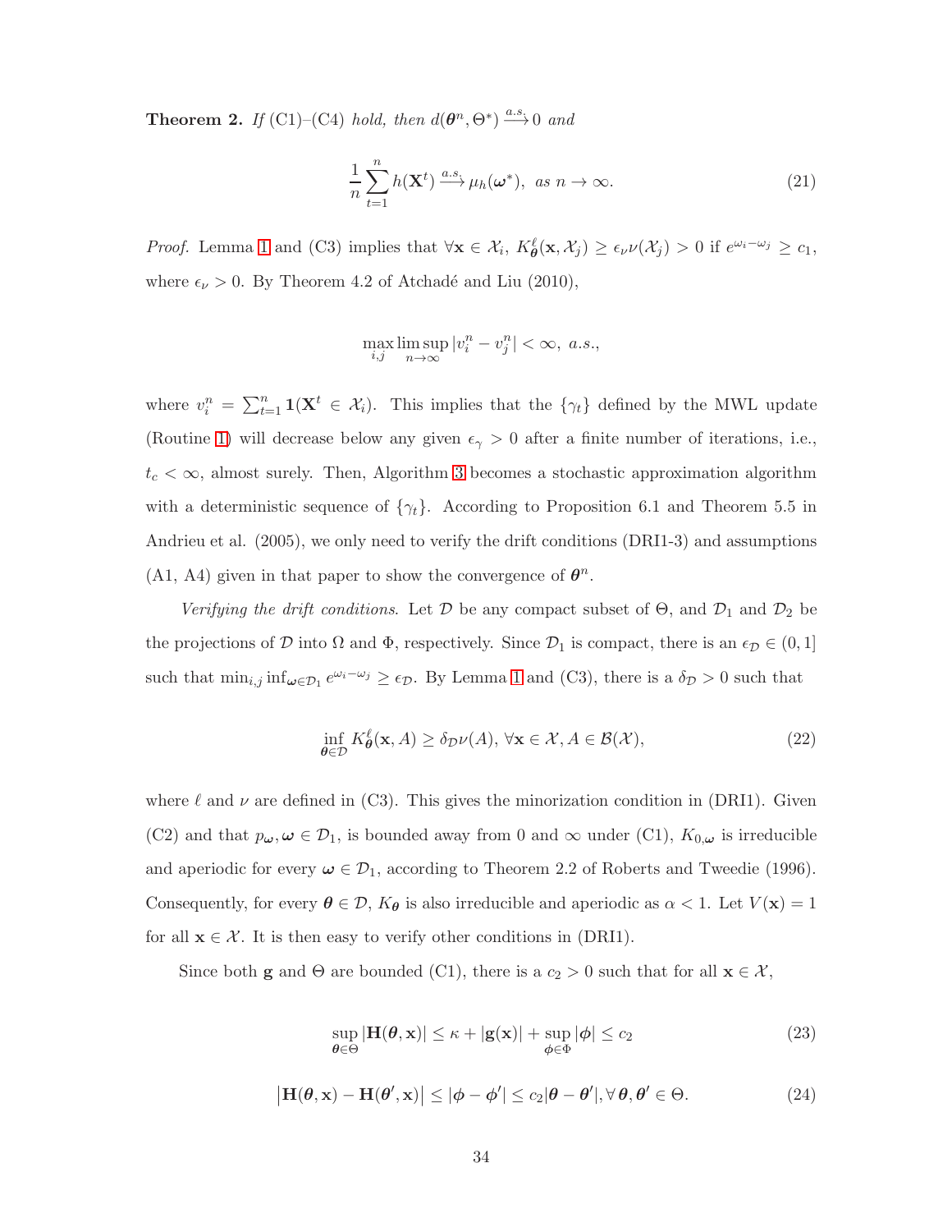**Theorem 2.** *If* (C1)–(C4) *hold, then* $d(\boldsymbol{\theta}^n, \Theta^*) \xrightarrow{a.s.} 0$ *and*

$$\frac{1}{n}\sum_{t=1}^{n} h(\mathbf{X}^t) \xrightarrow{a.s.} \mu_h(\boldsymbol{\omega}^*), \text{ as } n \to \infty. \tag{21}$$

*Proof.* Lemma 1 and (C3) implies that $\forall \mathbf{x} \in \mathcal{X}_i$, $K^{\ell}_{\boldsymbol{\theta}}(\mathbf{x}, \mathcal{X}_j) \geq \epsilon_\nu \nu(\mathcal{X}_j) > 0$ if $e^{\omega_i - \omega_j} \geq c_1$, where $\epsilon_\nu > 0$. By Theorem 4.2 of Atchadé and Liu (2010),

$$\max_{i,j} \limsup_{n\to\infty} |v_i^n - v_j^n| < \infty, \ a.s.,$$

where $v_i^n = \sum_{t=1}^{n} \mathbf{1}(\mathbf{X}^t \in \mathcal{X}_i)$. This implies that the $\{\gamma_t\}$ defined by the MWL update (Routine 1) will decrease below any given $\epsilon_\gamma > 0$ after a finite number of iterations, i.e., $t_c < \infty$, almost surely. Then, Algorithm 3 becomes a stochastic approximation algorithm with a deterministic sequence of $\{\gamma_t\}$. According to Proposition 6.1 and Theorem 5.5 in Andrieu et al. (2005), we only need to verify the drift conditions (DRI1-3) and assumptions (A1, A4) given in that paper to show the convergence of $\boldsymbol{\theta}^n$.

*Verifying the drift conditions.* Let $\mathcal{D}$ be any compact subset of $\Theta$, and $\mathcal{D}_1$ and $\mathcal{D}_2$ be the projections of $\mathcal{D}$ into $\Omega$ and $\Phi$, respectively. Since $\mathcal{D}_1$ is compact, there is an $\epsilon_{\mathcal{D}} \in (0, 1]$ such that $\min_{i,j} \inf_{\boldsymbol{\omega}\in\mathcal{D}_1} e^{\omega_i - \omega_j} \geq \epsilon_{\mathcal{D}}$. By Lemma 1 and (C3), there is a $\delta_{\mathcal{D}} > 0$ such that

$$\inf_{\boldsymbol{\theta}\in\mathcal{D}} K^{\ell}_{\boldsymbol{\theta}}(\mathbf{x}, A) \geq \delta_{\mathcal{D}} \nu(A), \ \forall \mathbf{x} \in \mathcal{X}, A \in \mathcal{B}(\mathcal{X}), \tag{22}$$

where $\ell$ and $\nu$ are defined in (C3). This gives the minorization condition in (DRI1). Given (C2) and that $p_{\boldsymbol{\omega}}, \boldsymbol{\omega} \in \mathcal{D}_1$, is bounded away from 0 and $\infty$ under (C1), $K_{0,\boldsymbol{\omega}}$ is irreducible and aperiodic for every $\boldsymbol{\omega} \in \mathcal{D}_1$, according to Theorem 2.2 of Roberts and Tweedie (1996). Consequently, for every $\boldsymbol{\theta} \in \mathcal{D}$, $K_{\boldsymbol{\theta}}$ is also irreducible and aperiodic as $\alpha < 1$. Let $V(\mathbf{x}) = 1$ for all $\mathbf{x} \in \mathcal{X}$. It is then easy to verify other conditions in (DRI1).

Since both $\mathbf{g}$ and $\Theta$ are bounded (C1), there is a $c_2 > 0$ such that for all $\mathbf{x} \in \mathcal{X}$,

$$\sup_{\boldsymbol{\theta}\in\Theta} |\mathbf{H}(\boldsymbol{\theta}, \mathbf{x})| \leq \kappa + |\mathbf{g}(\mathbf{x})| + \sup_{\boldsymbol{\phi}\in\Phi} |\boldsymbol{\phi}| \leq c_2 \tag{23}$$

$$\left|\mathbf{H}(\boldsymbol{\theta}, \mathbf{x}) - \mathbf{H}(\boldsymbol{\theta}', \mathbf{x})\right| \leq |\boldsymbol{\phi} - \boldsymbol{\phi}'| \leq c_2 |\boldsymbol{\theta} - \boldsymbol{\theta}'|, \forall \boldsymbol{\theta}, \boldsymbol{\theta}' \in \Theta. \tag{24}$$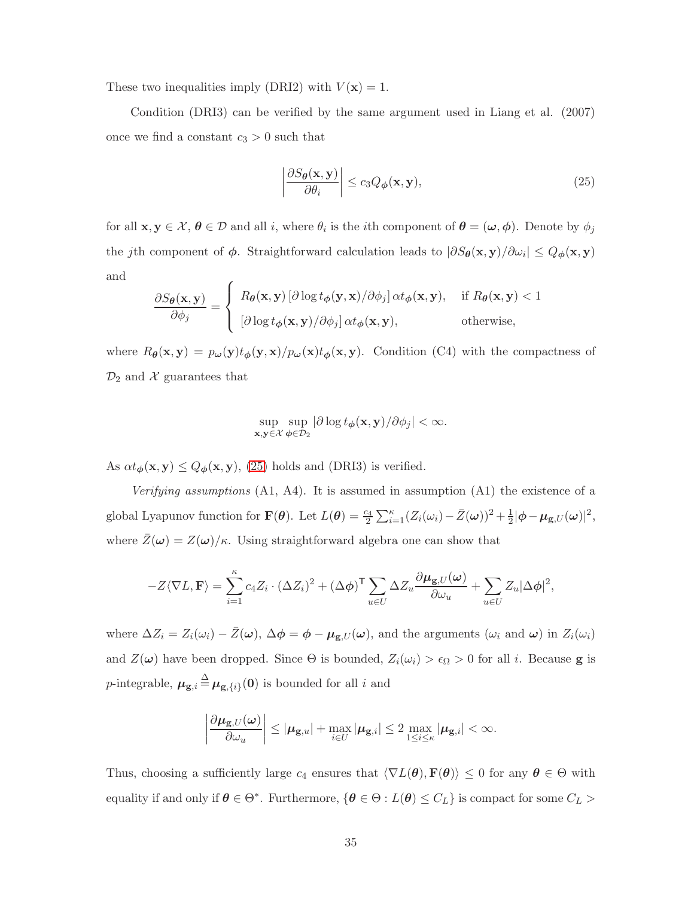These two inequalities imply (DRI2) with $V(\mathbf{x}) = 1$.

Condition (DRI3) can be verified by the same argument used in Liang et al. (2007) once we find a constant $c_3 > 0$ such that

$$\left| \frac{\partial S_{\boldsymbol{\theta}}(\mathbf{x}, \mathbf{y})}{\partial \theta_i} \right| \leq c_3 Q_{\boldsymbol{\phi}}(\mathbf{x}, \mathbf{y}), \tag{25}$$

for all $\mathbf{x}, \mathbf{y} \in \mathcal{X}$, $\boldsymbol{\theta} \in \mathcal{D}$ and all $i$, where $\theta_i$ is the $i$th component of $\boldsymbol{\theta} = (\boldsymbol{\omega}, \boldsymbol{\phi})$. Denote by $\phi_j$ the $j$th component of $\boldsymbol{\phi}$. Straightforward calculation leads to $|\partial S_{\boldsymbol{\theta}}(\mathbf{x}, \mathbf{y})/\partial \omega_i| \leq Q_{\boldsymbol{\phi}}(\mathbf{x}, \mathbf{y})$ and

$$\frac{\partial S_{\boldsymbol{\theta}}(\mathbf{x}, \mathbf{y})}{\partial \phi_j} = \begin{cases} R_{\boldsymbol{\theta}}(\mathbf{x}, \mathbf{y}) \left[\partial \log t_{\boldsymbol{\phi}}(\mathbf{y}, \mathbf{x})/\partial \phi_j\right] \alpha t_{\boldsymbol{\phi}}(\mathbf{x}, \mathbf{y}), & \text{if } R_{\boldsymbol{\theta}}(\mathbf{x}, \mathbf{y}) < 1 \\ \left[\partial \log t_{\boldsymbol{\phi}}(\mathbf{x}, \mathbf{y})/\partial \phi_j\right] \alpha t_{\boldsymbol{\phi}}(\mathbf{x}, \mathbf{y}), & \text{otherwise,} \end{cases}$$

where $R_{\boldsymbol{\theta}}(\mathbf{x}, \mathbf{y}) = p_{\boldsymbol{\omega}}(\mathbf{y}) t_{\boldsymbol{\phi}}(\mathbf{y}, \mathbf{x}) / p_{\boldsymbol{\omega}}(\mathbf{x}) t_{\boldsymbol{\phi}}(\mathbf{x}, \mathbf{y})$. Condition (C4) with the compactness of $\mathcal{D}_2$ and $\mathcal{X}$ guarantees that

$$\sup_{\mathbf{x}, \mathbf{y} \in \mathcal{X}} \sup_{\boldsymbol{\phi} \in \mathcal{D}_2} |\partial \log t_{\boldsymbol{\phi}}(\mathbf{x}, \mathbf{y})/\partial \phi_j| < \infty.$$

As $\alpha t_{\boldsymbol{\phi}}(\mathbf{x}, \mathbf{y}) \leq Q_{\boldsymbol{\phi}}(\mathbf{x}, \mathbf{y})$, (25) holds and (DRI3) is verified.

*Verifying assumptions* (A1, A4). It is assumed in assumption (A1) the existence of a global Lyapunov function for $\mathbf{F}(\boldsymbol{\theta})$. Let $L(\boldsymbol{\theta}) = \frac{c_4}{2} \sum_{i=1}^{\kappa} (Z_i(\omega_i) - \bar{Z}(\boldsymbol{\omega}))^2 + \frac{1}{2} |\boldsymbol{\phi} - \boldsymbol{\mu}_{\mathbf{g},U}(\boldsymbol{\omega})|^2$, where $\bar{Z}(\boldsymbol{\omega}) = Z(\boldsymbol{\omega})/\kappa$. Using straightforward algebra one can show that

$$-Z \langle \nabla L, \mathbf{F} \rangle = \sum_{i=1}^{\kappa} c_4 Z_i \cdot (\Delta Z_i)^2 + (\Delta \boldsymbol{\phi})^{\mathsf{T}} \sum_{u \in U} \Delta Z_u \frac{\partial \boldsymbol{\mu}_{\mathbf{g},U}(\boldsymbol{\omega})}{\partial \omega_u} + \sum_{u \in U} Z_u |\Delta \boldsymbol{\phi}|^2,$$

where $\Delta Z_i = Z_i(\omega_i) - \bar{Z}(\boldsymbol{\omega})$, $\Delta \boldsymbol{\phi} = \boldsymbol{\phi} - \boldsymbol{\mu}_{\mathbf{g},U}(\boldsymbol{\omega})$, and the arguments ($\omega_i$ and $\boldsymbol{\omega}$) in $Z_i(\omega_i)$ and $Z(\boldsymbol{\omega})$ have been dropped. Since $\Theta$ is bounded, $Z_i(\omega_i) > \epsilon_\Omega > 0$ for all $i$. Because $\mathbf{g}$ is $p$-integrable, $\boldsymbol{\mu}_{\mathbf{g},i} \stackrel{\Delta}{=} \boldsymbol{\mu}_{\mathbf{g},\{i\}}(\mathbf{0})$ is bounded for all $i$ and

$$\left| \frac{\partial \boldsymbol{\mu}_{\mathbf{g},U}(\boldsymbol{\omega})}{\partial \omega_u} \right| \leq |\boldsymbol{\mu}_{\mathbf{g},u}| + \max_{i \in U} |\boldsymbol{\mu}_{\mathbf{g},i}| \leq 2 \max_{1 \leq i \leq \kappa} |\boldsymbol{\mu}_{\mathbf{g},i}| < \infty.$$

Thus, choosing a sufficiently large $c_4$ ensures that $\langle \nabla L(\boldsymbol{\theta}), \mathbf{F}(\boldsymbol{\theta}) \rangle \leq 0$ for any $\boldsymbol{\theta} \in \Theta$ with equality if and only if $\boldsymbol{\theta} \in \Theta^*$. Furthermore, $\{\boldsymbol{\theta} \in \Theta : L(\boldsymbol{\theta}) \leq C_L\}$ is compact for some $C_L >$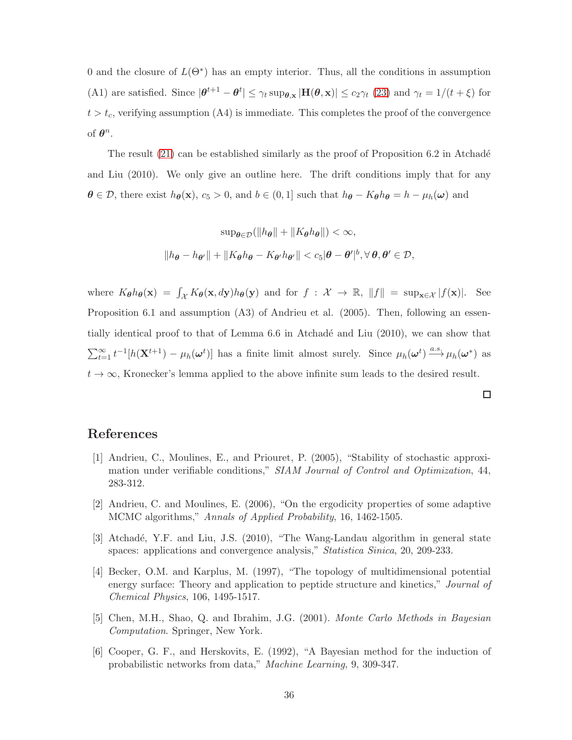0 and the closure of $L(\Theta^*)$ has an empty interior. Thus, all the conditions in assumption (A1) are satisfied. Since $|\boldsymbol{\theta}^{t+1} - \boldsymbol{\theta}^t| \leq \gamma_t \sup_{\boldsymbol{\theta},\mathbf{x}} |\mathbf{H}(\boldsymbol{\theta}, \mathbf{x})| \leq c_2 \gamma_t$ (23) and $\gamma_t = 1/(t+\xi)$ for $t > t_c$, verifying assumption (A4) is immediate. This completes the proof of the convergence of $\boldsymbol{\theta}^n$.

The result (21) can be established similarly as the proof of Proposition 6.2 in Atchadé and Liu (2010). We only give an outline here. The drift conditions imply that for any $\boldsymbol{\theta} \in \mathcal{D}$, there exist $h_{\boldsymbol{\theta}}(\mathbf{x})$, $c_5 > 0$, and $b \in (0, 1]$ such that $h_{\boldsymbol{\theta}} - K_{\boldsymbol{\theta}} h_{\boldsymbol{\theta}} = h - \mu_h(\boldsymbol{\omega})$ and

$$
\sup_{\boldsymbol{\theta} \in \mathcal{D}} (\|h_{\boldsymbol{\theta}}\| + \|K_{\boldsymbol{\theta}} h_{\boldsymbol{\theta}}\|) < \infty,
$$

$$
\|h_{\boldsymbol{\theta}} - h_{\boldsymbol{\theta}'}\| + \|K_{\boldsymbol{\theta}} h_{\boldsymbol{\theta}} - K_{\boldsymbol{\theta}'} h_{\boldsymbol{\theta}'}\| < c_5 |\boldsymbol{\theta} - \boldsymbol{\theta}'|^b, \forall\, \boldsymbol{\theta}, \boldsymbol{\theta}' \in \mathcal{D},
$$

where $K_{\boldsymbol{\theta}} h_{\boldsymbol{\theta}}(\mathbf{x}) = \int_{\mathcal{X}} K_{\boldsymbol{\theta}}(\mathbf{x}, d\mathbf{y}) h_{\boldsymbol{\theta}}(\mathbf{y})$ and for $f : \mathcal{X} \to \mathbb{R}$, $\|f\| = \sup_{\mathbf{x} \in \mathcal{X}} |f(\mathbf{x})|$. See Proposition 6.1 and assumption (A3) of Andrieu et al. (2005). Then, following an essentially identical proof to that of Lemma 6.6 in Atchadé and Liu (2010), we can show that $\sum_{t=1}^{\infty} t^{-1} [h(\mathbf{X}^{t+1}) - \mu_h(\boldsymbol{\omega}^t)]$ has a finite limit almost surely. Since $\mu_h(\boldsymbol{\omega}^t) \xrightarrow{a.s.} \mu_h(\boldsymbol{\omega}^*)$ as $t \to \infty$, Kronecker's lemma applied to the above infinite sum leads to the desired result.

□

# References

[1] Andrieu, C., Moulines, E., and Priouret, P. (2005), "Stability of stochastic approximation under verifiable conditions," *SIAM Journal of Control and Optimization*, 44, 283-312.

[2] Andrieu, C. and Moulines, E. (2006), "On the ergodicity properties of some adaptive MCMC algorithms," *Annals of Applied Probability*, 16, 1462-1505.

[3] Atchadé, Y.F. and Liu, J.S. (2010), "The Wang-Landau algorithm in general state spaces: applications and convergence analysis," *Statistica Sinica*, 20, 209-233.

[4] Becker, O.M. and Karplus, M. (1997), "The topology of multidimensional potential energy surface: Theory and application to peptide structure and kinetics," *Journal of Chemical Physics*, 106, 1495-1517.

[5] Chen, M.H., Shao, Q. and Ibrahim, J.G. (2001). *Monte Carlo Methods in Bayesian Computation*. Springer, New York.

[6] Cooper, G. F., and Herskovits, E. (1992), "A Bayesian method for the induction of probabilistic networks from data," *Machine Learning*, 9, 309-347.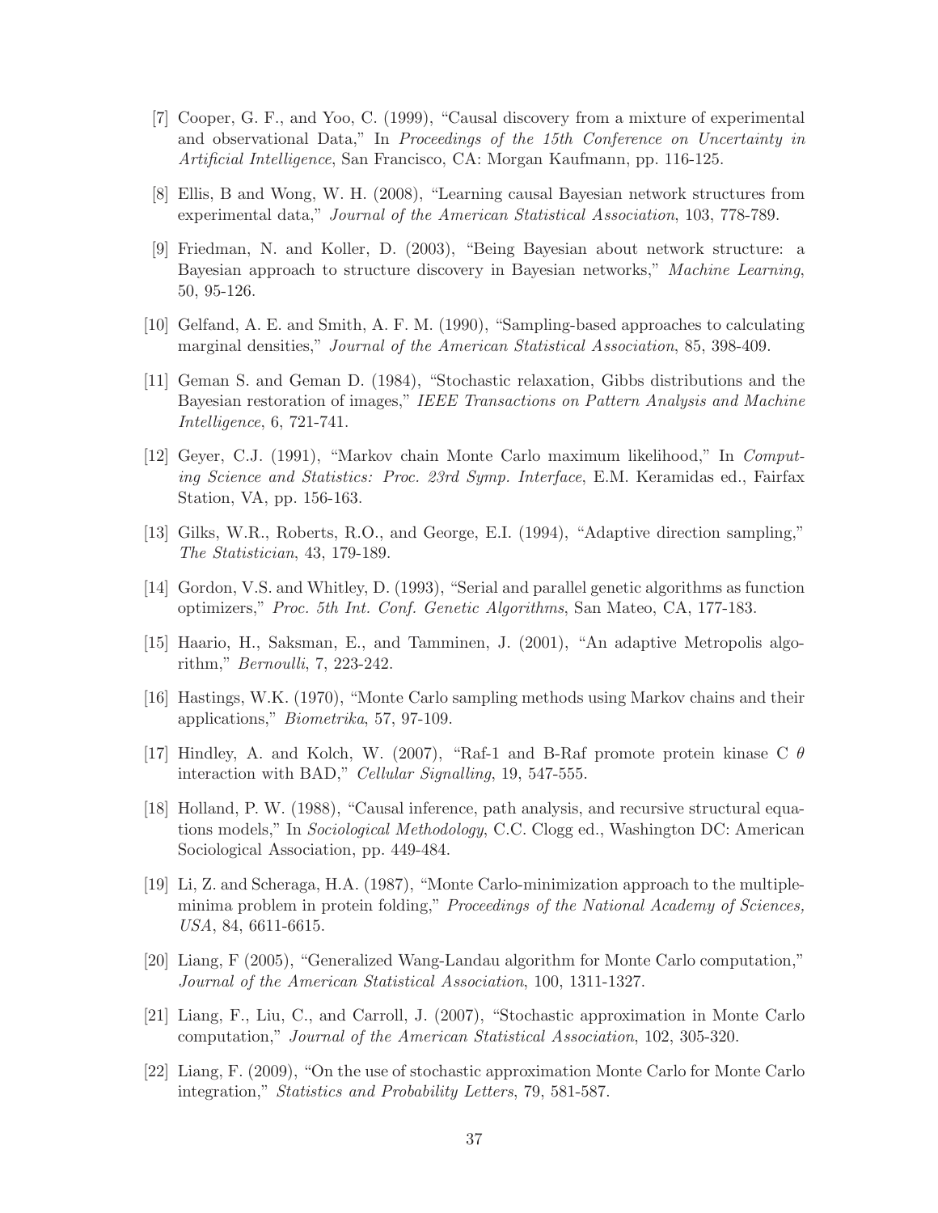[7] Cooper, G. F., and Yoo, C. (1999), "Causal discovery from a mixture of experimental and observational Data," In *Proceedings of the 15th Conference on Uncertainty in Artificial Intelligence*, San Francisco, CA: Morgan Kaufmann, pp. 116-125.

[8] Ellis, B and Wong, W. H. (2008), "Learning causal Bayesian network structures from experimental data," *Journal of the American Statistical Association*, 103, 778-789.

[9] Friedman, N. and Koller, D. (2003), "Being Bayesian about network structure: a Bayesian approach to structure discovery in Bayesian networks," *Machine Learning*, 50, 95-126.

[10] Gelfand, A. E. and Smith, A. F. M. (1990), "Sampling-based approaches to calculating marginal densities," *Journal of the American Statistical Association*, 85, 398-409.

[11] Geman S. and Geman D. (1984), "Stochastic relaxation, Gibbs distributions and the Bayesian restoration of images," *IEEE Transactions on Pattern Analysis and Machine Intelligence*, 6, 721-741.

[12] Geyer, C.J. (1991), "Markov chain Monte Carlo maximum likelihood," In *Computing Science and Statistics: Proc. 23rd Symp. Interface*, E.M. Keramidas ed., Fairfax Station, VA, pp. 156-163.

[13] Gilks, W.R., Roberts, R.O., and George, E.I. (1994), "Adaptive direction sampling," *The Statistician*, 43, 179-189.

[14] Gordon, V.S. and Whitley, D. (1993), "Serial and parallel genetic algorithms as function optimizers," *Proc. 5th Int. Conf. Genetic Algorithms*, San Mateo, CA, 177-183.

[15] Haario, H., Saksman, E., and Tamminen, J. (2001), "An adaptive Metropolis algorithm," *Bernoulli*, 7, 223-242.

[16] Hastings, W.K. (1970), "Monte Carlo sampling methods using Markov chains and their applications," *Biometrika*, 57, 97-109.

[17] Hindley, A. and Kolch, W. (2007), "Raf-1 and B-Raf promote protein kinase C $\theta$ interaction with BAD," *Cellular Signalling*, 19, 547-555.

[18] Holland, P. W. (1988), "Causal inference, path analysis, and recursive structural equations models," In *Sociological Methodology*, C.C. Clogg ed., Washington DC: American Sociological Association, pp. 449-484.

[19] Li, Z. and Scheraga, H.A. (1987), "Monte Carlo-minimization approach to the multiple-minima problem in protein folding," *Proceedings of the National Academy of Sciences, USA*, 84, 6611-6615.

[20] Liang, F (2005), "Generalized Wang-Landau algorithm for Monte Carlo computation," *Journal of the American Statistical Association*, 100, 1311-1327.

[21] Liang, F., Liu, C., and Carroll, J. (2007), "Stochastic approximation in Monte Carlo computation," *Journal of the American Statistical Association*, 102, 305-320.

[22] Liang, F. (2009), "On the use of stochastic approximation Monte Carlo for Monte Carlo integration," *Statistics and Probability Letters*, 79, 581-587.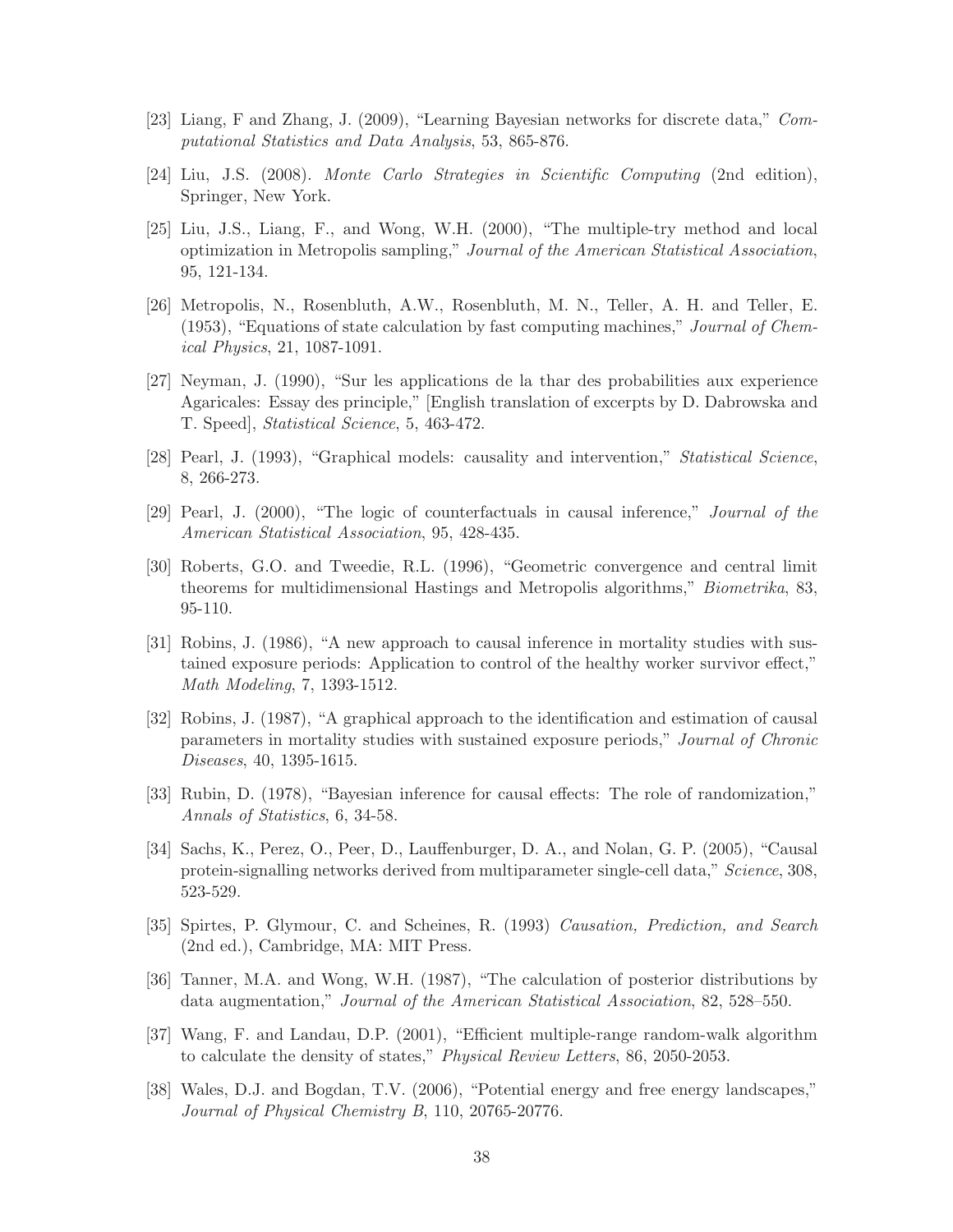[23] Liang, F and Zhang, J. (2009), "Learning Bayesian networks for discrete data," *Computational Statistics and Data Analysis*, 53, 865-876.

[24] Liu, J.S. (2008). *Monte Carlo Strategies in Scientific Computing* (2nd edition), Springer, New York.

[25] Liu, J.S., Liang, F., and Wong, W.H. (2000), "The multiple-try method and local optimization in Metropolis sampling," *Journal of the American Statistical Association*, 95, 121-134.

[26] Metropolis, N., Rosenbluth, A.W., Rosenbluth, M. N., Teller, A. H. and Teller, E. (1953), "Equations of state calculation by fast computing machines," *Journal of Chemical Physics*, 21, 1087-1091.

[27] Neyman, J. (1990), "Sur les applications de la thar des probabilities aux experience Agaricales: Essay des principle," [English translation of excerpts by D. Dabrowska and T. Speed], *Statistical Science*, 5, 463-472.

[28] Pearl, J. (1993), "Graphical models: causality and intervention," *Statistical Science*, 8, 266-273.

[29] Pearl, J. (2000), "The logic of counterfactuals in causal inference," *Journal of the American Statistical Association*, 95, 428-435.

[30] Roberts, G.O. and Tweedie, R.L. (1996), "Geometric convergence and central limit theorems for multidimensional Hastings and Metropolis algorithms," *Biometrika*, 83, 95-110.

[31] Robins, J. (1986), "A new approach to causal inference in mortality studies with sustained exposure periods: Application to control of the healthy worker survivor effect," *Math Modeling*, 7, 1393-1512.

[32] Robins, J. (1987), "A graphical approach to the identification and estimation of causal parameters in mortality studies with sustained exposure periods," *Journal of Chronic Diseases*, 40, 1395-1615.

[33] Rubin, D. (1978), "Bayesian inference for causal effects: The role of randomization," *Annals of Statistics*, 6, 34-58.

[34] Sachs, K., Perez, O., Peer, D., Lauffenburger, D. A., and Nolan, G. P. (2005), "Causal protein-signalling networks derived from multiparameter single-cell data," *Science*, 308, 523-529.

[35] Spirtes, P. Glymour, C. and Scheines, R. (1993) *Causation, Prediction, and Search* (2nd ed.), Cambridge, MA: MIT Press.

[36] Tanner, M.A. and Wong, W.H. (1987), "The calculation of posterior distributions by data augmentation," *Journal of the American Statistical Association*, 82, 528–550.

[37] Wang, F. and Landau, D.P. (2001), "Efficient multiple-range random-walk algorithm to calculate the density of states," *Physical Review Letters*, 86, 2050-2053.

[38] Wales, D.J. and Bogdan, T.V. (2006), "Potential energy and free energy landscapes," *Journal of Physical Chemistry B*, 110, 20765-20776.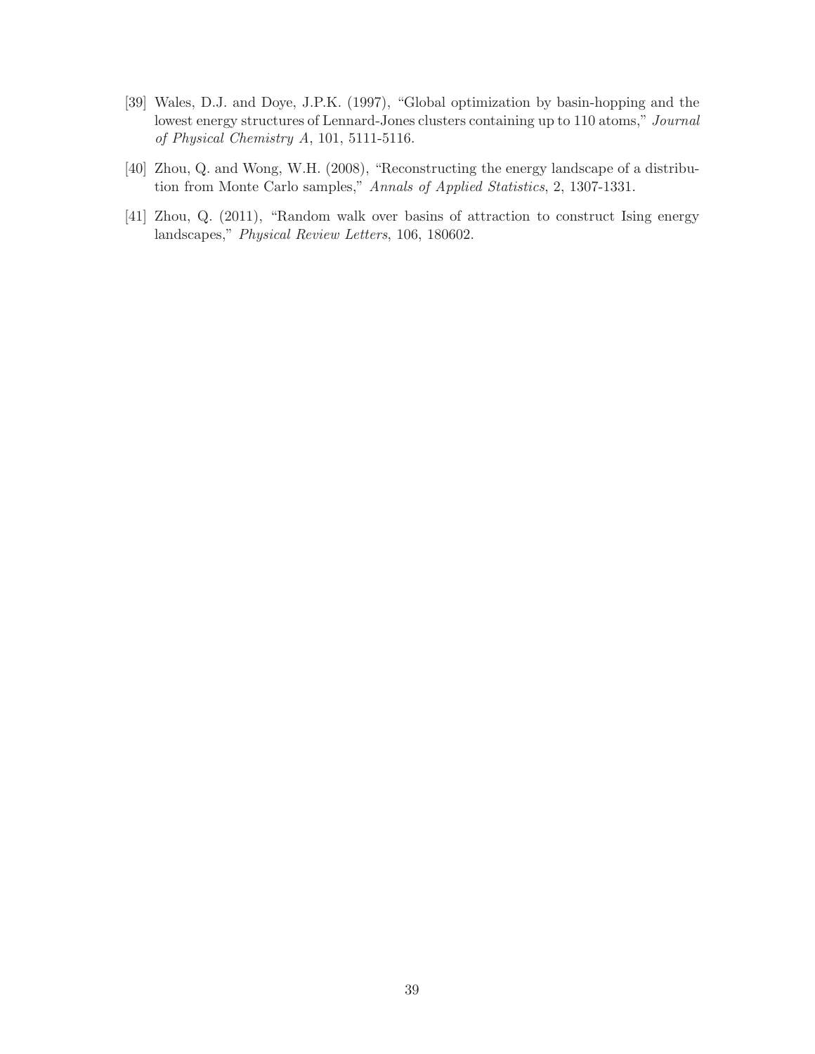[39] Wales, D.J. and Doye, J.P.K. (1997), "Global optimization by basin-hopping and the lowest energy structures of Lennard-Jones clusters containing up to 110 atoms," *Journal of Physical Chemistry A*, 101, 5111-5116.

[40] Zhou, Q. and Wong, W.H. (2008), "Reconstructing the energy landscape of a distribution from Monte Carlo samples," *Annals of Applied Statistics*, 2, 1307-1331.

[41] Zhou, Q. (2011), "Random walk over basins of attraction to construct Ising energy landscapes," *Physical Review Letters*, 106, 180602.